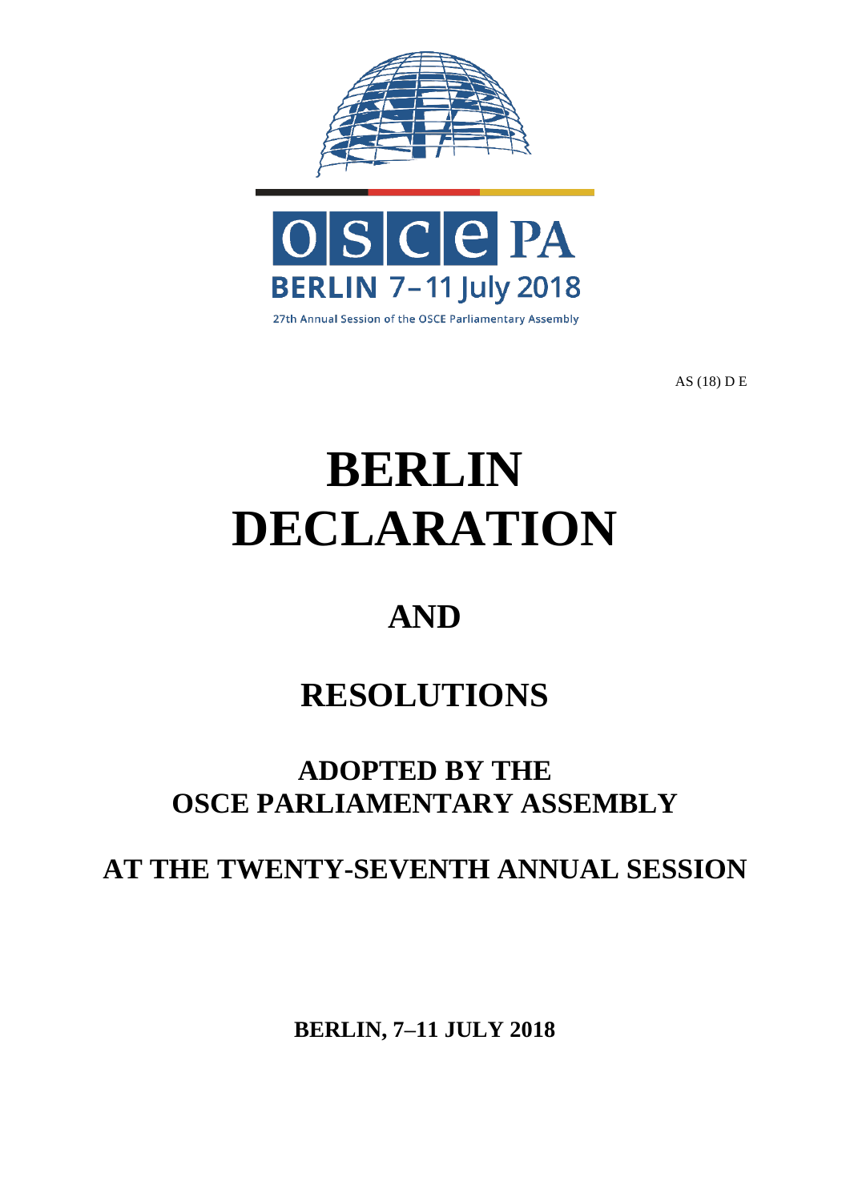OSCE PA

BERLIN 7–11 July 2018

27th Annual Session of the OSCE Parliamentary Assembly

AS (18) D E

# BERLIN DECLARATION

# AND

# RESOLUTIONS

## ADOPTED BY THE OSCE PARLIAMENTARY ASSEMBLY

## AT THE TWENTY-SEVENTH ANNUAL SESSION

**BERLIN, 7–11 JULY 2018**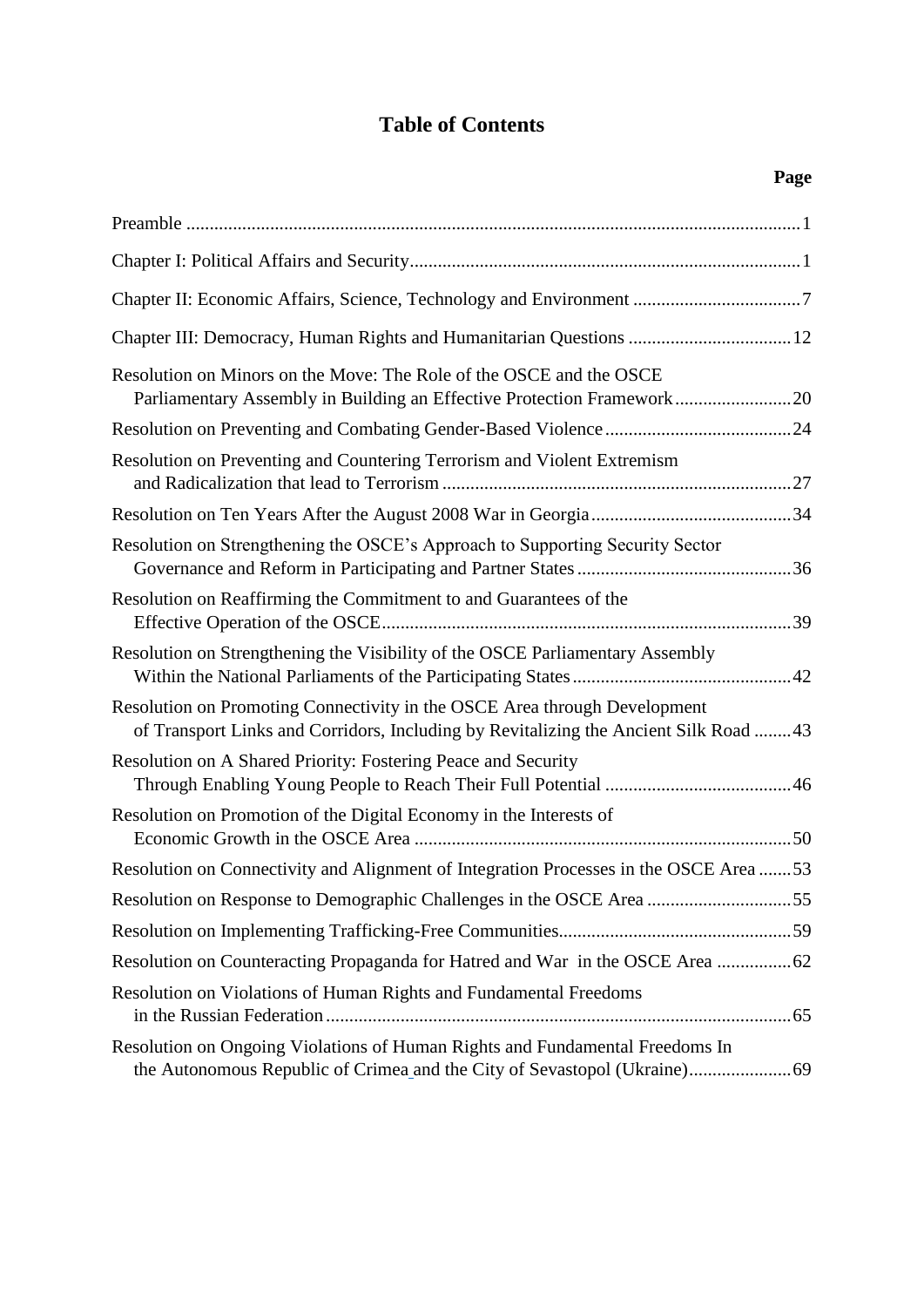# Table of Contents

| | Page |
|---|---|
| Preamble | 1 |
| Chapter I: Political Affairs and Security | 1 |
| Chapter II: Economic Affairs, Science, Technology and Environment | 7 |
| Chapter III: Democracy, Human Rights and Humanitarian Questions | 12 |
| Resolution on Minors on the Move: The Role of the OSCE and the OSCE Parliamentary Assembly in Building an Effective Protection Framework | 20 |
| Resolution on Preventing and Combating Gender-Based Violence | 24 |
| Resolution on Preventing and Countering Terrorism and Violent Extremism and Radicalization that lead to Terrorism | 27 |
| Resolution on Ten Years After the August 2008 War in Georgia | 34 |
| Resolution on Strengthening the OSCE's Approach to Supporting Security Sector Governance and Reform in Participating and Partner States | 36 |
| Resolution on Reaffirming the Commitment to and Guarantees of the Effective Operation of the OSCE | 39 |
| Resolution on Strengthening the Visibility of the OSCE Parliamentary Assembly Within the National Parliaments of the Participating States | 42 |
| Resolution on Promoting Connectivity in the OSCE Area through Development of Transport Links and Corridors, Including by Revitalizing the Ancient Silk Road | 43 |
| Resolution on A Shared Priority: Fostering Peace and Security Through Enabling Young People to Reach Their Full Potential | 46 |
| Resolution on Promotion of the Digital Economy in the Interests of Economic Growth in the OSCE Area | 50 |
| Resolution on Connectivity and Alignment of Integration Processes in the OSCE Area | 53 |
| Resolution on Response to Demographic Challenges in the OSCE Area | 55 |
| Resolution on Implementing Trafficking-Free Communities | 59 |
| Resolution on Counteracting Propaganda for Hatred and War in the OSCE Area | 62 |
| Resolution on Violations of Human Rights and Fundamental Freedoms in the Russian Federation | 65 |
| Resolution on Ongoing Violations of Human Rights and Fundamental Freedoms In the Autonomous Republic of Crimea and the City of Sevastopol (Ukraine) | 69 |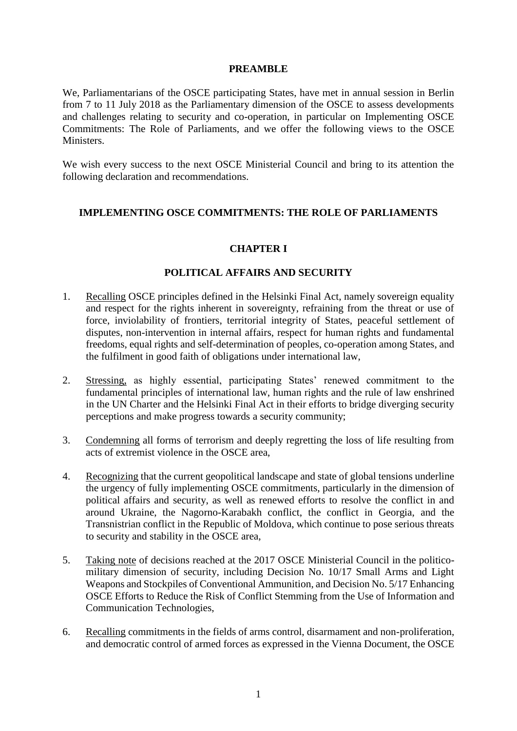## PREAMBLE

We, Parliamentarians of the OSCE participating States, have met in annual session in Berlin from 7 to 11 July 2018 as the Parliamentary dimension of the OSCE to assess developments and challenges relating to security and co-operation, in particular on Implementing OSCE Commitments: The Role of Parliaments, and we offer the following views to the OSCE Ministers.

We wish every success to the next OSCE Ministerial Council and bring to its attention the following declaration and recommendations.

## IMPLEMENTING OSCE COMMITMENTS: THE ROLE OF PARLIAMENTS

## CHAPTER I

## POLITICAL AFFAIRS AND SECURITY

1. Recalling OSCE principles defined in the Helsinki Final Act, namely sovereign equality and respect for the rights inherent in sovereignty, refraining from the threat or use of force, inviolability of frontiers, territorial integrity of States, peaceful settlement of disputes, non-intervention in internal affairs, respect for human rights and fundamental freedoms, equal rights and self-determination of peoples, co-operation among States, and the fulfilment in good faith of obligations under international law,

2. Stressing, as highly essential, participating States' renewed commitment to the fundamental principles of international law, human rights and the rule of law enshrined in the UN Charter and the Helsinki Final Act in their efforts to bridge diverging security perceptions and make progress towards a security community;

3. Condemning all forms of terrorism and deeply regretting the loss of life resulting from acts of extremist violence in the OSCE area,

4. Recognizing that the current geopolitical landscape and state of global tensions underline the urgency of fully implementing OSCE commitments, particularly in the dimension of political affairs and security, as well as renewed efforts to resolve the conflict in and around Ukraine, the Nagorno-Karabakh conflict, the conflict in Georgia, and the Transnistrian conflict in the Republic of Moldova, which continue to pose serious threats to security and stability in the OSCE area,

5. Taking note of decisions reached at the 2017 OSCE Ministerial Council in the politico-military dimension of security, including Decision No. 10/17 Small Arms and Light Weapons and Stockpiles of Conventional Ammunition, and Decision No. 5/17 Enhancing OSCE Efforts to Reduce the Risk of Conflict Stemming from the Use of Information and Communication Technologies,

6. Recalling commitments in the fields of arms control, disarmament and non-proliferation, and democratic control of armed forces as expressed in the Vienna Document, the OSCE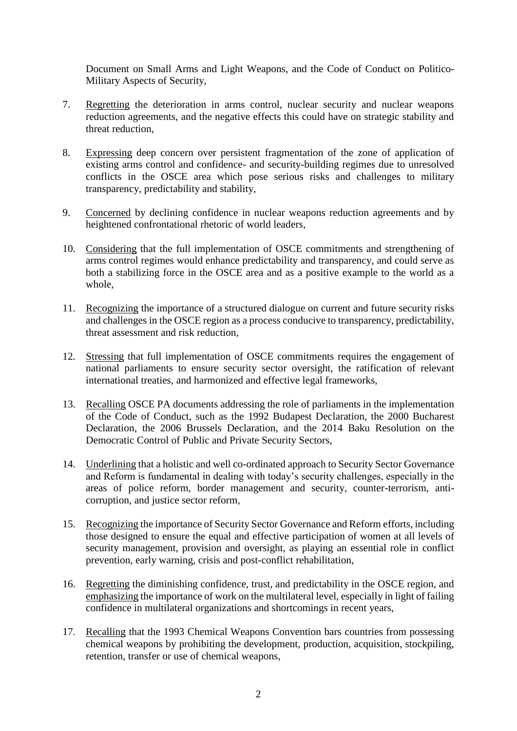Document on Small Arms and Light Weapons, and the Code of Conduct on Politico-Military Aspects of Security,

7. Regretting the deterioration in arms control, nuclear security and nuclear weapons reduction agreements, and the negative effects this could have on strategic stability and threat reduction,

8. Expressing deep concern over persistent fragmentation of the zone of application of existing arms control and confidence- and security-building regimes due to unresolved conflicts in the OSCE area which pose serious risks and challenges to military transparency, predictability and stability,

9. Concerned by declining confidence in nuclear weapons reduction agreements and by heightened confrontational rhetoric of world leaders,

10. Considering that the full implementation of OSCE commitments and strengthening of arms control regimes would enhance predictability and transparency, and could serve as both a stabilizing force in the OSCE area and as a positive example to the world as a whole,

11. Recognizing the importance of a structured dialogue on current and future security risks and challenges in the OSCE region as a process conducive to transparency, predictability, threat assessment and risk reduction,

12. Stressing that full implementation of OSCE commitments requires the engagement of national parliaments to ensure security sector oversight, the ratification of relevant international treaties, and harmonized and effective legal frameworks,

13. Recalling OSCE PA documents addressing the role of parliaments in the implementation of the Code of Conduct, such as the 1992 Budapest Declaration, the 2000 Bucharest Declaration, the 2006 Brussels Declaration, and the 2014 Baku Resolution on the Democratic Control of Public and Private Security Sectors,

14. Underlining that a holistic and well co-ordinated approach to Security Sector Governance and Reform is fundamental in dealing with today's security challenges, especially in the areas of police reform, border management and security, counter-terrorism, anti-corruption, and justice sector reform,

15. Recognizing the importance of Security Sector Governance and Reform efforts, including those designed to ensure the equal and effective participation of women at all levels of security management, provision and oversight, as playing an essential role in conflict prevention, early warning, crisis and post-conflict rehabilitation,

16. Regretting the diminishing confidence, trust, and predictability in the OSCE region, and emphasizing the importance of work on the multilateral level, especially in light of failing confidence in multilateral organizations and shortcomings in recent years,

17. Recalling that the 1993 Chemical Weapons Convention bars countries from possessing chemical weapons by prohibiting the development, production, acquisition, stockpiling, retention, transfer or use of chemical weapons,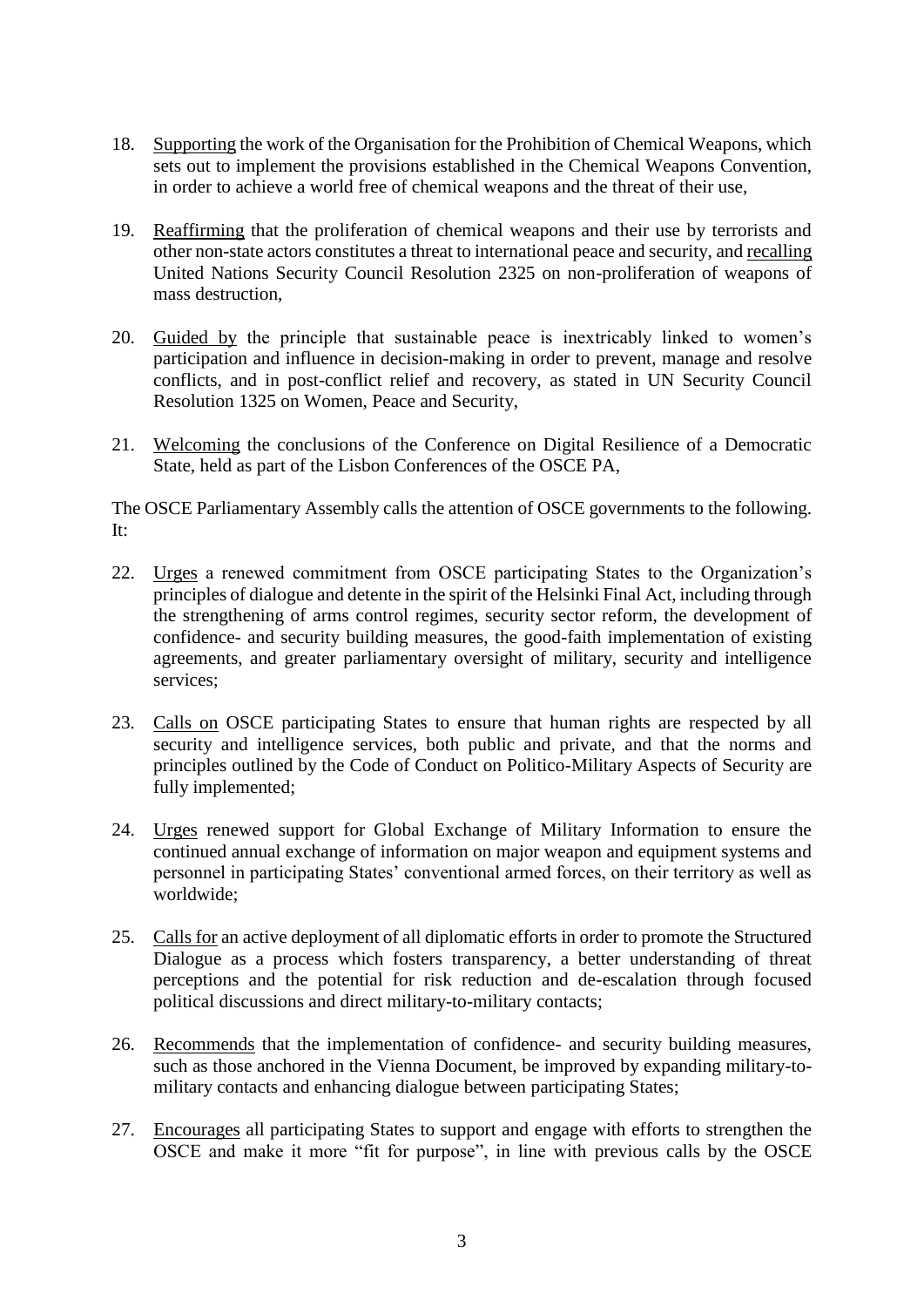18. Supporting the work of the Organisation for the Prohibition of Chemical Weapons, which sets out to implement the provisions established in the Chemical Weapons Convention, in order to achieve a world free of chemical weapons and the threat of their use,

19. Reaffirming that the proliferation of chemical weapons and their use by terrorists and other non-state actors constitutes a threat to international peace and security, and recalling United Nations Security Council Resolution 2325 on non-proliferation of weapons of mass destruction,

20. Guided by the principle that sustainable peace is inextricably linked to women's participation and influence in decision-making in order to prevent, manage and resolve conflicts, and in post-conflict relief and recovery, as stated in UN Security Council Resolution 1325 on Women, Peace and Security,

21. Welcoming the conclusions of the Conference on Digital Resilience of a Democratic State, held as part of the Lisbon Conferences of the OSCE PA,

The OSCE Parliamentary Assembly calls the attention of OSCE governments to the following. It:

22. Urges a renewed commitment from OSCE participating States to the Organization's principles of dialogue and detente in the spirit of the Helsinki Final Act, including through the strengthening of arms control regimes, security sector reform, the development of confidence- and security building measures, the good-faith implementation of existing agreements, and greater parliamentary oversight of military, security and intelligence services;

23. Calls on OSCE participating States to ensure that human rights are respected by all security and intelligence services, both public and private, and that the norms and principles outlined by the Code of Conduct on Politico-Military Aspects of Security are fully implemented;

24. Urges renewed support for Global Exchange of Military Information to ensure the continued annual exchange of information on major weapon and equipment systems and personnel in participating States' conventional armed forces, on their territory as well as worldwide;

25. Calls for an active deployment of all diplomatic efforts in order to promote the Structured Dialogue as a process which fosters transparency, a better understanding of threat perceptions and the potential for risk reduction and de-escalation through focused political discussions and direct military-to-military contacts;

26. Recommends that the implementation of confidence- and security building measures, such as those anchored in the Vienna Document, be improved by expanding military-to-military contacts and enhancing dialogue between participating States;

27. Encourages all participating States to support and engage with efforts to strengthen the OSCE and make it more "fit for purpose", in line with previous calls by the OSCE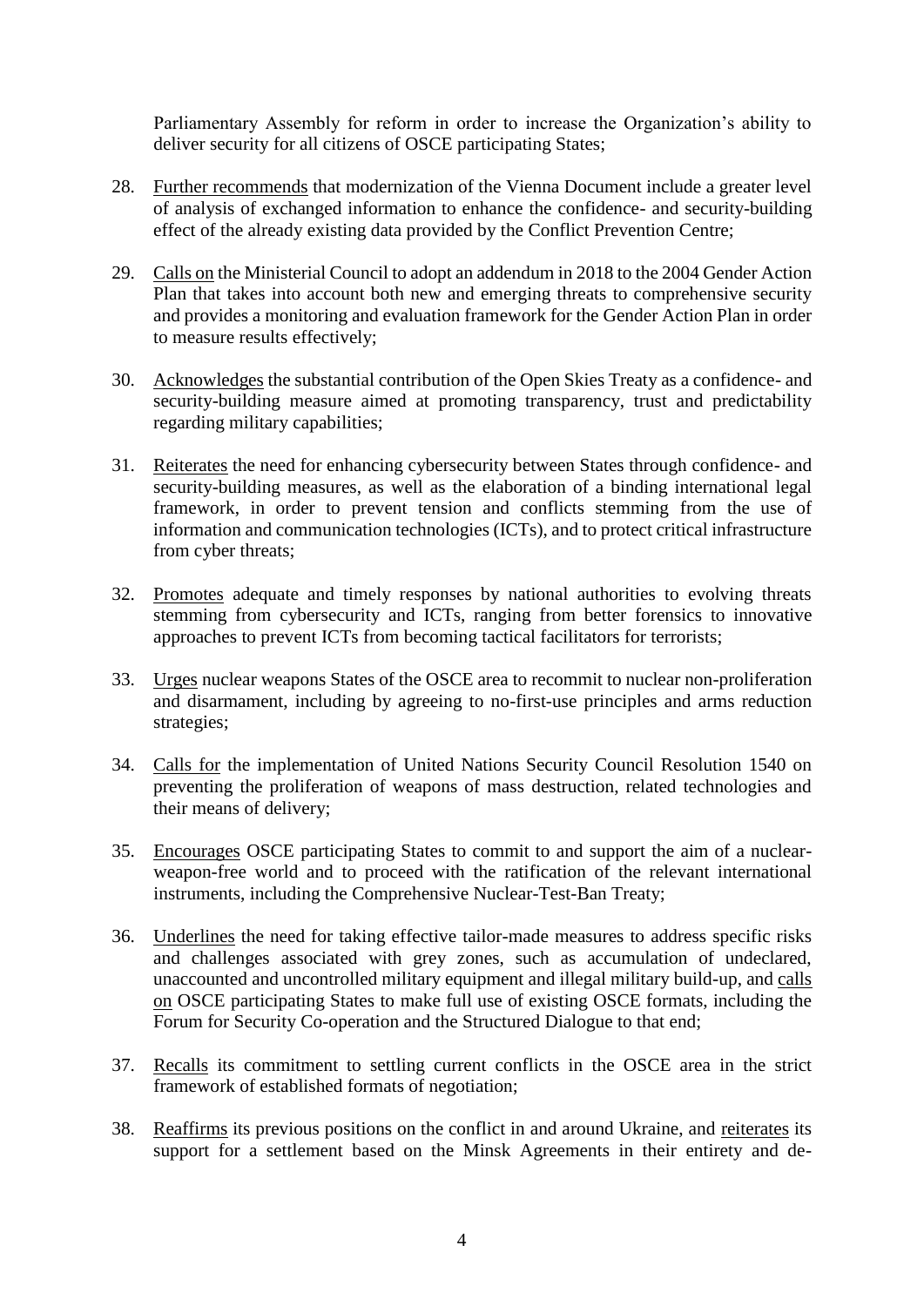Parliamentary Assembly for reform in order to increase the Organization's ability to deliver security for all citizens of OSCE participating States;

28. Further recommends that modernization of the Vienna Document include a greater level of analysis of exchanged information to enhance the confidence- and security-building effect of the already existing data provided by the Conflict Prevention Centre;

29. Calls on the Ministerial Council to adopt an addendum in 2018 to the 2004 Gender Action Plan that takes into account both new and emerging threats to comprehensive security and provides a monitoring and evaluation framework for the Gender Action Plan in order to measure results effectively;

30. Acknowledges the substantial contribution of the Open Skies Treaty as a confidence- and security-building measure aimed at promoting transparency, trust and predictability regarding military capabilities;

31. Reiterates the need for enhancing cybersecurity between States through confidence- and security-building measures, as well as the elaboration of a binding international legal framework, in order to prevent tension and conflicts stemming from the use of information and communication technologies (ICTs), and to protect critical infrastructure from cyber threats;

32. Promotes adequate and timely responses by national authorities to evolving threats stemming from cybersecurity and ICTs, ranging from better forensics to innovative approaches to prevent ICTs from becoming tactical facilitators for terrorists;

33. Urges nuclear weapons States of the OSCE area to recommit to nuclear non-proliferation and disarmament, including by agreeing to no-first-use principles and arms reduction strategies;

34. Calls for the implementation of United Nations Security Council Resolution 1540 on preventing the proliferation of weapons of mass destruction, related technologies and their means of delivery;

35. Encourages OSCE participating States to commit to and support the aim of a nuclear-weapon-free world and to proceed with the ratification of the relevant international instruments, including the Comprehensive Nuclear-Test-Ban Treaty;

36. Underlines the need for taking effective tailor-made measures to address specific risks and challenges associated with grey zones, such as accumulation of undeclared, unaccounted and uncontrolled military equipment and illegal military build-up, and calls on OSCE participating States to make full use of existing OSCE formats, including the Forum for Security Co-operation and the Structured Dialogue to that end;

37. Recalls its commitment to settling current conflicts in the OSCE area in the strict framework of established formats of negotiation;

38. Reaffirms its previous positions on the conflict in and around Ukraine, and reiterates its support for a settlement based on the Minsk Agreements in their entirety and de-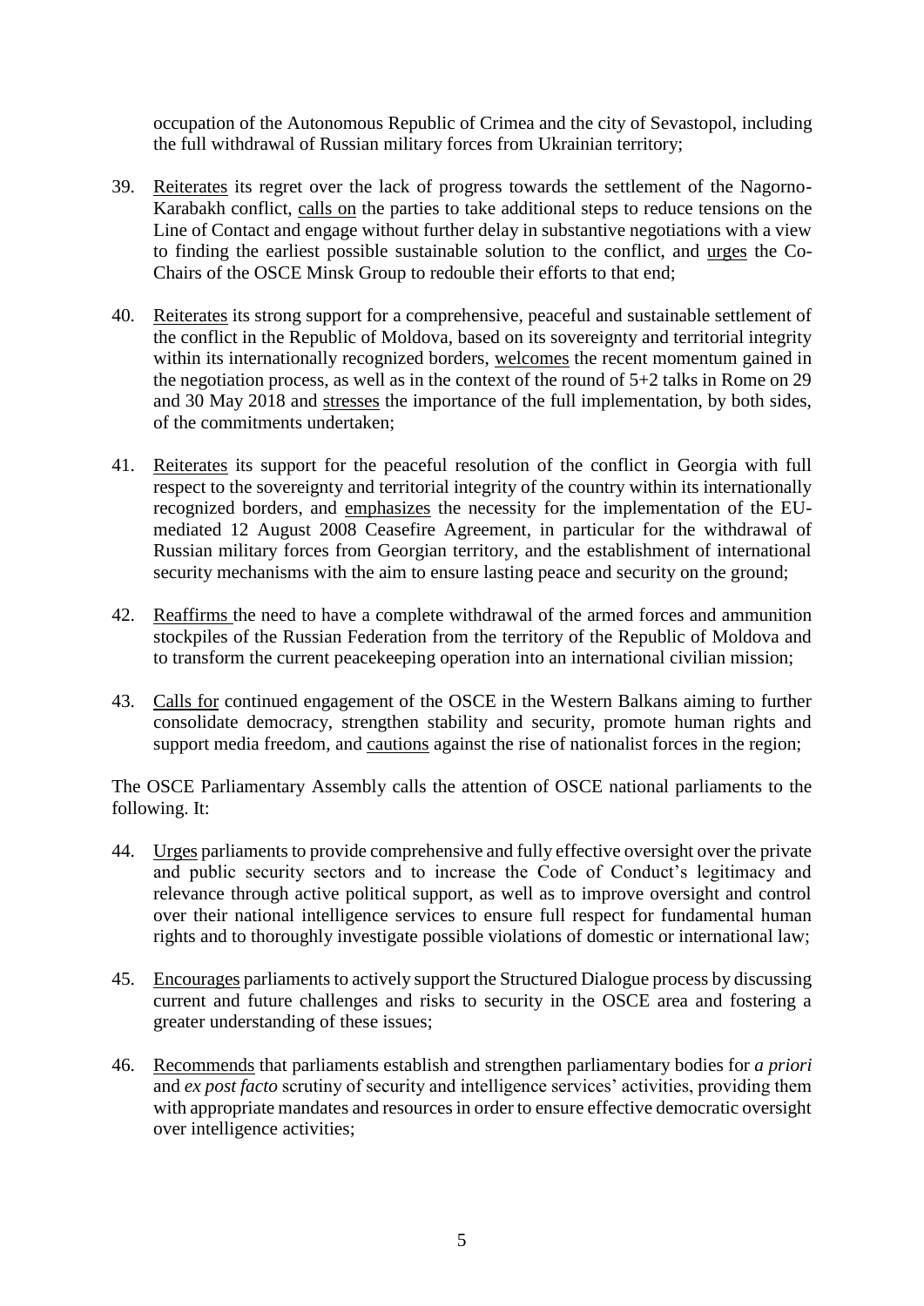occupation of the Autonomous Republic of Crimea and the city of Sevastopol, including the full withdrawal of Russian military forces from Ukrainian territory;

39. Reiterates its regret over the lack of progress towards the settlement of the Nagorno-Karabakh conflict, calls on the parties to take additional steps to reduce tensions on the Line of Contact and engage without further delay in substantive negotiations with a view to finding the earliest possible sustainable solution to the conflict, and urges the Co-Chairs of the OSCE Minsk Group to redouble their efforts to that end;

40. Reiterates its strong support for a comprehensive, peaceful and sustainable settlement of the conflict in the Republic of Moldova, based on its sovereignty and territorial integrity within its internationally recognized borders, welcomes the recent momentum gained in the negotiation process, as well as in the context of the round of 5+2 talks in Rome on 29 and 30 May 2018 and stresses the importance of the full implementation, by both sides, of the commitments undertaken;

41. Reiterates its support for the peaceful resolution of the conflict in Georgia with full respect to the sovereignty and territorial integrity of the country within its internationally recognized borders, and emphasizes the necessity for the implementation of the EU-mediated 12 August 2008 Ceasefire Agreement, in particular for the withdrawal of Russian military forces from Georgian territory, and the establishment of international security mechanisms with the aim to ensure lasting peace and security on the ground;

42. Reaffirms the need to have a complete withdrawal of the armed forces and ammunition stockpiles of the Russian Federation from the territory of the Republic of Moldova and to transform the current peacekeeping operation into an international civilian mission;

43. Calls for continued engagement of the OSCE in the Western Balkans aiming to further consolidate democracy, strengthen stability and security, promote human rights and support media freedom, and cautions against the rise of nationalist forces in the region;

The OSCE Parliamentary Assembly calls the attention of OSCE national parliaments to the following. It:

44. Urges parliaments to provide comprehensive and fully effective oversight over the private and public security sectors and to increase the Code of Conduct's legitimacy and relevance through active political support, as well as to improve oversight and control over their national intelligence services to ensure full respect for fundamental human rights and to thoroughly investigate possible violations of domestic or international law;

45. Encourages parliaments to actively support the Structured Dialogue process by discussing current and future challenges and risks to security in the OSCE area and fostering a greater understanding of these issues;

46. Recommends that parliaments establish and strengthen parliamentary bodies for *a priori* and *ex post facto* scrutiny of security and intelligence services' activities, providing them with appropriate mandates and resources in order to ensure effective democratic oversight over intelligence activities;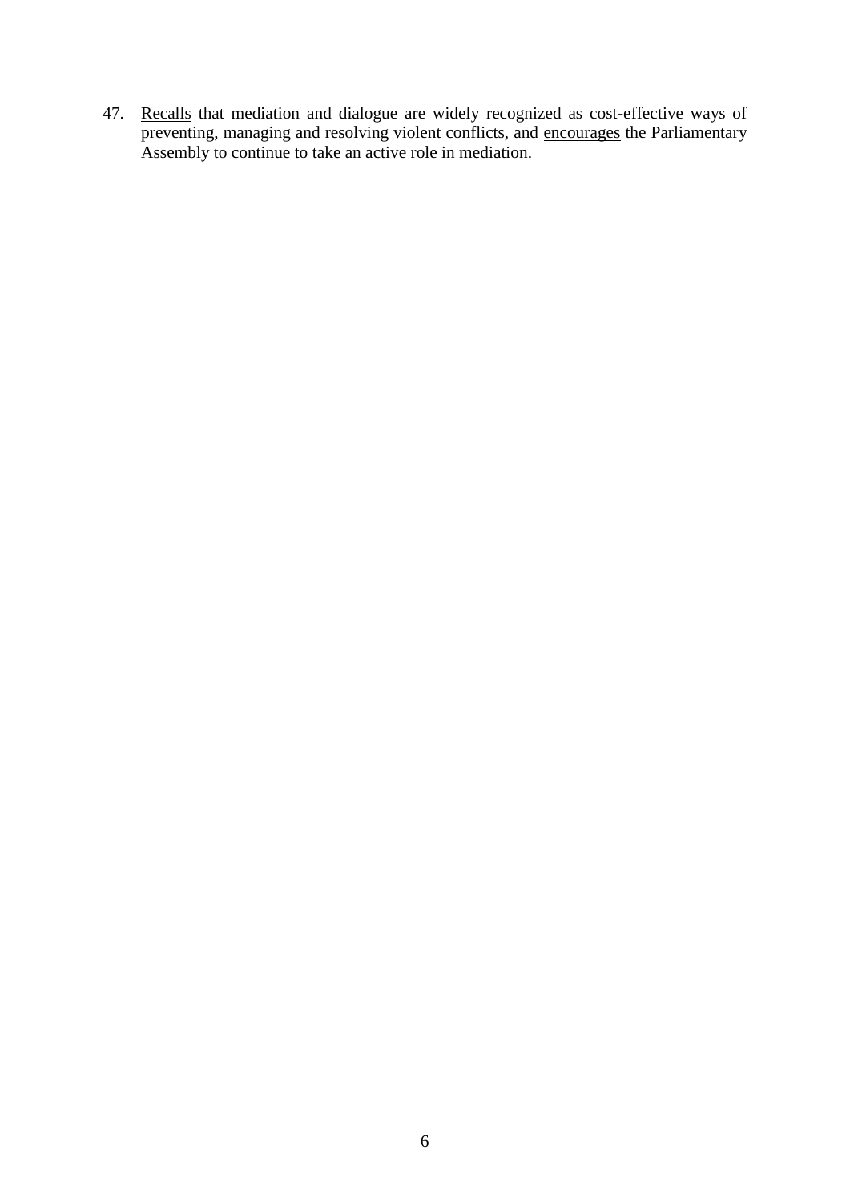47. Recalls that mediation and dialogue are widely recognized as cost-effective ways of preventing, managing and resolving violent conflicts, and encourages the Parliamentary Assembly to continue to take an active role in mediation.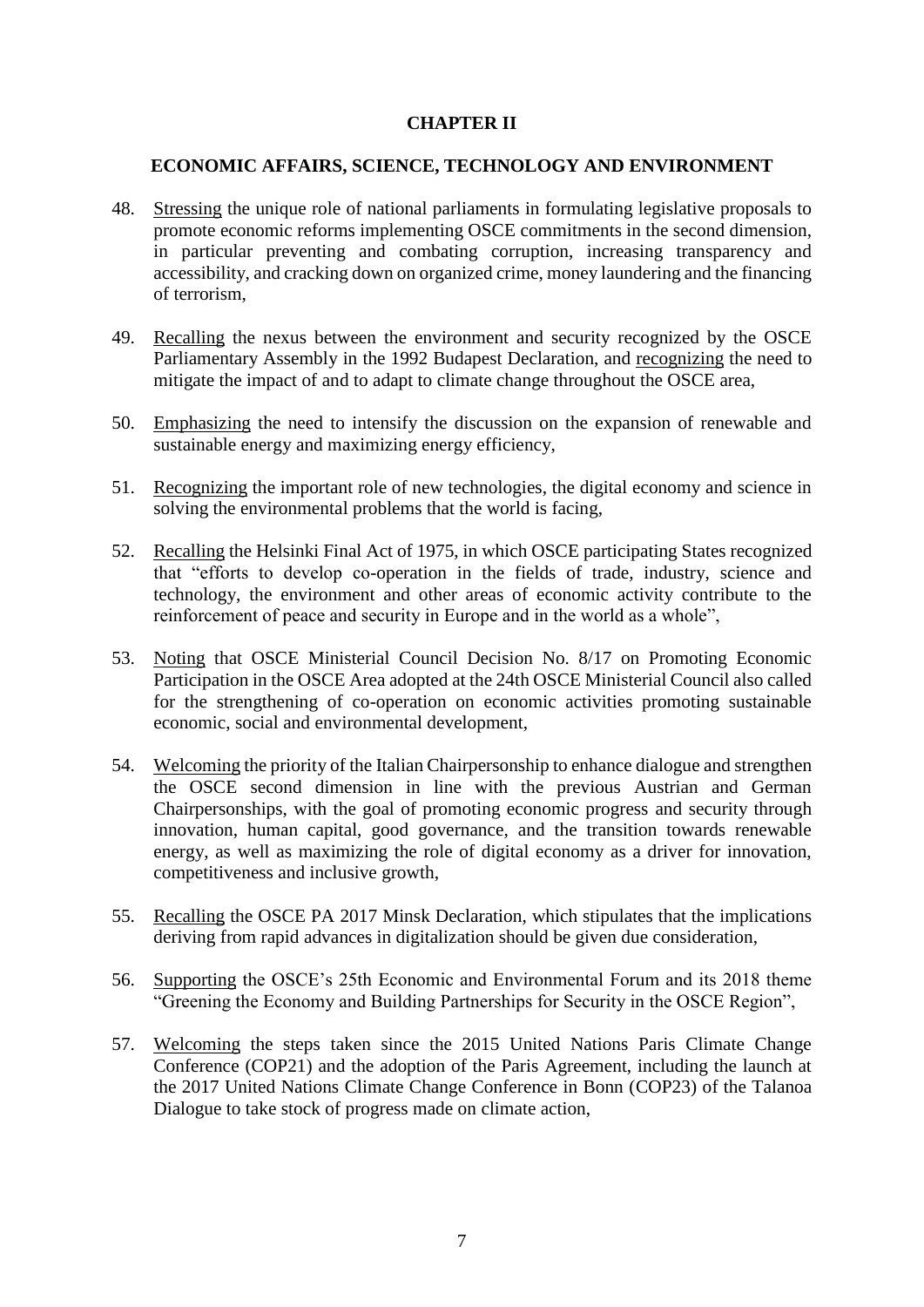# CHAPTER II

## ECONOMIC AFFAIRS, SCIENCE, TECHNOLOGY AND ENVIRONMENT

48. Stressing the unique role of national parliaments in formulating legislative proposals to promote economic reforms implementing OSCE commitments in the second dimension, in particular preventing and combating corruption, increasing transparency and accessibility, and cracking down on organized crime, money laundering and the financing of terrorism,

49. Recalling the nexus between the environment and security recognized by the OSCE Parliamentary Assembly in the 1992 Budapest Declaration, and recognizing the need to mitigate the impact of and to adapt to climate change throughout the OSCE area,

50. Emphasizing the need to intensify the discussion on the expansion of renewable and sustainable energy and maximizing energy efficiency,

51. Recognizing the important role of new technologies, the digital economy and science in solving the environmental problems that the world is facing,

52. Recalling the Helsinki Final Act of 1975, in which OSCE participating States recognized that "efforts to develop co-operation in the fields of trade, industry, science and technology, the environment and other areas of economic activity contribute to the reinforcement of peace and security in Europe and in the world as a whole",

53. Noting that OSCE Ministerial Council Decision No. 8/17 on Promoting Economic Participation in the OSCE Area adopted at the 24th OSCE Ministerial Council also called for the strengthening of co-operation on economic activities promoting sustainable economic, social and environmental development,

54. Welcoming the priority of the Italian Chairpersonship to enhance dialogue and strengthen the OSCE second dimension in line with the previous Austrian and German Chairpersonships, with the goal of promoting economic progress and security through innovation, human capital, good governance, and the transition towards renewable energy, as well as maximizing the role of digital economy as a driver for innovation, competitiveness and inclusive growth,

55. Recalling the OSCE PA 2017 Minsk Declaration, which stipulates that the implications deriving from rapid advances in digitalization should be given due consideration,

56. Supporting the OSCE's 25th Economic and Environmental Forum and its 2018 theme "Greening the Economy and Building Partnerships for Security in the OSCE Region",

57. Welcoming the steps taken since the 2015 United Nations Paris Climate Change Conference (COP21) and the adoption of the Paris Agreement, including the launch at the 2017 United Nations Climate Change Conference in Bonn (COP23) of the Talanoa Dialogue to take stock of progress made on climate action,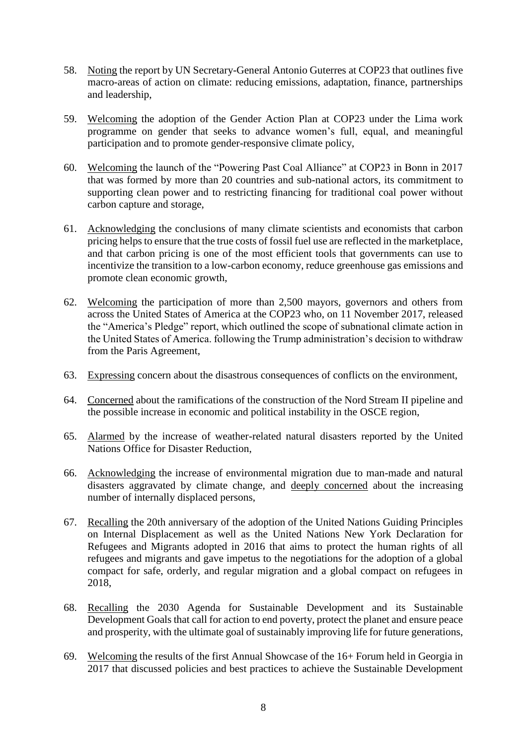58. Noting the report by UN Secretary-General Antonio Guterres at COP23 that outlines five macro-areas of action on climate: reducing emissions, adaptation, finance, partnerships and leadership,

59. Welcoming the adoption of the Gender Action Plan at COP23 under the Lima work programme on gender that seeks to advance women's full, equal, and meaningful participation and to promote gender-responsive climate policy,

60. Welcoming the launch of the "Powering Past Coal Alliance" at COP23 in Bonn in 2017 that was formed by more than 20 countries and sub-national actors, its commitment to supporting clean power and to restricting financing for traditional coal power without carbon capture and storage,

61. Acknowledging the conclusions of many climate scientists and economists that carbon pricing helps to ensure that the true costs of fossil fuel use are reflected in the marketplace, and that carbon pricing is one of the most efficient tools that governments can use to incentivize the transition to a low-carbon economy, reduce greenhouse gas emissions and promote clean economic growth,

62. Welcoming the participation of more than 2,500 mayors, governors and others from across the United States of America at the COP23 who, on 11 November 2017, released the "America's Pledge" report, which outlined the scope of subnational climate action in the United States of America. following the Trump administration's decision to withdraw from the Paris Agreement,

63. Expressing concern about the disastrous consequences of conflicts on the environment,

64. Concerned about the ramifications of the construction of the Nord Stream II pipeline and the possible increase in economic and political instability in the OSCE region,

65. Alarmed by the increase of weather-related natural disasters reported by the United Nations Office for Disaster Reduction,

66. Acknowledging the increase of environmental migration due to man-made and natural disasters aggravated by climate change, and deeply concerned about the increasing number of internally displaced persons,

67. Recalling the 20th anniversary of the adoption of the United Nations Guiding Principles on Internal Displacement as well as the United Nations New York Declaration for Refugees and Migrants adopted in 2016 that aims to protect the human rights of all refugees and migrants and gave impetus to the negotiations for the adoption of a global compact for safe, orderly, and regular migration and a global compact on refugees in 2018,

68. Recalling the 2030 Agenda for Sustainable Development and its Sustainable Development Goals that call for action to end poverty, protect the planet and ensure peace and prosperity, with the ultimate goal of sustainably improving life for future generations,

69. Welcoming the results of the first Annual Showcase of the 16+ Forum held in Georgia in 2017 that discussed policies and best practices to achieve the Sustainable Development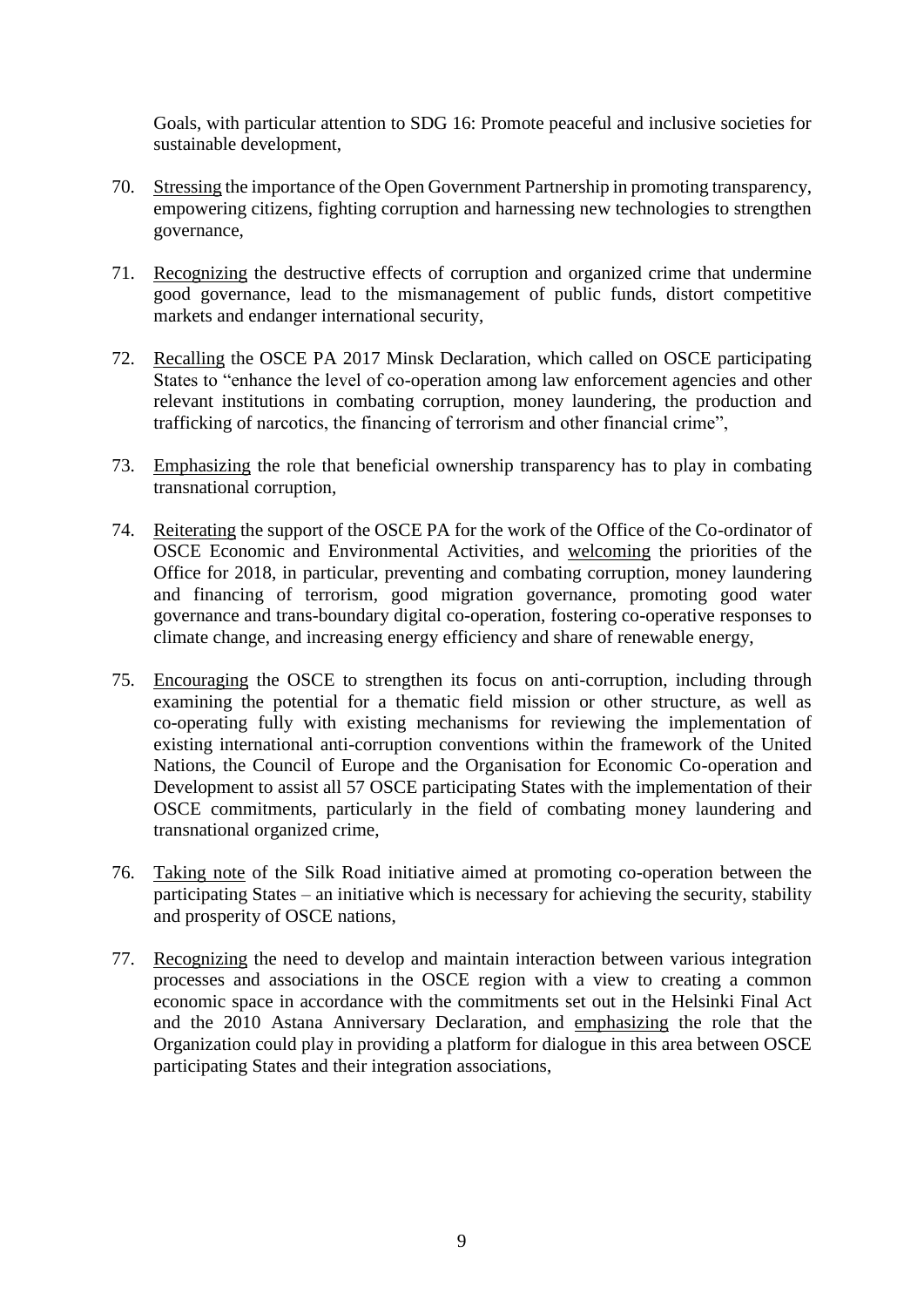Goals, with particular attention to SDG 16: Promote peaceful and inclusive societies for sustainable development,

70. Stressing the importance of the Open Government Partnership in promoting transparency, empowering citizens, fighting corruption and harnessing new technologies to strengthen governance,

71. Recognizing the destructive effects of corruption and organized crime that undermine good governance, lead to the mismanagement of public funds, distort competitive markets and endanger international security,

72. Recalling the OSCE PA 2017 Minsk Declaration, which called on OSCE participating States to "enhance the level of co-operation among law enforcement agencies and other relevant institutions in combating corruption, money laundering, the production and trafficking of narcotics, the financing of terrorism and other financial crime",

73. Emphasizing the role that beneficial ownership transparency has to play in combating transnational corruption,

74. Reiterating the support of the OSCE PA for the work of the Office of the Co-ordinator of OSCE Economic and Environmental Activities, and welcoming the priorities of the Office for 2018, in particular, preventing and combating corruption, money laundering and financing of terrorism, good migration governance, promoting good water governance and trans-boundary digital co-operation, fostering co-operative responses to climate change, and increasing energy efficiency and share of renewable energy,

75. Encouraging the OSCE to strengthen its focus on anti-corruption, including through examining the potential for a thematic field mission or other structure, as well as co-operating fully with existing mechanisms for reviewing the implementation of existing international anti-corruption conventions within the framework of the United Nations, the Council of Europe and the Organisation for Economic Co-operation and Development to assist all 57 OSCE participating States with the implementation of their OSCE commitments, particularly in the field of combating money laundering and transnational organized crime,

76. Taking note of the Silk Road initiative aimed at promoting co-operation between the participating States – an initiative which is necessary for achieving the security, stability and prosperity of OSCE nations,

77. Recognizing the need to develop and maintain interaction between various integration processes and associations in the OSCE region with a view to creating a common economic space in accordance with the commitments set out in the Helsinki Final Act and the 2010 Astana Anniversary Declaration, and emphasizing the role that the Organization could play in providing a platform for dialogue in this area between OSCE participating States and their integration associations,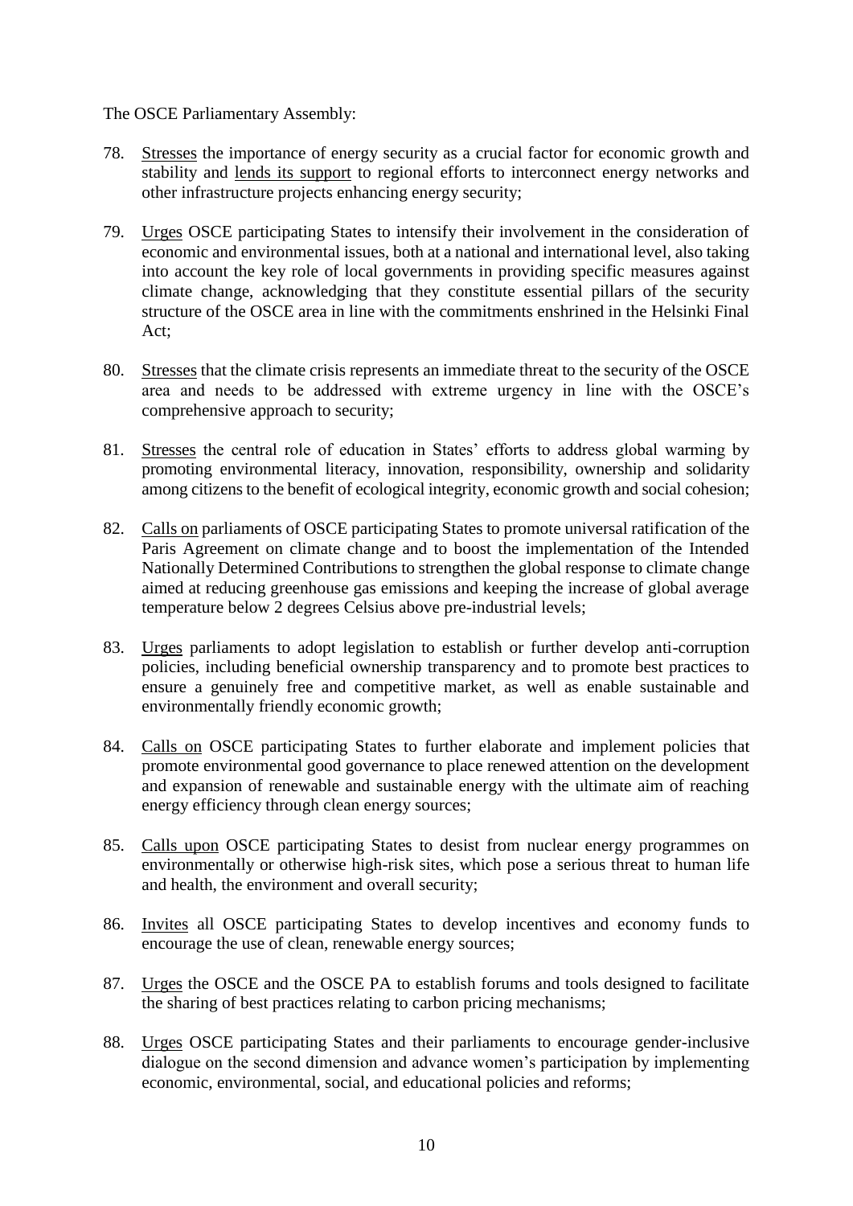The OSCE Parliamentary Assembly:

78. Stresses the importance of energy security as a crucial factor for economic growth and stability and lends its support to regional efforts to interconnect energy networks and other infrastructure projects enhancing energy security;

79. Urges OSCE participating States to intensify their involvement in the consideration of economic and environmental issues, both at a national and international level, also taking into account the key role of local governments in providing specific measures against climate change, acknowledging that they constitute essential pillars of the security structure of the OSCE area in line with the commitments enshrined in the Helsinki Final Act;

80. Stresses that the climate crisis represents an immediate threat to the security of the OSCE area and needs to be addressed with extreme urgency in line with the OSCE's comprehensive approach to security;

81. Stresses the central role of education in States' efforts to address global warming by promoting environmental literacy, innovation, responsibility, ownership and solidarity among citizens to the benefit of ecological integrity, economic growth and social cohesion;

82. Calls on parliaments of OSCE participating States to promote universal ratification of the Paris Agreement on climate change and to boost the implementation of the Intended Nationally Determined Contributions to strengthen the global response to climate change aimed at reducing greenhouse gas emissions and keeping the increase of global average temperature below 2 degrees Celsius above pre-industrial levels;

83. Urges parliaments to adopt legislation to establish or further develop anti-corruption policies, including beneficial ownership transparency and to promote best practices to ensure a genuinely free and competitive market, as well as enable sustainable and environmentally friendly economic growth;

84. Calls on OSCE participating States to further elaborate and implement policies that promote environmental good governance to place renewed attention on the development and expansion of renewable and sustainable energy with the ultimate aim of reaching energy efficiency through clean energy sources;

85. Calls upon OSCE participating States to desist from nuclear energy programmes on environmentally or otherwise high-risk sites, which pose a serious threat to human life and health, the environment and overall security;

86. Invites all OSCE participating States to develop incentives and economy funds to encourage the use of clean, renewable energy sources;

87. Urges the OSCE and the OSCE PA to establish forums and tools designed to facilitate the sharing of best practices relating to carbon pricing mechanisms;

88. Urges OSCE participating States and their parliaments to encourage gender-inclusive dialogue on the second dimension and advance women's participation by implementing economic, environmental, social, and educational policies and reforms;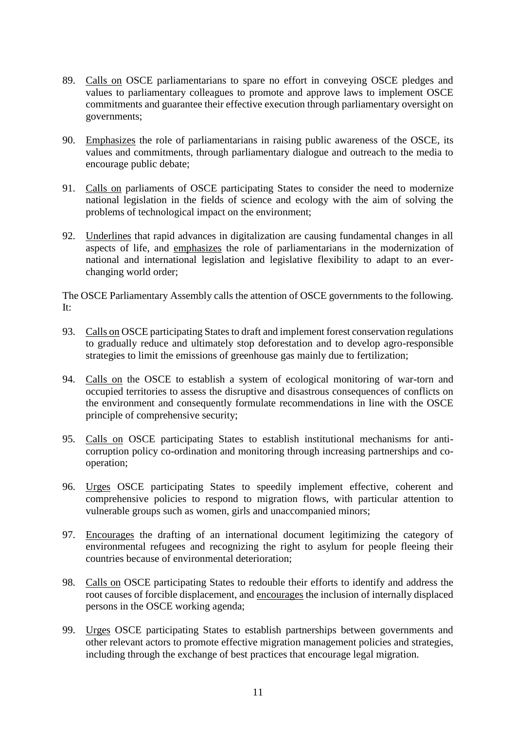89. Calls on OSCE parliamentarians to spare no effort in conveying OSCE pledges and values to parliamentary colleagues to promote and approve laws to implement OSCE commitments and guarantee their effective execution through parliamentary oversight on governments;

90. Emphasizes the role of parliamentarians in raising public awareness of the OSCE, its values and commitments, through parliamentary dialogue and outreach to the media to encourage public debate;

91. Calls on parliaments of OSCE participating States to consider the need to modernize national legislation in the fields of science and ecology with the aim of solving the problems of technological impact on the environment;

92. Underlines that rapid advances in digitalization are causing fundamental changes in all aspects of life, and emphasizes the role of parliamentarians in the modernization of national and international legislation and legislative flexibility to adapt to an ever-changing world order;

The OSCE Parliamentary Assembly calls the attention of OSCE governments to the following. It:

93. Calls on OSCE participating States to draft and implement forest conservation regulations to gradually reduce and ultimately stop deforestation and to develop agro-responsible strategies to limit the emissions of greenhouse gas mainly due to fertilization;

94. Calls on the OSCE to establish a system of ecological monitoring of war-torn and occupied territories to assess the disruptive and disastrous consequences of conflicts on the environment and consequently formulate recommendations in line with the OSCE principle of comprehensive security;

95. Calls on OSCE participating States to establish institutional mechanisms for anti-corruption policy co-ordination and monitoring through increasing partnerships and co-operation;

96. Urges OSCE participating States to speedily implement effective, coherent and comprehensive policies to respond to migration flows, with particular attention to vulnerable groups such as women, girls and unaccompanied minors;

97. Encourages the drafting of an international document legitimizing the category of environmental refugees and recognizing the right to asylum for people fleeing their countries because of environmental deterioration;

98. Calls on OSCE participating States to redouble their efforts to identify and address the root causes of forcible displacement, and encourages the inclusion of internally displaced persons in the OSCE working agenda;

99. Urges OSCE participating States to establish partnerships between governments and other relevant actors to promote effective migration management policies and strategies, including through the exchange of best practices that encourage legal migration.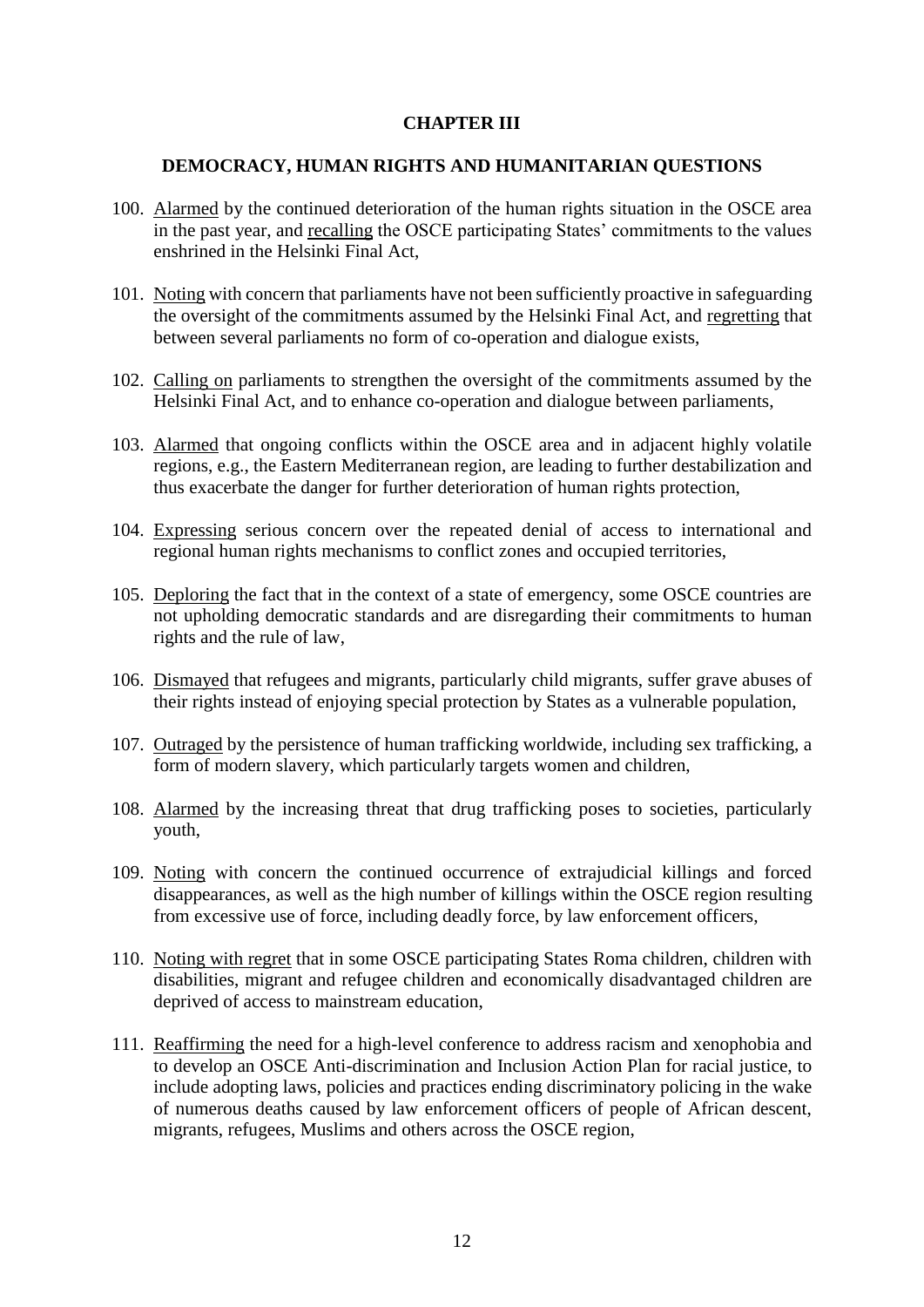# CHAPTER III

## DEMOCRACY, HUMAN RIGHTS AND HUMANITARIAN QUESTIONS

100. <u>Alarmed</u> by the continued deterioration of the human rights situation in the OSCE area in the past year, and <u>recalling</u> the OSCE participating States' commitments to the values enshrined in the Helsinki Final Act,

101. <u>Noting</u> with concern that parliaments have not been sufficiently proactive in safeguarding the oversight of the commitments assumed by the Helsinki Final Act, and <u>regretting</u> that between several parliaments no form of co-operation and dialogue exists,

102. <u>Calling on</u> parliaments to strengthen the oversight of the commitments assumed by the Helsinki Final Act, and to enhance co-operation and dialogue between parliaments,

103. <u>Alarmed</u> that ongoing conflicts within the OSCE area and in adjacent highly volatile regions, e.g., the Eastern Mediterranean region, are leading to further destabilization and thus exacerbate the danger for further deterioration of human rights protection,

104. <u>Expressing</u> serious concern over the repeated denial of access to international and regional human rights mechanisms to conflict zones and occupied territories,

105. <u>Deploring</u> the fact that in the context of a state of emergency, some OSCE countries are not upholding democratic standards and are disregarding their commitments to human rights and the rule of law,

106. <u>Dismayed</u> that refugees and migrants, particularly child migrants, suffer grave abuses of their rights instead of enjoying special protection by States as a vulnerable population,

107. <u>Outraged</u> by the persistence of human trafficking worldwide, including sex trafficking, a form of modern slavery, which particularly targets women and children,

108. <u>Alarmed</u> by the increasing threat that drug trafficking poses to societies, particularly youth,

109. <u>Noting</u> with concern the continued occurrence of extrajudicial killings and forced disappearances, as well as the high number of killings within the OSCE region resulting from excessive use of force, including deadly force, by law enforcement officers,

110. <u>Noting with regret</u> that in some OSCE participating States Roma children, children with disabilities, migrant and refugee children and economically disadvantaged children are deprived of access to mainstream education,

111. <u>Reaffirming</u> the need for a high-level conference to address racism and xenophobia and to develop an OSCE Anti-discrimination and Inclusion Action Plan for racial justice, to include adopting laws, policies and practices ending discriminatory policing in the wake of numerous deaths caused by law enforcement officers of people of African descent, migrants, refugees, Muslims and others across the OSCE region,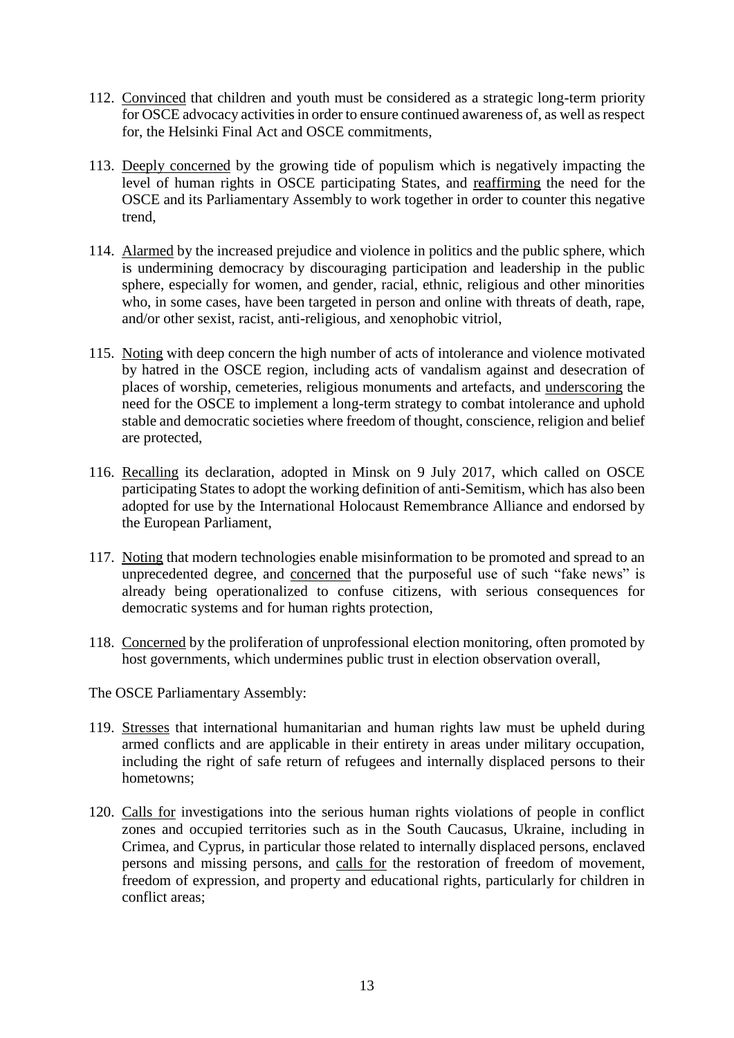112. Convinced that children and youth must be considered as a strategic long-term priority for OSCE advocacy activities in order to ensure continued awareness of, as well as respect for, the Helsinki Final Act and OSCE commitments,

113. Deeply concerned by the growing tide of populism which is negatively impacting the level of human rights in OSCE participating States, and reaffirming the need for the OSCE and its Parliamentary Assembly to work together in order to counter this negative trend,

114. Alarmed by the increased prejudice and violence in politics and the public sphere, which is undermining democracy by discouraging participation and leadership in the public sphere, especially for women, and gender, racial, ethnic, religious and other minorities who, in some cases, have been targeted in person and online with threats of death, rape, and/or other sexist, racist, anti-religious, and xenophobic vitriol,

115. Noting with deep concern the high number of acts of intolerance and violence motivated by hatred in the OSCE region, including acts of vandalism against and desecration of places of worship, cemeteries, religious monuments and artefacts, and underscoring the need for the OSCE to implement a long-term strategy to combat intolerance and uphold stable and democratic societies where freedom of thought, conscience, religion and belief are protected,

116. Recalling its declaration, adopted in Minsk on 9 July 2017, which called on OSCE participating States to adopt the working definition of anti-Semitism, which has also been adopted for use by the International Holocaust Remembrance Alliance and endorsed by the European Parliament,

117. Noting that modern technologies enable misinformation to be promoted and spread to an unprecedented degree, and concerned that the purposeful use of such "fake news" is already being operationalized to confuse citizens, with serious consequences for democratic systems and for human rights protection,

118. Concerned by the proliferation of unprofessional election monitoring, often promoted by host governments, which undermines public trust in election observation overall,

The OSCE Parliamentary Assembly:

119. Stresses that international humanitarian and human rights law must be upheld during armed conflicts and are applicable in their entirety in areas under military occupation, including the right of safe return of refugees and internally displaced persons to their hometowns;

120. Calls for investigations into the serious human rights violations of people in conflict zones and occupied territories such as in the South Caucasus, Ukraine, including in Crimea, and Cyprus, in particular those related to internally displaced persons, enclaved persons and missing persons, and calls for the restoration of freedom of movement, freedom of expression, and property and educational rights, particularly for children in conflict areas;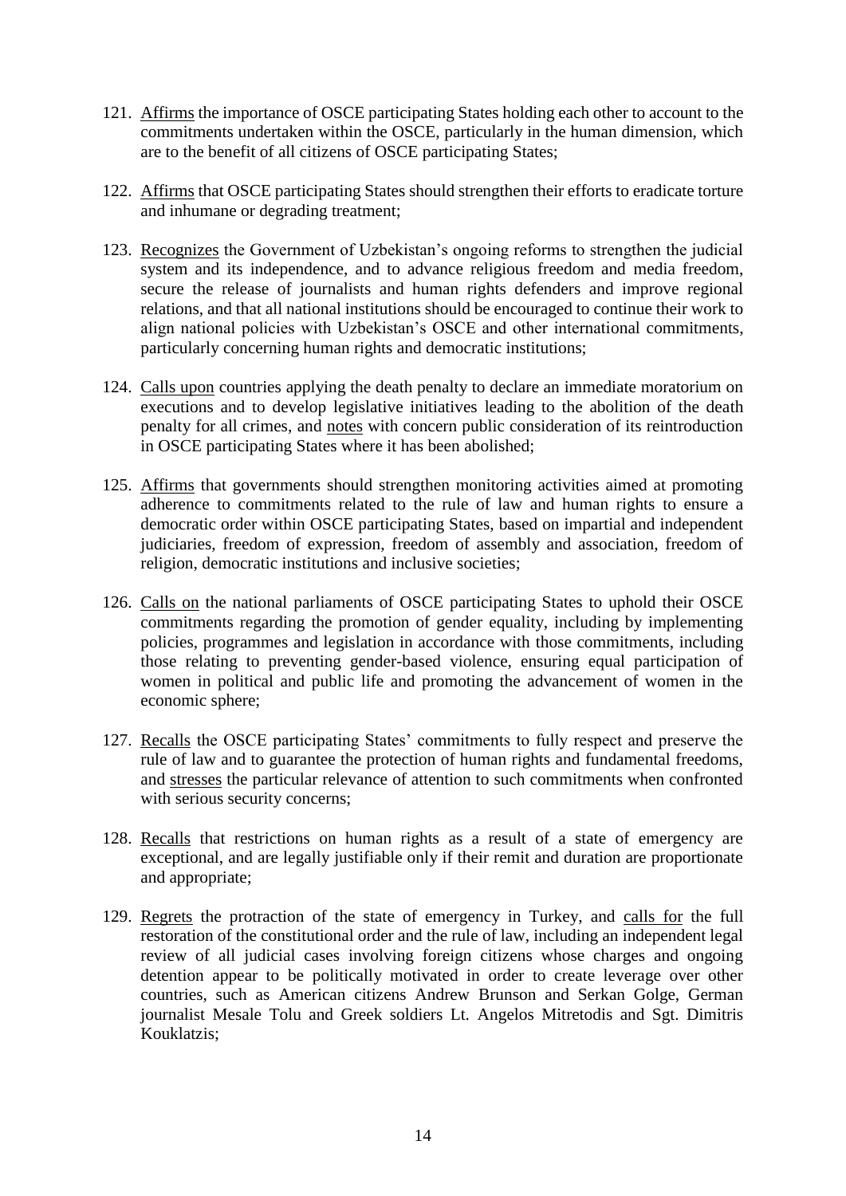121. Affirms the importance of OSCE participating States holding each other to account to the commitments undertaken within the OSCE, particularly in the human dimension, which are to the benefit of all citizens of OSCE participating States;

122. Affirms that OSCE participating States should strengthen their efforts to eradicate torture and inhumane or degrading treatment;

123. Recognizes the Government of Uzbekistan's ongoing reforms to strengthen the judicial system and its independence, and to advance religious freedom and media freedom, secure the release of journalists and human rights defenders and improve regional relations, and that all national institutions should be encouraged to continue their work to align national policies with Uzbekistan's OSCE and other international commitments, particularly concerning human rights and democratic institutions;

124. Calls upon countries applying the death penalty to declare an immediate moratorium on executions and to develop legislative initiatives leading to the abolition of the death penalty for all crimes, and notes with concern public consideration of its reintroduction in OSCE participating States where it has been abolished;

125. Affirms that governments should strengthen monitoring activities aimed at promoting adherence to commitments related to the rule of law and human rights to ensure a democratic order within OSCE participating States, based on impartial and independent judiciaries, freedom of expression, freedom of assembly and association, freedom of religion, democratic institutions and inclusive societies;

126. Calls on the national parliaments of OSCE participating States to uphold their OSCE commitments regarding the promotion of gender equality, including by implementing policies, programmes and legislation in accordance with those commitments, including those relating to preventing gender-based violence, ensuring equal participation of women in political and public life and promoting the advancement of women in the economic sphere;

127. Recalls the OSCE participating States' commitments to fully respect and preserve the rule of law and to guarantee the protection of human rights and fundamental freedoms, and stresses the particular relevance of attention to such commitments when confronted with serious security concerns;

128. Recalls that restrictions on human rights as a result of a state of emergency are exceptional, and are legally justifiable only if their remit and duration are proportionate and appropriate;

129. Regrets the protraction of the state of emergency in Turkey, and calls for the full restoration of the constitutional order and the rule of law, including an independent legal review of all judicial cases involving foreign citizens whose charges and ongoing detention appear to be politically motivated in order to create leverage over other countries, such as American citizens Andrew Brunson and Serkan Golge, German journalist Mesale Tolu and Greek soldiers Lt. Angelos Mitretodis and Sgt. Dimitris Kouklatzis;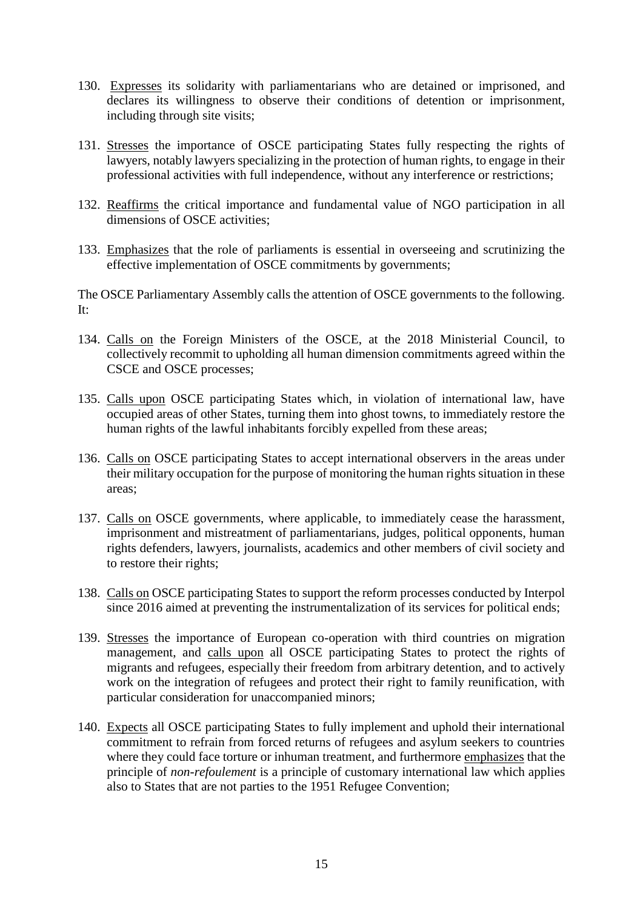130. Expresses its solidarity with parliamentarians who are detained or imprisoned, and declares its willingness to observe their conditions of detention or imprisonment, including through site visits;

131. Stresses the importance of OSCE participating States fully respecting the rights of lawyers, notably lawyers specializing in the protection of human rights, to engage in their professional activities with full independence, without any interference or restrictions;

132. Reaffirms the critical importance and fundamental value of NGO participation in all dimensions of OSCE activities;

133. Emphasizes that the role of parliaments is essential in overseeing and scrutinizing the effective implementation of OSCE commitments by governments;

The OSCE Parliamentary Assembly calls the attention of OSCE governments to the following. It:

134. Calls on the Foreign Ministers of the OSCE, at the 2018 Ministerial Council, to collectively recommit to upholding all human dimension commitments agreed within the CSCE and OSCE processes;

135. Calls upon OSCE participating States which, in violation of international law, have occupied areas of other States, turning them into ghost towns, to immediately restore the human rights of the lawful inhabitants forcibly expelled from these areas;

136. Calls on OSCE participating States to accept international observers in the areas under their military occupation for the purpose of monitoring the human rights situation in these areas;

137. Calls on OSCE governments, where applicable, to immediately cease the harassment, imprisonment and mistreatment of parliamentarians, judges, political opponents, human rights defenders, lawyers, journalists, academics and other members of civil society and to restore their rights;

138. Calls on OSCE participating States to support the reform processes conducted by Interpol since 2016 aimed at preventing the instrumentalization of its services for political ends;

139. Stresses the importance of European co-operation with third countries on migration management, and calls upon all OSCE participating States to protect the rights of migrants and refugees, especially their freedom from arbitrary detention, and to actively work on the integration of refugees and protect their right to family reunification, with particular consideration for unaccompanied minors;

140. Expects all OSCE participating States to fully implement and uphold their international commitment to refrain from forced returns of refugees and asylum seekers to countries where they could face torture or inhuman treatment, and furthermore emphasizes that the principle of *non-refoulement* is a principle of customary international law which applies also to States that are not parties to the 1951 Refugee Convention;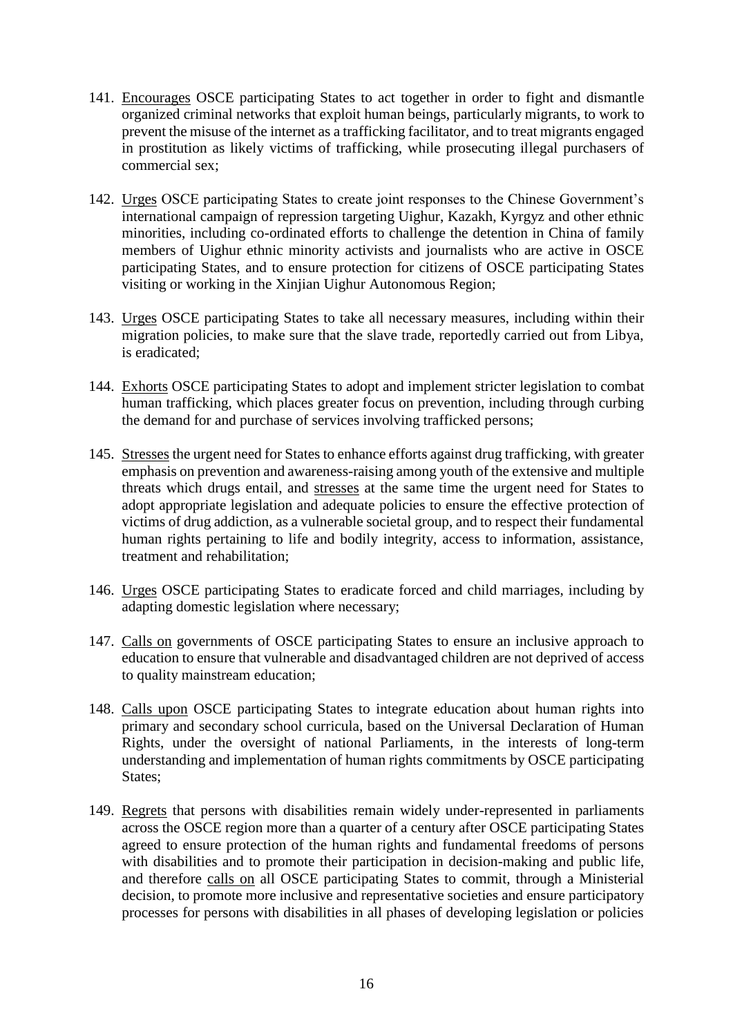141. Encourages OSCE participating States to act together in order to fight and dismantle organized criminal networks that exploit human beings, particularly migrants, to work to prevent the misuse of the internet as a trafficking facilitator, and to treat migrants engaged in prostitution as likely victims of trafficking, while prosecuting illegal purchasers of commercial sex;

142. Urges OSCE participating States to create joint responses to the Chinese Government's international campaign of repression targeting Uighur, Kazakh, Kyrgyz and other ethnic minorities, including co-ordinated efforts to challenge the detention in China of family members of Uighur ethnic minority activists and journalists who are active in OSCE participating States, and to ensure protection for citizens of OSCE participating States visiting or working in the Xinjian Uighur Autonomous Region;

143. Urges OSCE participating States to take all necessary measures, including within their migration policies, to make sure that the slave trade, reportedly carried out from Libya, is eradicated;

144. Exhorts OSCE participating States to adopt and implement stricter legislation to combat human trafficking, which places greater focus on prevention, including through curbing the demand for and purchase of services involving trafficked persons;

145. Stresses the urgent need for States to enhance efforts against drug trafficking, with greater emphasis on prevention and awareness-raising among youth of the extensive and multiple threats which drugs entail, and stresses at the same time the urgent need for States to adopt appropriate legislation and adequate policies to ensure the effective protection of victims of drug addiction, as a vulnerable societal group, and to respect their fundamental human rights pertaining to life and bodily integrity, access to information, assistance, treatment and rehabilitation;

146. Urges OSCE participating States to eradicate forced and child marriages, including by adapting domestic legislation where necessary;

147. Calls on governments of OSCE participating States to ensure an inclusive approach to education to ensure that vulnerable and disadvantaged children are not deprived of access to quality mainstream education;

148. Calls upon OSCE participating States to integrate education about human rights into primary and secondary school curricula, based on the Universal Declaration of Human Rights, under the oversight of national Parliaments, in the interests of long-term understanding and implementation of human rights commitments by OSCE participating States;

149. Regrets that persons with disabilities remain widely under-represented in parliaments across the OSCE region more than a quarter of a century after OSCE participating States agreed to ensure protection of the human rights and fundamental freedoms of persons with disabilities and to promote their participation in decision-making and public life, and therefore calls on all OSCE participating States to commit, through a Ministerial decision, to promote more inclusive and representative societies and ensure participatory processes for persons with disabilities in all phases of developing legislation or policies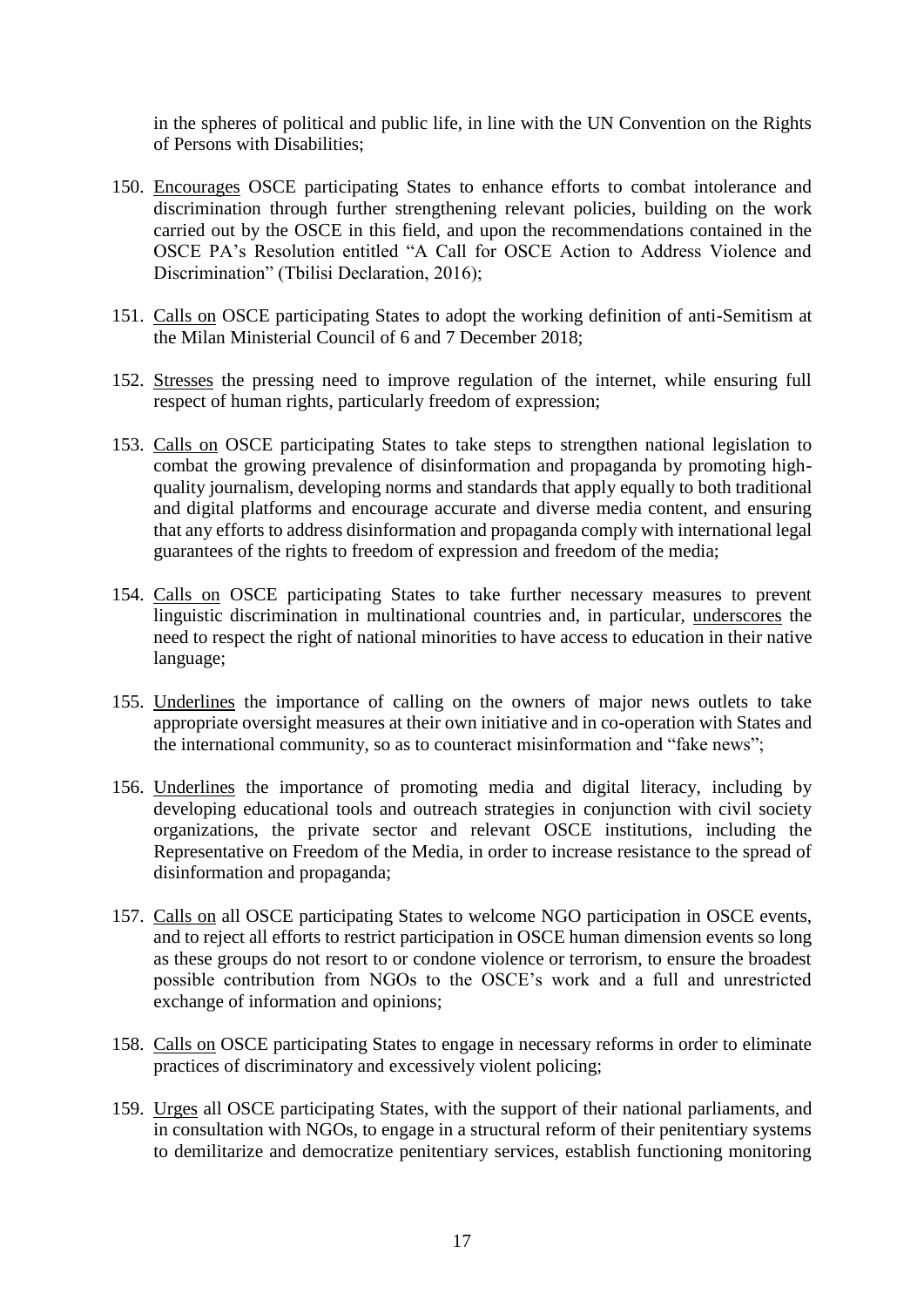in the spheres of political and public life, in line with the UN Convention on the Rights of Persons with Disabilities;

150. Encourages OSCE participating States to enhance efforts to combat intolerance and discrimination through further strengthening relevant policies, building on the work carried out by the OSCE in this field, and upon the recommendations contained in the OSCE PA's Resolution entitled "A Call for OSCE Action to Address Violence and Discrimination" (Tbilisi Declaration, 2016);

151. Calls on OSCE participating States to adopt the working definition of anti-Semitism at the Milan Ministerial Council of 6 and 7 December 2018;

152. Stresses the pressing need to improve regulation of the internet, while ensuring full respect of human rights, particularly freedom of expression;

153. Calls on OSCE participating States to take steps to strengthen national legislation to combat the growing prevalence of disinformation and propaganda by promoting high-quality journalism, developing norms and standards that apply equally to both traditional and digital platforms and encourage accurate and diverse media content, and ensuring that any efforts to address disinformation and propaganda comply with international legal guarantees of the rights to freedom of expression and freedom of the media;

154. Calls on OSCE participating States to take further necessary measures to prevent linguistic discrimination in multinational countries and, in particular, underscores the need to respect the right of national minorities to have access to education in their native language;

155. Underlines the importance of calling on the owners of major news outlets to take appropriate oversight measures at their own initiative and in co-operation with States and the international community, so as to counteract misinformation and "fake news";

156. Underlines the importance of promoting media and digital literacy, including by developing educational tools and outreach strategies in conjunction with civil society organizations, the private sector and relevant OSCE institutions, including the Representative on Freedom of the Media, in order to increase resistance to the spread of disinformation and propaganda;

157. Calls on all OSCE participating States to welcome NGO participation in OSCE events, and to reject all efforts to restrict participation in OSCE human dimension events so long as these groups do not resort to or condone violence or terrorism, to ensure the broadest possible contribution from NGOs to the OSCE's work and a full and unrestricted exchange of information and opinions;

158. Calls on OSCE participating States to engage in necessary reforms in order to eliminate practices of discriminatory and excessively violent policing;

159. Urges all OSCE participating States, with the support of their national parliaments, and in consultation with NGOs, to engage in a structural reform of their penitentiary systems to demilitarize and democratize penitentiary services, establish functioning monitoring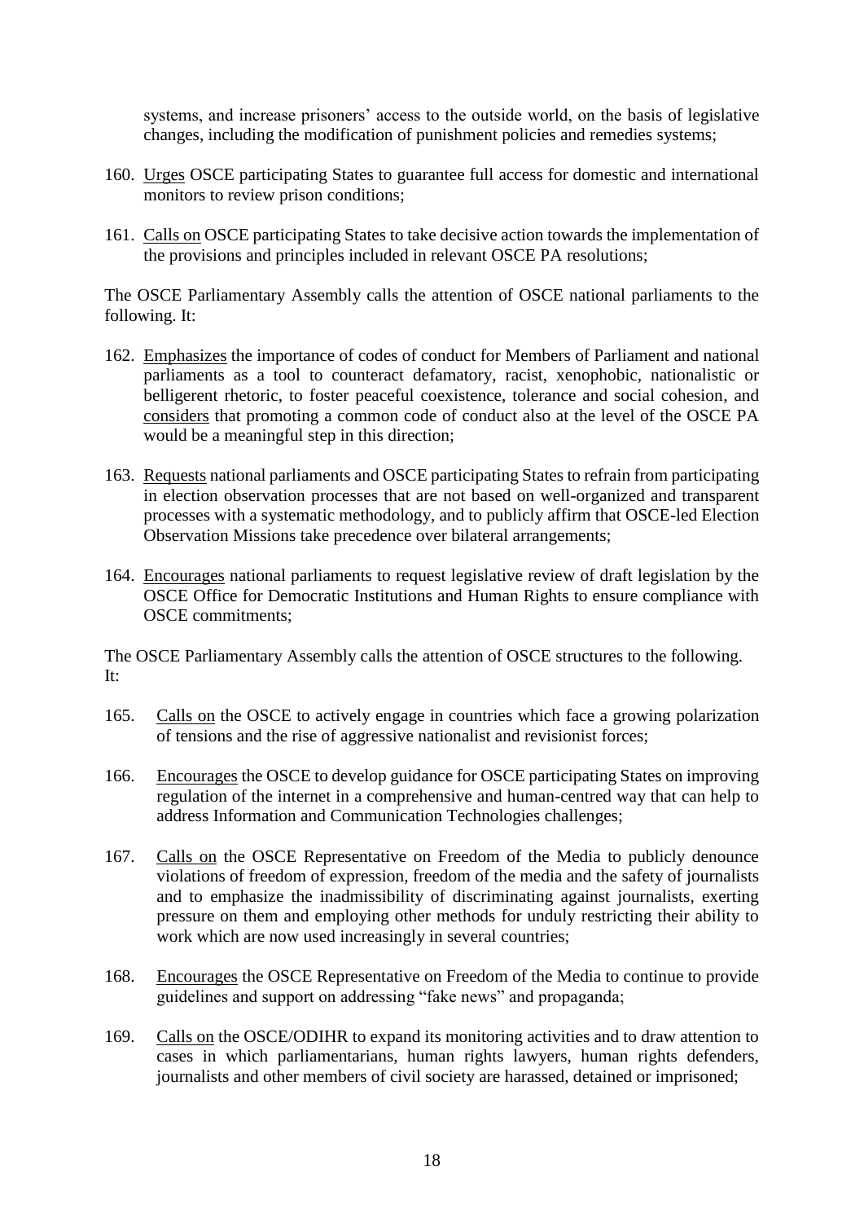systems, and increase prisoners' access to the outside world, on the basis of legislative changes, including the modification of punishment policies and remedies systems;

160. Urges OSCE participating States to guarantee full access for domestic and international monitors to review prison conditions;

161. Calls on OSCE participating States to take decisive action towards the implementation of the provisions and principles included in relevant OSCE PA resolutions;

The OSCE Parliamentary Assembly calls the attention of OSCE national parliaments to the following. It:

162. Emphasizes the importance of codes of conduct for Members of Parliament and national parliaments as a tool to counteract defamatory, racist, xenophobic, nationalistic or belligerent rhetoric, to foster peaceful coexistence, tolerance and social cohesion, and considers that promoting a common code of conduct also at the level of the OSCE PA would be a meaningful step in this direction;

163. Requests national parliaments and OSCE participating States to refrain from participating in election observation processes that are not based on well-organized and transparent processes with a systematic methodology, and to publicly affirm that OSCE-led Election Observation Missions take precedence over bilateral arrangements;

164. Encourages national parliaments to request legislative review of draft legislation by the OSCE Office for Democratic Institutions and Human Rights to ensure compliance with OSCE commitments;

The OSCE Parliamentary Assembly calls the attention of OSCE structures to the following. It:

165. Calls on the OSCE to actively engage in countries which face a growing polarization of tensions and the rise of aggressive nationalist and revisionist forces;

166. Encourages the OSCE to develop guidance for OSCE participating States on improving regulation of the internet in a comprehensive and human-centred way that can help to address Information and Communication Technologies challenges;

167. Calls on the OSCE Representative on Freedom of the Media to publicly denounce violations of freedom of expression, freedom of the media and the safety of journalists and to emphasize the inadmissibility of discriminating against journalists, exerting pressure on them and employing other methods for unduly restricting their ability to work which are now used increasingly in several countries;

168. Encourages the OSCE Representative on Freedom of the Media to continue to provide guidelines and support on addressing "fake news" and propaganda;

169. Calls on the OSCE/ODIHR to expand its monitoring activities and to draw attention to cases in which parliamentarians, human rights lawyers, human rights defenders, journalists and other members of civil society are harassed, detained or imprisoned;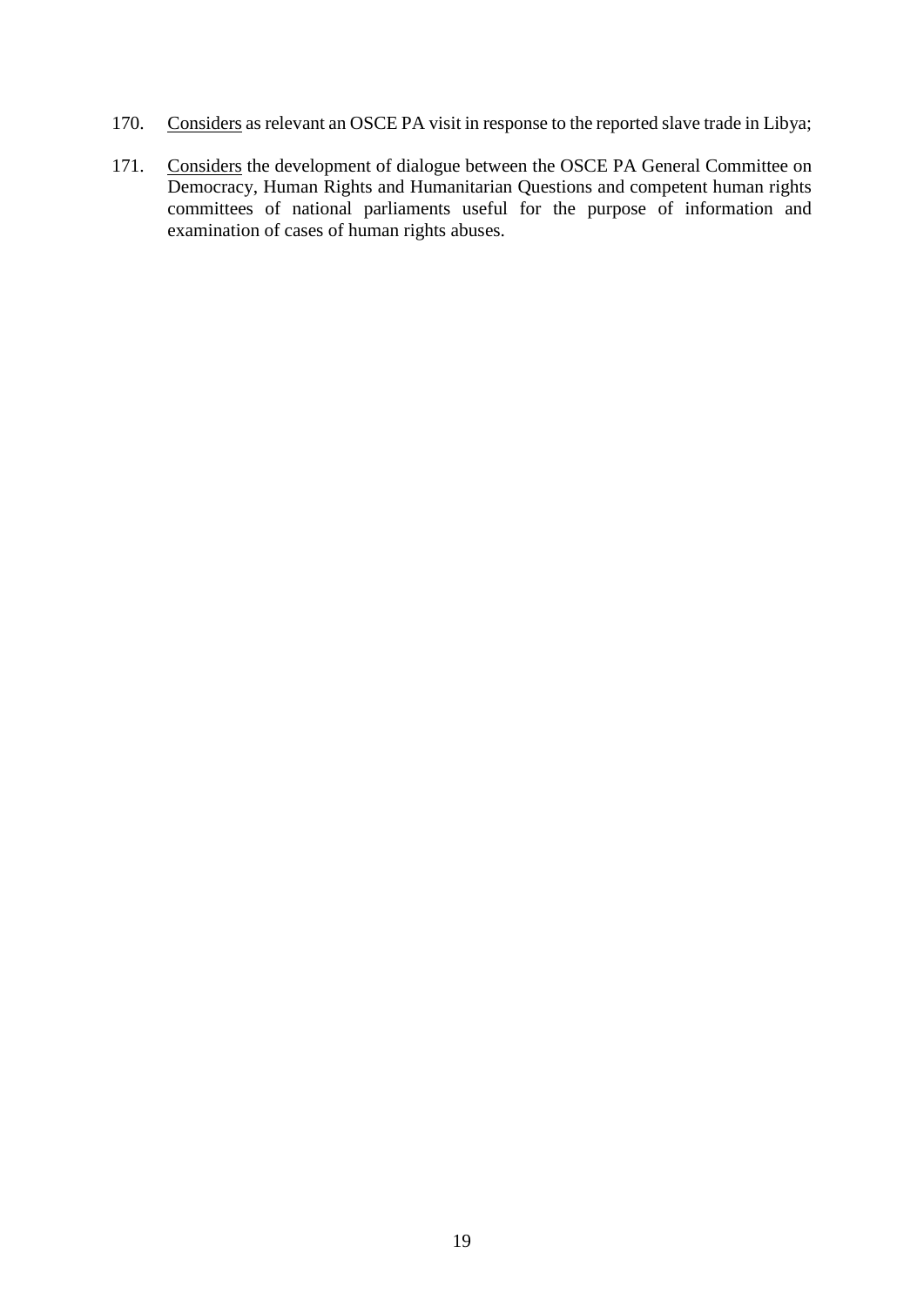170. Considers as relevant an OSCE PA visit in response to the reported slave trade in Libya;

171. Considers the development of dialogue between the OSCE PA General Committee on Democracy, Human Rights and Humanitarian Questions and competent human rights committees of national parliaments useful for the purpose of information and examination of cases of human rights abuses.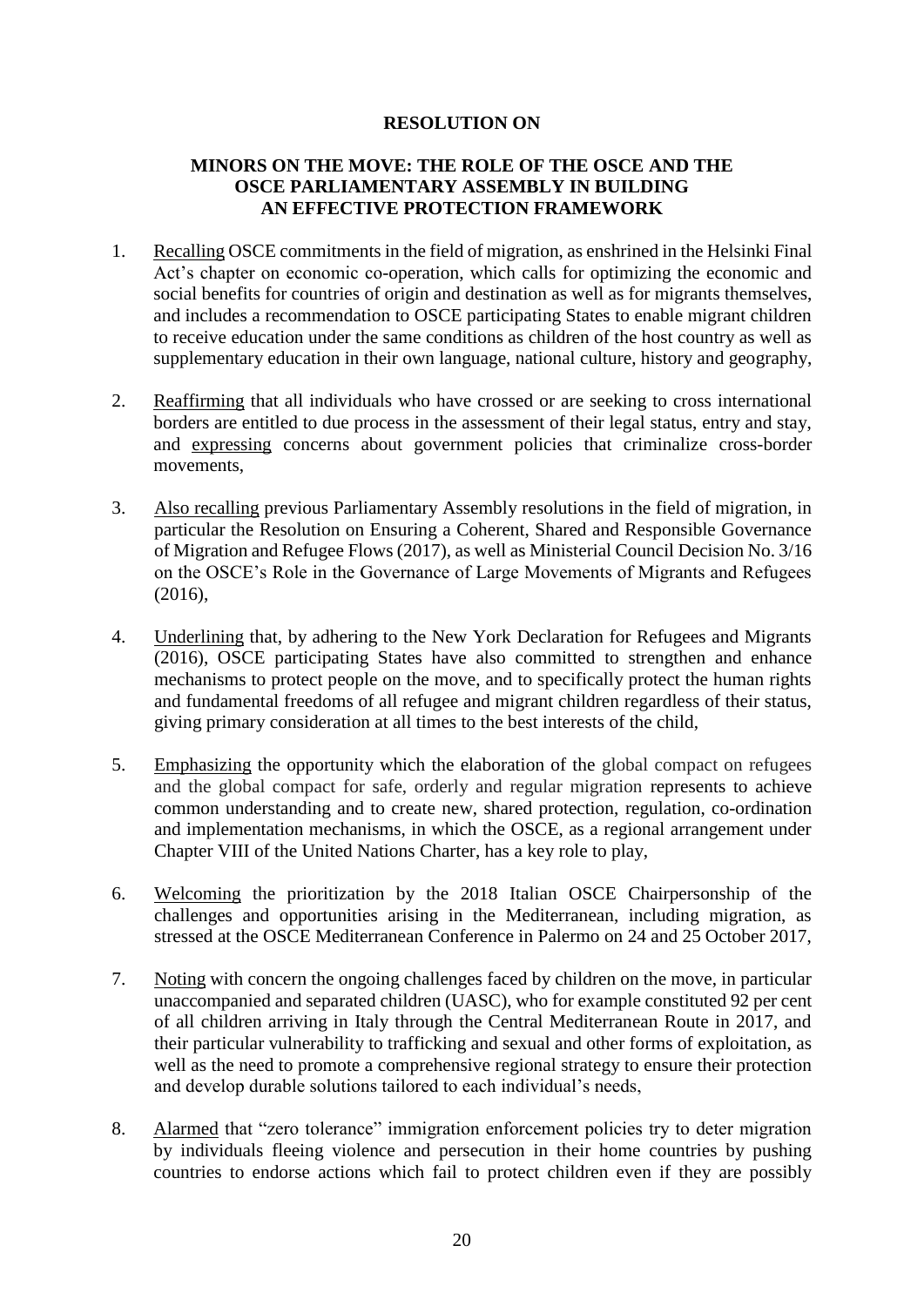**RESOLUTION ON**

**MINORS ON THE MOVE: THE ROLE OF THE OSCE AND THE OSCE PARLIAMENTARY ASSEMBLY IN BUILDING AN EFFECTIVE PROTECTION FRAMEWORK**

1. Recalling OSCE commitments in the field of migration, as enshrined in the Helsinki Final Act's chapter on economic co-operation, which calls for optimizing the economic and social benefits for countries of origin and destination as well as for migrants themselves, and includes a recommendation to OSCE participating States to enable migrant children to receive education under the same conditions as children of the host country as well as supplementary education in their own language, national culture, history and geography,

2. Reaffirming that all individuals who have crossed or are seeking to cross international borders are entitled to due process in the assessment of their legal status, entry and stay, and expressing concerns about government policies that criminalize cross-border movements,

3. Also recalling previous Parliamentary Assembly resolutions in the field of migration, in particular the Resolution on Ensuring a Coherent, Shared and Responsible Governance of Migration and Refugee Flows (2017), as well as Ministerial Council Decision No. 3/16 on the OSCE's Role in the Governance of Large Movements of Migrants and Refugees (2016),

4. Underlining that, by adhering to the New York Declaration for Refugees and Migrants (2016), OSCE participating States have also committed to strengthen and enhance mechanisms to protect people on the move, and to specifically protect the human rights and fundamental freedoms of all refugee and migrant children regardless of their status, giving primary consideration at all times to the best interests of the child,

5. Emphasizing the opportunity which the elaboration of the global compact on refugees and the global compact for safe, orderly and regular migration represents to achieve common understanding and to create new, shared protection, regulation, co-ordination and implementation mechanisms, in which the OSCE, as a regional arrangement under Chapter VIII of the United Nations Charter, has a key role to play,

6. Welcoming the prioritization by the 2018 Italian OSCE Chairpersonship of the challenges and opportunities arising in the Mediterranean, including migration, as stressed at the OSCE Mediterranean Conference in Palermo on 24 and 25 October 2017,

7. Noting with concern the ongoing challenges faced by children on the move, in particular unaccompanied and separated children (UASC), who for example constituted 92 per cent of all children arriving in Italy through the Central Mediterranean Route in 2017, and their particular vulnerability to trafficking and sexual and other forms of exploitation, as well as the need to promote a comprehensive regional strategy to ensure their protection and develop durable solutions tailored to each individual's needs,

8. Alarmed that "zero tolerance" immigration enforcement policies try to deter migration by individuals fleeing violence and persecution in their home countries by pushing countries to endorse actions which fail to protect children even if they are possibly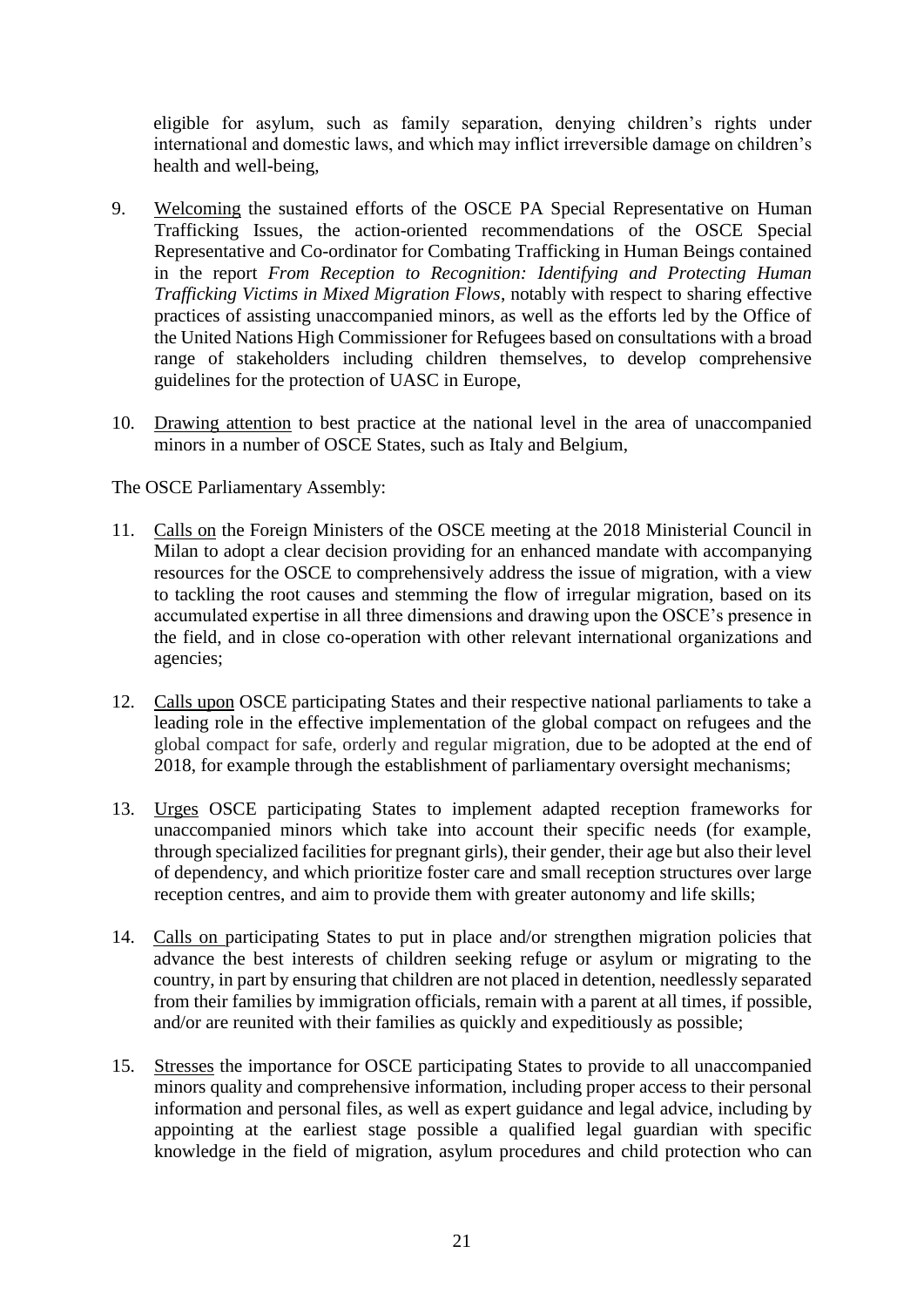eligible for asylum, such as family separation, denying children's rights under international and domestic laws, and which may inflict irreversible damage on children's health and well-being,

9. Welcoming the sustained efforts of the OSCE PA Special Representative on Human Trafficking Issues, the action-oriented recommendations of the OSCE Special Representative and Co-ordinator for Combating Trafficking in Human Beings contained in the report *From Reception to Recognition: Identifying and Protecting Human Trafficking Victims in Mixed Migration Flows*, notably with respect to sharing effective practices of assisting unaccompanied minors, as well as the efforts led by the Office of the United Nations High Commissioner for Refugees based on consultations with a broad range of stakeholders including children themselves, to develop comprehensive guidelines for the protection of UASC in Europe,

10. Drawing attention to best practice at the national level in the area of unaccompanied minors in a number of OSCE States, such as Italy and Belgium,

The OSCE Parliamentary Assembly:

11. Calls on the Foreign Ministers of the OSCE meeting at the 2018 Ministerial Council in Milan to adopt a clear decision providing for an enhanced mandate with accompanying resources for the OSCE to comprehensively address the issue of migration, with a view to tackling the root causes and stemming the flow of irregular migration, based on its accumulated expertise in all three dimensions and drawing upon the OSCE's presence in the field, and in close co-operation with other relevant international organizations and agencies;

12. Calls upon OSCE participating States and their respective national parliaments to take a leading role in the effective implementation of the global compact on refugees and the global compact for safe, orderly and regular migration, due to be adopted at the end of 2018, for example through the establishment of parliamentary oversight mechanisms;

13. Urges OSCE participating States to implement adapted reception frameworks for unaccompanied minors which take into account their specific needs (for example, through specialized facilities for pregnant girls), their gender, their age but also their level of dependency, and which prioritize foster care and small reception structures over large reception centres, and aim to provide them with greater autonomy and life skills;

14. Calls on participating States to put in place and/or strengthen migration policies that advance the best interests of children seeking refuge or asylum or migrating to the country, in part by ensuring that children are not placed in detention, needlessly separated from their families by immigration officials, remain with a parent at all times, if possible, and/or are reunited with their families as quickly and expeditiously as possible;

15. Stresses the importance for OSCE participating States to provide to all unaccompanied minors quality and comprehensive information, including proper access to their personal information and personal files, as well as expert guidance and legal advice, including by appointing at the earliest stage possible a qualified legal guardian with specific knowledge in the field of migration, asylum procedures and child protection who can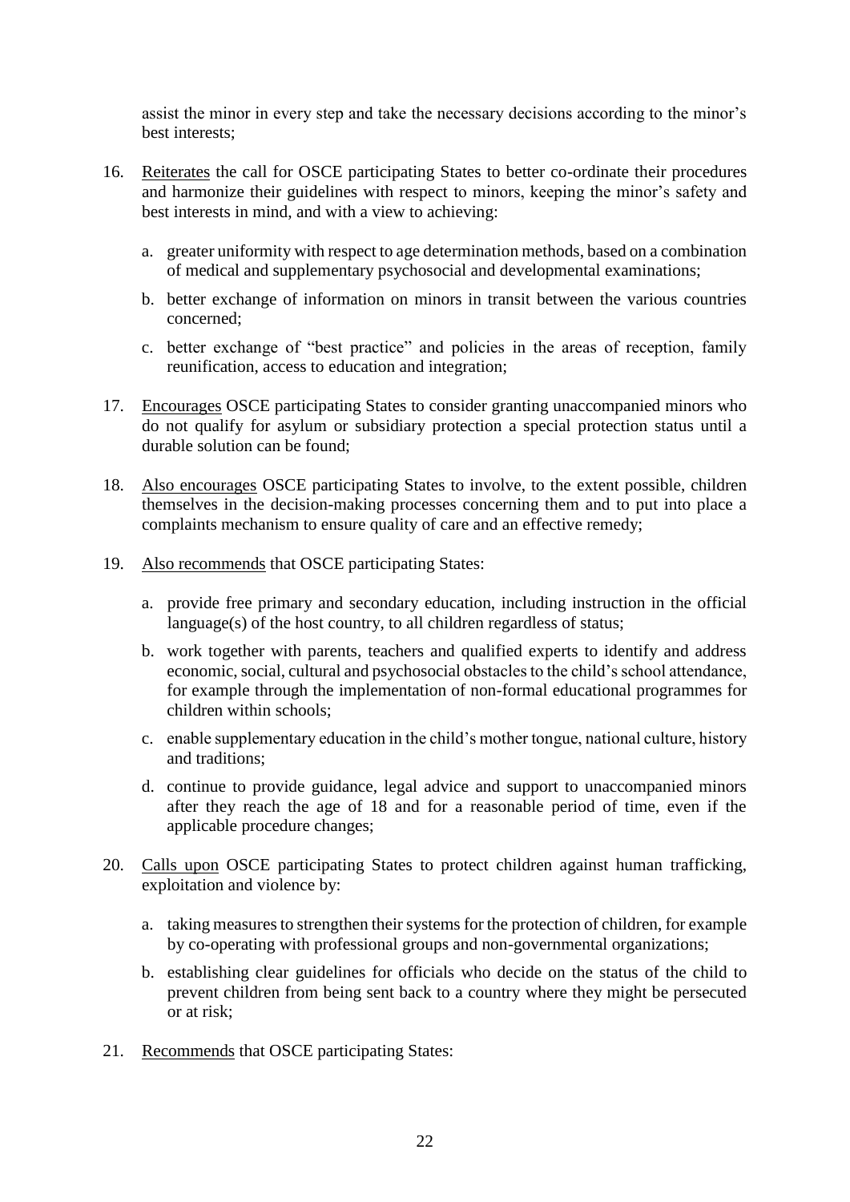assist the minor in every step and take the necessary decisions according to the minor's best interests;

16. Reiterates the call for OSCE participating States to better co-ordinate their procedures and harmonize their guidelines with respect to minors, keeping the minor's safety and best interests in mind, and with a view to achieving:

    a. greater uniformity with respect to age determination methods, based on a combination of medical and supplementary psychosocial and developmental examinations;

    b. better exchange of information on minors in transit between the various countries concerned;

    c. better exchange of "best practice" and policies in the areas of reception, family reunification, access to education and integration;

17. Encourages OSCE participating States to consider granting unaccompanied minors who do not qualify for asylum or subsidiary protection a special protection status until a durable solution can be found;

18. Also encourages OSCE participating States to involve, to the extent possible, children themselves in the decision-making processes concerning them and to put into place a complaints mechanism to ensure quality of care and an effective remedy;

19. Also recommends that OSCE participating States:

    a. provide free primary and secondary education, including instruction in the official language(s) of the host country, to all children regardless of status;

    b. work together with parents, teachers and qualified experts to identify and address economic, social, cultural and psychosocial obstacles to the child's school attendance, for example through the implementation of non-formal educational programmes for children within schools;

    c. enable supplementary education in the child's mother tongue, national culture, history and traditions;

    d. continue to provide guidance, legal advice and support to unaccompanied minors after they reach the age of 18 and for a reasonable period of time, even if the applicable procedure changes;

20. Calls upon OSCE participating States to protect children against human trafficking, exploitation and violence by:

    a. taking measures to strengthen their systems for the protection of children, for example by co-operating with professional groups and non-governmental organizations;

    b. establishing clear guidelines for officials who decide on the status of the child to prevent children from being sent back to a country where they might be persecuted or at risk;

21. Recommends that OSCE participating States: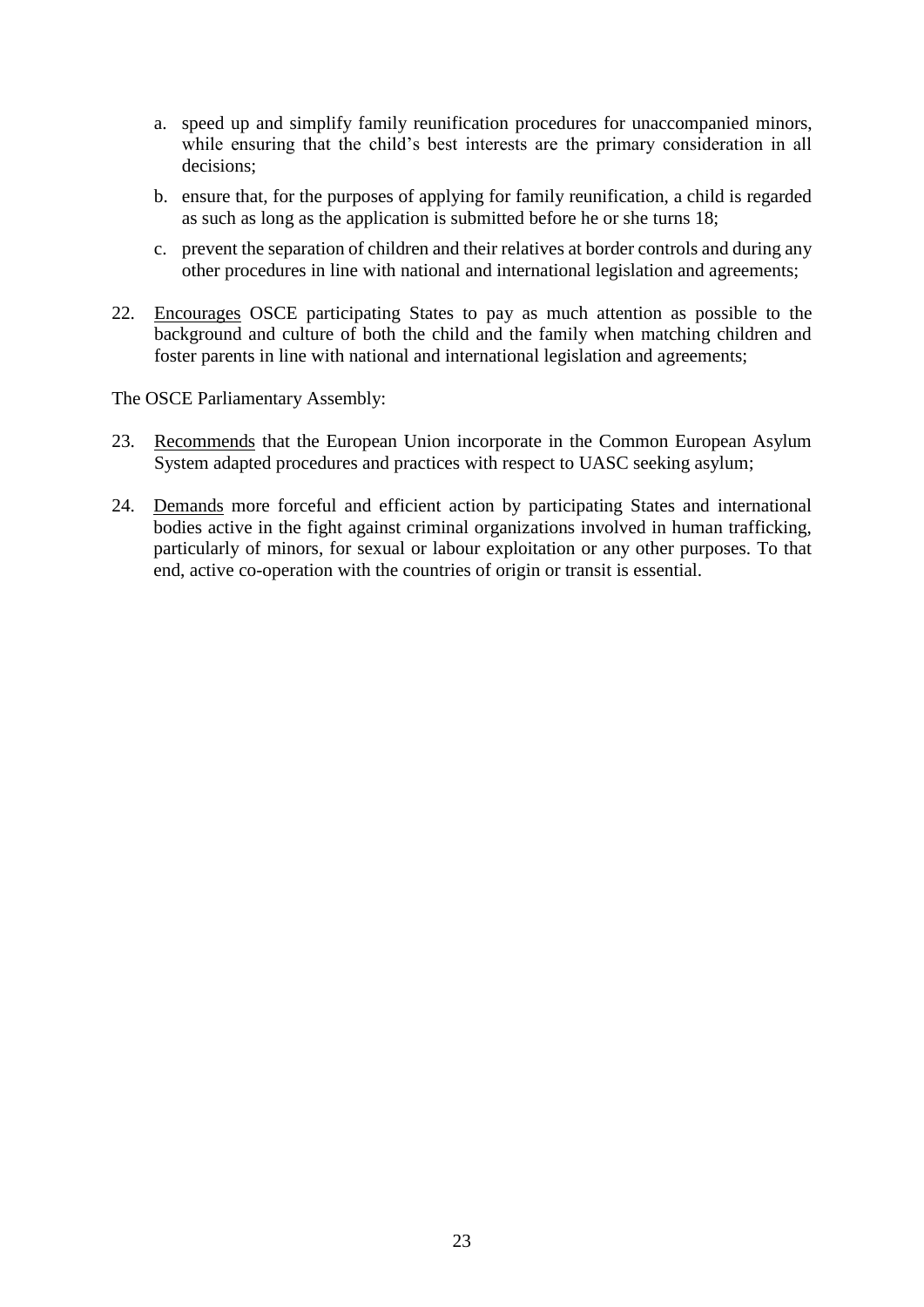a. speed up and simplify family reunification procedures for unaccompanied minors, while ensuring that the child's best interests are the primary consideration in all decisions;

b. ensure that, for the purposes of applying for family reunification, a child is regarded as such as long as the application is submitted before he or she turns 18;

c. prevent the separation of children and their relatives at border controls and during any other procedures in line with national and international legislation and agreements;

22. <u>Encourages</u> OSCE participating States to pay as much attention as possible to the background and culture of both the child and the family when matching children and foster parents in line with national and international legislation and agreements;

The OSCE Parliamentary Assembly:

23. <u>Recommends</u> that the European Union incorporate in the Common European Asylum System adapted procedures and practices with respect to UASC seeking asylum;

24. <u>Demands</u> more forceful and efficient action by participating States and international bodies active in the fight against criminal organizations involved in human trafficking, particularly of minors, for sexual or labour exploitation or any other purposes. To that end, active co-operation with the countries of origin or transit is essential.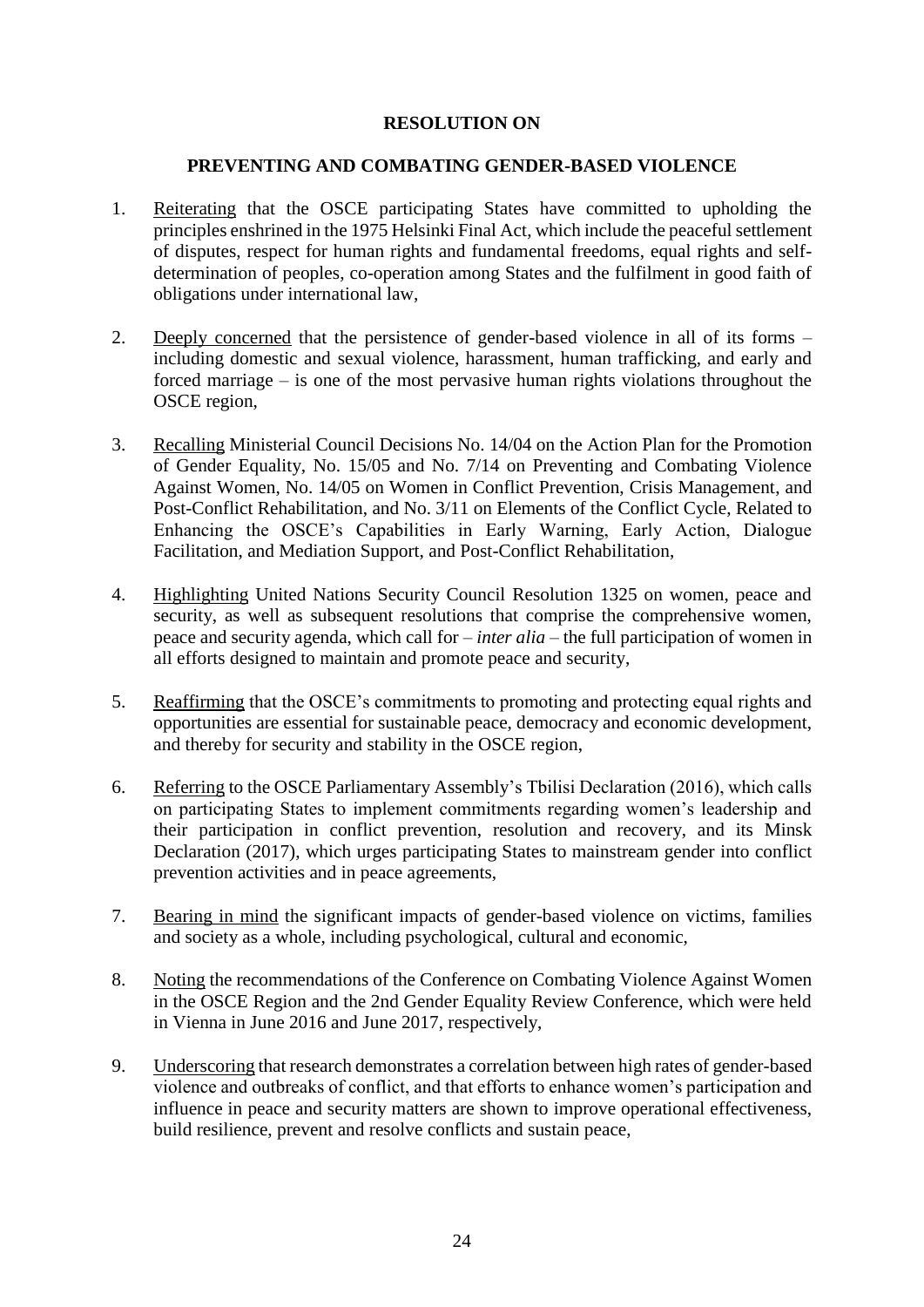**RESOLUTION ON**

**PREVENTING AND COMBATING GENDER-BASED VIOLENCE**

1. Reiterating that the OSCE participating States have committed to upholding the principles enshrined in the 1975 Helsinki Final Act, which include the peaceful settlement of disputes, respect for human rights and fundamental freedoms, equal rights and self-determination of peoples, co-operation among States and the fulfilment in good faith of obligations under international law,

2. Deeply concerned that the persistence of gender-based violence in all of its forms – including domestic and sexual violence, harassment, human trafficking, and early and forced marriage – is one of the most pervasive human rights violations throughout the OSCE region,

3. Recalling Ministerial Council Decisions No. 14/04 on the Action Plan for the Promotion of Gender Equality, No. 15/05 and No. 7/14 on Preventing and Combating Violence Against Women, No. 14/05 on Women in Conflict Prevention, Crisis Management, and Post-Conflict Rehabilitation, and No. 3/11 on Elements of the Conflict Cycle, Related to Enhancing the OSCE's Capabilities in Early Warning, Early Action, Dialogue Facilitation, and Mediation Support, and Post-Conflict Rehabilitation,

4. Highlighting United Nations Security Council Resolution 1325 on women, peace and security, as well as subsequent resolutions that comprise the comprehensive women, peace and security agenda, which call for – *inter alia* – the full participation of women in all efforts designed to maintain and promote peace and security,

5. Reaffirming that the OSCE's commitments to promoting and protecting equal rights and opportunities are essential for sustainable peace, democracy and economic development, and thereby for security and stability in the OSCE region,

6. Referring to the OSCE Parliamentary Assembly's Tbilisi Declaration (2016), which calls on participating States to implement commitments regarding women's leadership and their participation in conflict prevention, resolution and recovery, and its Minsk Declaration (2017), which urges participating States to mainstream gender into conflict prevention activities and in peace agreements,

7. Bearing in mind the significant impacts of gender-based violence on victims, families and society as a whole, including psychological, cultural and economic,

8. Noting the recommendations of the Conference on Combating Violence Against Women in the OSCE Region and the 2nd Gender Equality Review Conference, which were held in Vienna in June 2016 and June 2017, respectively,

9. Underscoring that research demonstrates a correlation between high rates of gender-based violence and outbreaks of conflict, and that efforts to enhance women's participation and influence in peace and security matters are shown to improve operational effectiveness, build resilience, prevent and resolve conflicts and sustain peace,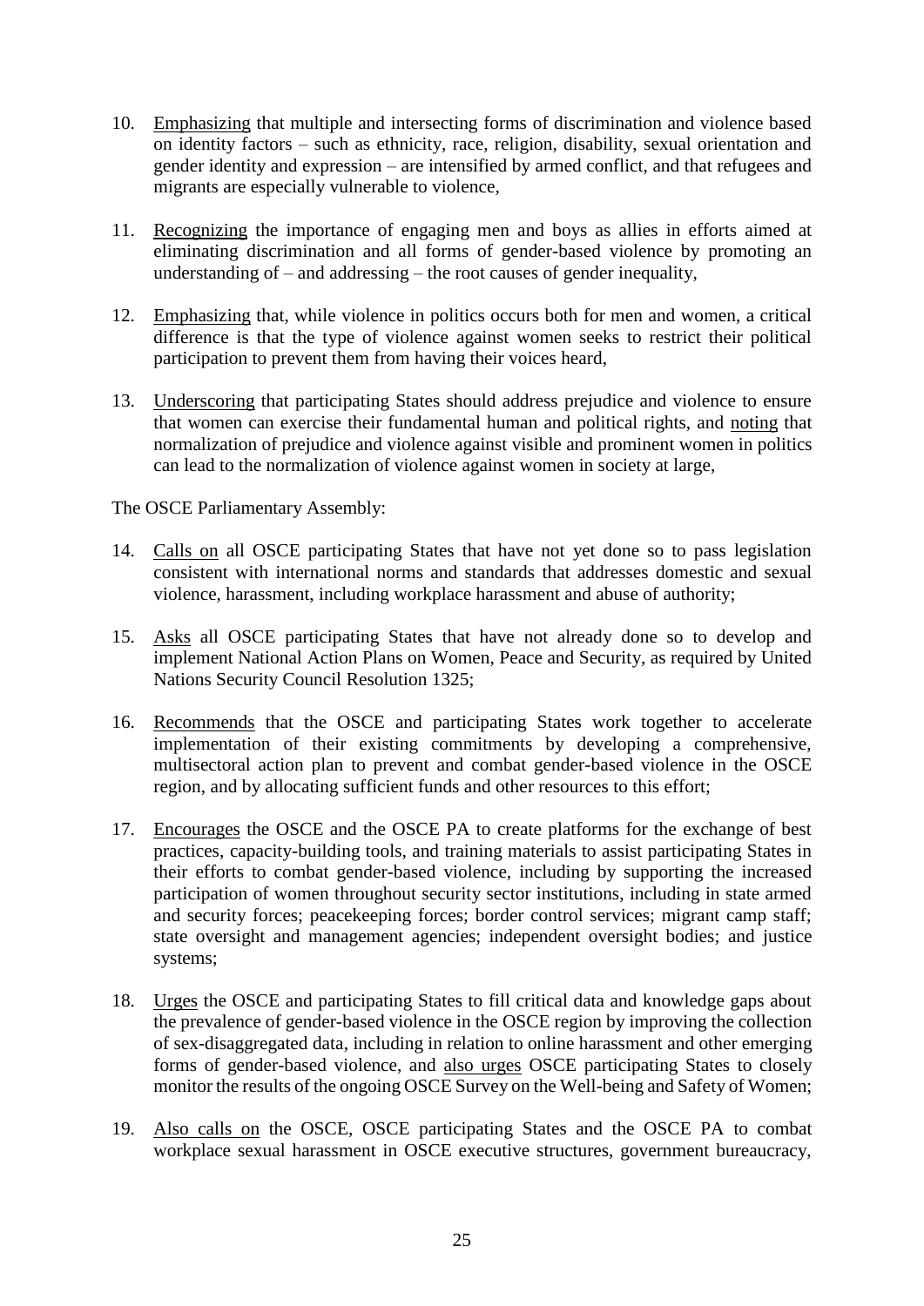10. Emphasizing that multiple and intersecting forms of discrimination and violence based on identity factors – such as ethnicity, race, religion, disability, sexual orientation and gender identity and expression – are intensified by armed conflict, and that refugees and migrants are especially vulnerable to violence,

11. Recognizing the importance of engaging men and boys as allies in efforts aimed at eliminating discrimination and all forms of gender-based violence by promoting an understanding of – and addressing – the root causes of gender inequality,

12. Emphasizing that, while violence in politics occurs both for men and women, a critical difference is that the type of violence against women seeks to restrict their political participation to prevent them from having their voices heard,

13. Underscoring that participating States should address prejudice and violence to ensure that women can exercise their fundamental human and political rights, and noting that normalization of prejudice and violence against visible and prominent women in politics can lead to the normalization of violence against women in society at large,

The OSCE Parliamentary Assembly:

14. Calls on all OSCE participating States that have not yet done so to pass legislation consistent with international norms and standards that addresses domestic and sexual violence, harassment, including workplace harassment and abuse of authority;

15. Asks all OSCE participating States that have not already done so to develop and implement National Action Plans on Women, Peace and Security, as required by United Nations Security Council Resolution 1325;

16. Recommends that the OSCE and participating States work together to accelerate implementation of their existing commitments by developing a comprehensive, multisectoral action plan to prevent and combat gender-based violence in the OSCE region, and by allocating sufficient funds and other resources to this effort;

17. Encourages the OSCE and the OSCE PA to create platforms for the exchange of best practices, capacity-building tools, and training materials to assist participating States in their efforts to combat gender-based violence, including by supporting the increased participation of women throughout security sector institutions, including in state armed and security forces; peacekeeping forces; border control services; migrant camp staff; state oversight and management agencies; independent oversight bodies; and justice systems;

18. Urges the OSCE and participating States to fill critical data and knowledge gaps about the prevalence of gender-based violence in the OSCE region by improving the collection of sex-disaggregated data, including in relation to online harassment and other emerging forms of gender-based violence, and also urges OSCE participating States to closely monitor the results of the ongoing OSCE Survey on the Well-being and Safety of Women;

19. Also calls on the OSCE, OSCE participating States and the OSCE PA to combat workplace sexual harassment in OSCE executive structures, government bureaucracy,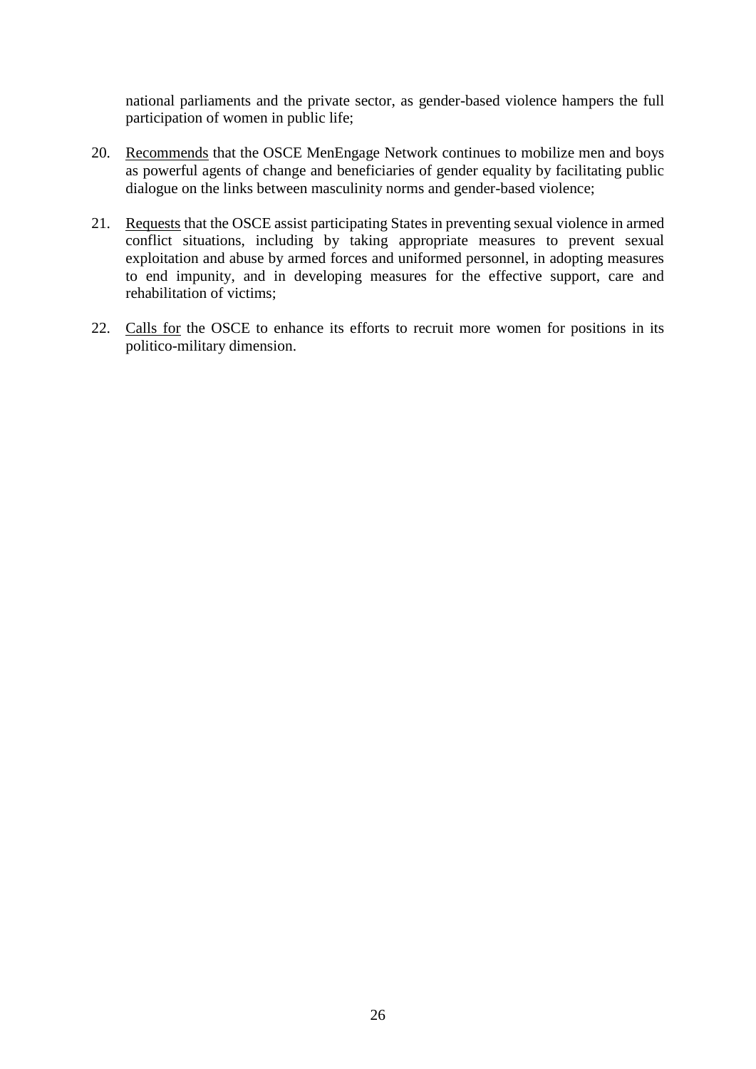national parliaments and the private sector, as gender-based violence hampers the full participation of women in public life;

20. Recommends that the OSCE MenEngage Network continues to mobilize men and boys as powerful agents of change and beneficiaries of gender equality by facilitating public dialogue on the links between masculinity norms and gender-based violence;

21. Requests that the OSCE assist participating States in preventing sexual violence in armed conflict situations, including by taking appropriate measures to prevent sexual exploitation and abuse by armed forces and uniformed personnel, in adopting measures to end impunity, and in developing measures for the effective support, care and rehabilitation of victims;

22. Calls for the OSCE to enhance its efforts to recruit more women for positions in its politico-military dimension.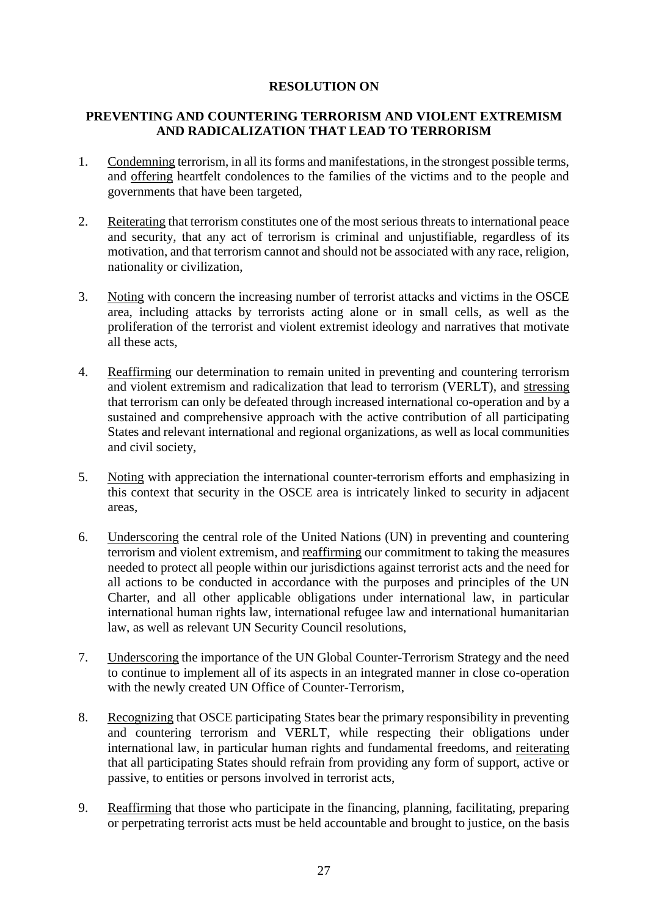## RESOLUTION ON

## PREVENTING AND COUNTERING TERRORISM AND VIOLENT EXTREMISM AND RADICALIZATION THAT LEAD TO TERRORISM

1. Condemning terrorism, in all its forms and manifestations, in the strongest possible terms, and offering heartfelt condolences to the families of the victims and to the people and governments that have been targeted,

2. Reiterating that terrorism constitutes one of the most serious threats to international peace and security, that any act of terrorism is criminal and unjustifiable, regardless of its motivation, and that terrorism cannot and should not be associated with any race, religion, nationality or civilization,

3. Noting with concern the increasing number of terrorist attacks and victims in the OSCE area, including attacks by terrorists acting alone or in small cells, as well as the proliferation of the terrorist and violent extremist ideology and narratives that motivate all these acts,

4. Reaffirming our determination to remain united in preventing and countering terrorism and violent extremism and radicalization that lead to terrorism (VERLT), and stressing that terrorism can only be defeated through increased international co-operation and by a sustained and comprehensive approach with the active contribution of all participating States and relevant international and regional organizations, as well as local communities and civil society,

5. Noting with appreciation the international counter-terrorism efforts and emphasizing in this context that security in the OSCE area is intricately linked to security in adjacent areas,

6. Underscoring the central role of the United Nations (UN) in preventing and countering terrorism and violent extremism, and reaffirming our commitment to taking the measures needed to protect all people within our jurisdictions against terrorist acts and the need for all actions to be conducted in accordance with the purposes and principles of the UN Charter, and all other applicable obligations under international law, in particular international human rights law, international refugee law and international humanitarian law, as well as relevant UN Security Council resolutions,

7. Underscoring the importance of the UN Global Counter-Terrorism Strategy and the need to continue to implement all of its aspects in an integrated manner in close co-operation with the newly created UN Office of Counter-Terrorism,

8. Recognizing that OSCE participating States bear the primary responsibility in preventing and countering terrorism and VERLT, while respecting their obligations under international law, in particular human rights and fundamental freedoms, and reiterating that all participating States should refrain from providing any form of support, active or passive, to entities or persons involved in terrorist acts,

9. Reaffirming that those who participate in the financing, planning, facilitating, preparing or perpetrating terrorist acts must be held accountable and brought to justice, on the basis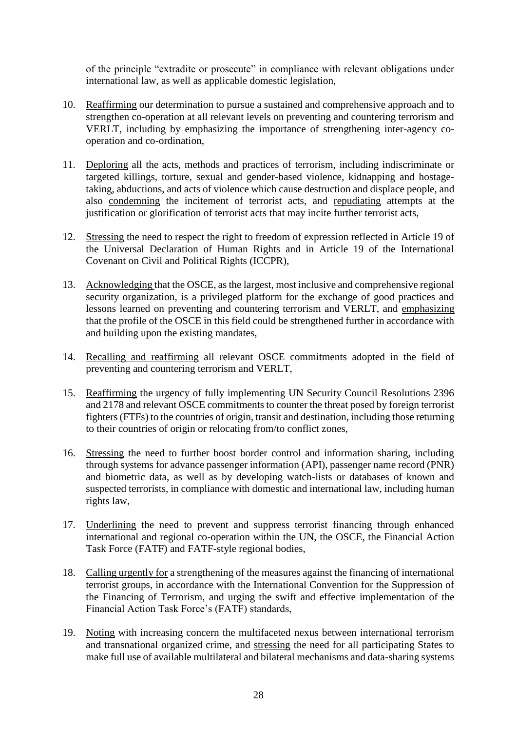of the principle “extradite or prosecute” in compliance with relevant obligations under international law, as well as applicable domestic legislation,

10. Reaffirming our determination to pursue a sustained and comprehensive approach and to strengthen co-operation at all relevant levels on preventing and countering terrorism and VERLT, including by emphasizing the importance of strengthening inter-agency co-operation and co-ordination,

11. Deploring all the acts, methods and practices of terrorism, including indiscriminate or targeted killings, torture, sexual and gender-based violence, kidnapping and hostage-taking, abductions, and acts of violence which cause destruction and displace people, and also condemning the incitement of terrorist acts, and repudiating attempts at the justification or glorification of terrorist acts that may incite further terrorist acts,

12. Stressing the need to respect the right to freedom of expression reflected in Article 19 of the Universal Declaration of Human Rights and in Article 19 of the International Covenant on Civil and Political Rights (ICCPR),

13. Acknowledging that the OSCE, as the largest, most inclusive and comprehensive regional security organization, is a privileged platform for the exchange of good practices and lessons learned on preventing and countering terrorism and VERLT, and emphasizing that the profile of the OSCE in this field could be strengthened further in accordance with and building upon the existing mandates,

14. Recalling and reaffirming all relevant OSCE commitments adopted in the field of preventing and countering terrorism and VERLT,

15. Reaffirming the urgency of fully implementing UN Security Council Resolutions 2396 and 2178 and relevant OSCE commitments to counter the threat posed by foreign terrorist fighters (FTFs) to the countries of origin, transit and destination, including those returning to their countries of origin or relocating from/to conflict zones,

16. Stressing the need to further boost border control and information sharing, including through systems for advance passenger information (API), passenger name record (PNR) and biometric data, as well as by developing watch-lists or databases of known and suspected terrorists, in compliance with domestic and international law, including human rights law,

17. Underlining the need to prevent and suppress terrorist financing through enhanced international and regional co-operation within the UN, the OSCE, the Financial Action Task Force (FATF) and FATF-style regional bodies,

18. Calling urgently for a strengthening of the measures against the financing of international terrorist groups, in accordance with the International Convention for the Suppression of the Financing of Terrorism, and urging the swift and effective implementation of the Financial Action Task Force’s (FATF) standards,

19. Noting with increasing concern the multifaceted nexus between international terrorism and transnational organized crime, and stressing the need for all participating States to make full use of available multilateral and bilateral mechanisms and data-sharing systems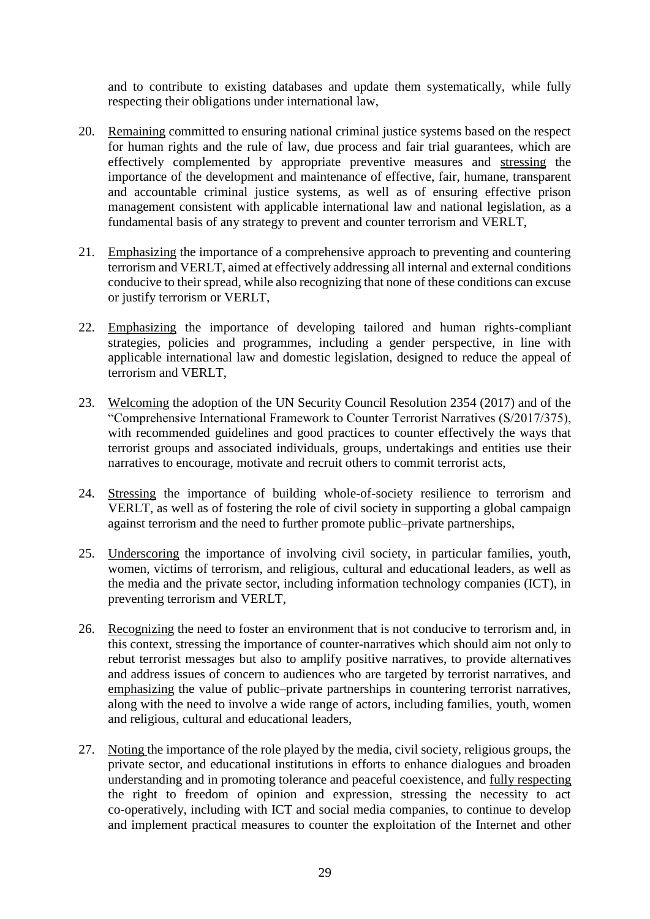and to contribute to existing databases and update them systematically, while fully respecting their obligations under international law,

20. Remaining committed to ensuring national criminal justice systems based on the respect for human rights and the rule of law, due process and fair trial guarantees, which are effectively complemented by appropriate preventive measures and stressing the importance of the development and maintenance of effective, fair, humane, transparent and accountable criminal justice systems, as well as of ensuring effective prison management consistent with applicable international law and national legislation, as a fundamental basis of any strategy to prevent and counter terrorism and VERLT,

21. Emphasizing the importance of a comprehensive approach to preventing and countering terrorism and VERLT, aimed at effectively addressing all internal and external conditions conducive to their spread, while also recognizing that none of these conditions can excuse or justify terrorism or VERLT,

22. Emphasizing the importance of developing tailored and human rights-compliant strategies, policies and programmes, including a gender perspective, in line with applicable international law and domestic legislation, designed to reduce the appeal of terrorism and VERLT,

23. Welcoming the adoption of the UN Security Council Resolution 2354 (2017) and of the "Comprehensive International Framework to Counter Terrorist Narratives (S/2017/375), with recommended guidelines and good practices to counter effectively the ways that terrorist groups and associated individuals, groups, undertakings and entities use their narratives to encourage, motivate and recruit others to commit terrorist acts,

24. Stressing the importance of building whole-of-society resilience to terrorism and VERLT, as well as of fostering the role of civil society in supporting a global campaign against terrorism and the need to further promote public–private partnerships,

25. Underscoring the importance of involving civil society, in particular families, youth, women, victims of terrorism, and religious, cultural and educational leaders, as well as the media and the private sector, including information technology companies (ICT), in preventing terrorism and VERLT,

26. Recognizing the need to foster an environment that is not conducive to terrorism and, in this context, stressing the importance of counter-narratives which should aim not only to rebut terrorist messages but also to amplify positive narratives, to provide alternatives and address issues of concern to audiences who are targeted by terrorist narratives, and emphasizing the value of public–private partnerships in countering terrorist narratives, along with the need to involve a wide range of actors, including families, youth, women and religious, cultural and educational leaders,

27. Noting the importance of the role played by the media, civil society, religious groups, the private sector, and educational institutions in efforts to enhance dialogues and broaden understanding and in promoting tolerance and peaceful coexistence, and fully respecting the right to freedom of opinion and expression, stressing the necessity to act co-operatively, including with ICT and social media companies, to continue to develop and implement practical measures to counter the exploitation of the Internet and other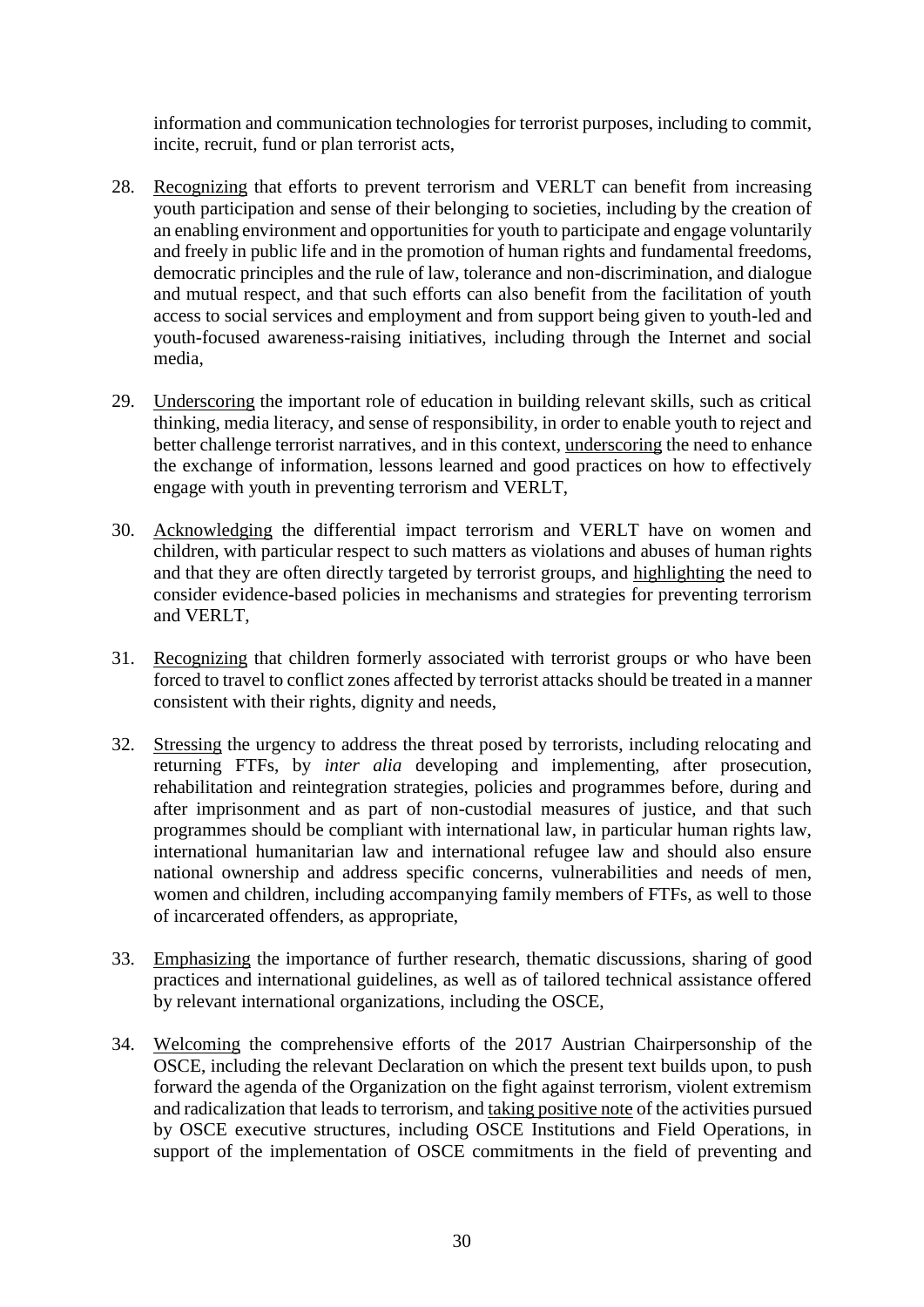information and communication technologies for terrorist purposes, including to commit, incite, recruit, fund or plan terrorist acts,

28. Recognizing that efforts to prevent terrorism and VERLT can benefit from increasing youth participation and sense of their belonging to societies, including by the creation of an enabling environment and opportunities for youth to participate and engage voluntarily and freely in public life and in the promotion of human rights and fundamental freedoms, democratic principles and the rule of law, tolerance and non-discrimination, and dialogue and mutual respect, and that such efforts can also benefit from the facilitation of youth access to social services and employment and from support being given to youth-led and youth-focused awareness-raising initiatives, including through the Internet and social media,

29. Underscoring the important role of education in building relevant skills, such as critical thinking, media literacy, and sense of responsibility, in order to enable youth to reject and better challenge terrorist narratives, and in this context, underscoring the need to enhance the exchange of information, lessons learned and good practices on how to effectively engage with youth in preventing terrorism and VERLT,

30. Acknowledging the differential impact terrorism and VERLT have on women and children, with particular respect to such matters as violations and abuses of human rights and that they are often directly targeted by terrorist groups, and highlighting the need to consider evidence-based policies in mechanisms and strategies for preventing terrorism and VERLT,

31. Recognizing that children formerly associated with terrorist groups or who have been forced to travel to conflict zones affected by terrorist attacks should be treated in a manner consistent with their rights, dignity and needs,

32. Stressing the urgency to address the threat posed by terrorists, including relocating and returning FTFs, by *inter alia* developing and implementing, after prosecution, rehabilitation and reintegration strategies, policies and programmes before, during and after imprisonment and as part of non-custodial measures of justice, and that such programmes should be compliant with international law, in particular human rights law, international humanitarian law and international refugee law and should also ensure national ownership and address specific concerns, vulnerabilities and needs of men, women and children, including accompanying family members of FTFs, as well to those of incarcerated offenders, as appropriate,

33. Emphasizing the importance of further research, thematic discussions, sharing of good practices and international guidelines, as well as of tailored technical assistance offered by relevant international organizations, including the OSCE,

34. Welcoming the comprehensive efforts of the 2017 Austrian Chairpersonship of the OSCE, including the relevant Declaration on which the present text builds upon, to push forward the agenda of the Organization on the fight against terrorism, violent extremism and radicalization that leads to terrorism, and taking positive note of the activities pursued by OSCE executive structures, including OSCE Institutions and Field Operations, in support of the implementation of OSCE commitments in the field of preventing and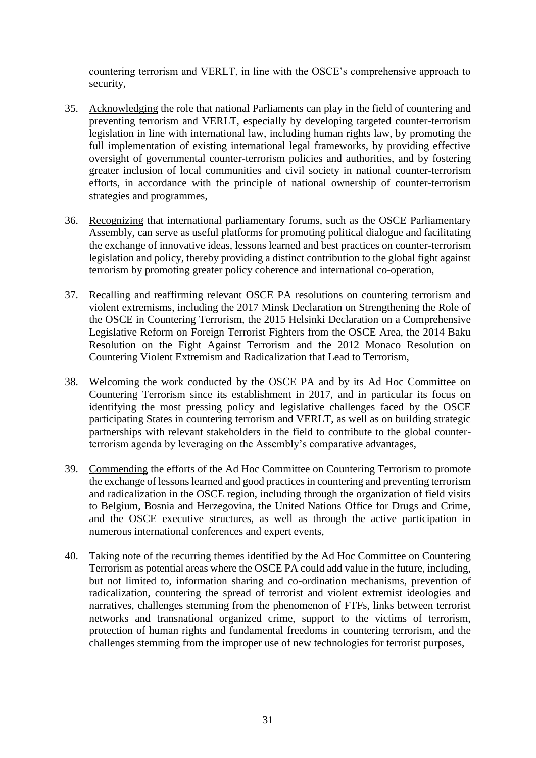countering terrorism and VERLT, in line with the OSCE's comprehensive approach to security,

35. Acknowledging the role that national Parliaments can play in the field of countering and preventing terrorism and VERLT, especially by developing targeted counter-terrorism legislation in line with international law, including human rights law, by promoting the full implementation of existing international legal frameworks, by providing effective oversight of governmental counter-terrorism policies and authorities, and by fostering greater inclusion of local communities and civil society in national counter-terrorism efforts, in accordance with the principle of national ownership of counter-terrorism strategies and programmes,

36. Recognizing that international parliamentary forums, such as the OSCE Parliamentary Assembly, can serve as useful platforms for promoting political dialogue and facilitating the exchange of innovative ideas, lessons learned and best practices on counter-terrorism legislation and policy, thereby providing a distinct contribution to the global fight against terrorism by promoting greater policy coherence and international co-operation,

37. Recalling and reaffirming relevant OSCE PA resolutions on countering terrorism and violent extremisms, including the 2017 Minsk Declaration on Strengthening the Role of the OSCE in Countering Terrorism, the 2015 Helsinki Declaration on a Comprehensive Legislative Reform on Foreign Terrorist Fighters from the OSCE Area, the 2014 Baku Resolution on the Fight Against Terrorism and the 2012 Monaco Resolution on Countering Violent Extremism and Radicalization that Lead to Terrorism,

38. Welcoming the work conducted by the OSCE PA and by its Ad Hoc Committee on Countering Terrorism since its establishment in 2017, and in particular its focus on identifying the most pressing policy and legislative challenges faced by the OSCE participating States in countering terrorism and VERLT, as well as on building strategic partnerships with relevant stakeholders in the field to contribute to the global counter-terrorism agenda by leveraging on the Assembly's comparative advantages,

39. Commending the efforts of the Ad Hoc Committee on Countering Terrorism to promote the exchange of lessons learned and good practices in countering and preventing terrorism and radicalization in the OSCE region, including through the organization of field visits to Belgium, Bosnia and Herzegovina, the United Nations Office for Drugs and Crime, and the OSCE executive structures, as well as through the active participation in numerous international conferences and expert events,

40. Taking note of the recurring themes identified by the Ad Hoc Committee on Countering Terrorism as potential areas where the OSCE PA could add value in the future, including, but not limited to, information sharing and co-ordination mechanisms, prevention of radicalization, countering the spread of terrorist and violent extremist ideologies and narratives, challenges stemming from the phenomenon of FTFs, links between terrorist networks and transnational organized crime, support to the victims of terrorism, protection of human rights and fundamental freedoms in countering terrorism, and the challenges stemming from the improper use of new technologies for terrorist purposes,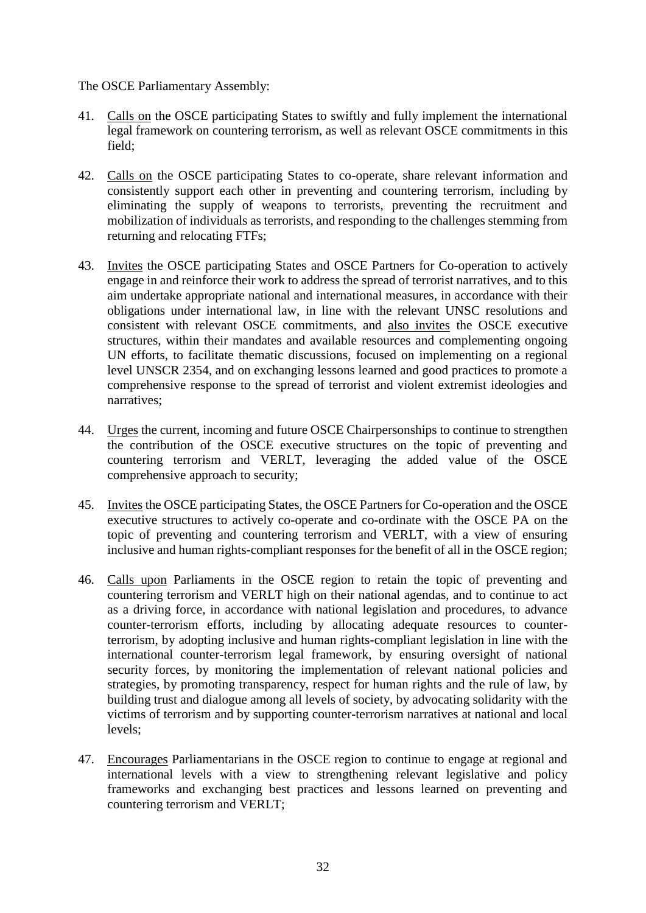The OSCE Parliamentary Assembly:

41. Calls on the OSCE participating States to swiftly and fully implement the international legal framework on countering terrorism, as well as relevant OSCE commitments in this field;

42. Calls on the OSCE participating States to co-operate, share relevant information and consistently support each other in preventing and countering terrorism, including by eliminating the supply of weapons to terrorists, preventing the recruitment and mobilization of individuals as terrorists, and responding to the challenges stemming from returning and relocating FTFs;

43. Invites the OSCE participating States and OSCE Partners for Co-operation to actively engage in and reinforce their work to address the spread of terrorist narratives, and to this aim undertake appropriate national and international measures, in accordance with their obligations under international law, in line with the relevant UNSC resolutions and consistent with relevant OSCE commitments, and also invites the OSCE executive structures, within their mandates and available resources and complementing ongoing UN efforts, to facilitate thematic discussions, focused on implementing on a regional level UNSCR 2354, and on exchanging lessons learned and good practices to promote a comprehensive response to the spread of terrorist and violent extremist ideologies and narratives;

44. Urges the current, incoming and future OSCE Chairpersonships to continue to strengthen the contribution of the OSCE executive structures on the topic of preventing and countering terrorism and VERLT, leveraging the added value of the OSCE comprehensive approach to security;

45. Invites the OSCE participating States, the OSCE Partners for Co-operation and the OSCE executive structures to actively co-operate and co-ordinate with the OSCE PA on the topic of preventing and countering terrorism and VERLT, with a view of ensuring inclusive and human rights-compliant responses for the benefit of all in the OSCE region;

46. Calls upon Parliaments in the OSCE region to retain the topic of preventing and countering terrorism and VERLT high on their national agendas, and to continue to act as a driving force, in accordance with national legislation and procedures, to advance counter-terrorism efforts, including by allocating adequate resources to counter-terrorism, by adopting inclusive and human rights-compliant legislation in line with the international counter-terrorism legal framework, by ensuring oversight of national security forces, by monitoring the implementation of relevant national policies and strategies, by promoting transparency, respect for human rights and the rule of law, by building trust and dialogue among all levels of society, by advocating solidarity with the victims of terrorism and by supporting counter-terrorism narratives at national and local levels;

47. Encourages Parliamentarians in the OSCE region to continue to engage at regional and international levels with a view to strengthening relevant legislative and policy frameworks and exchanging best practices and lessons learned on preventing and countering terrorism and VERLT;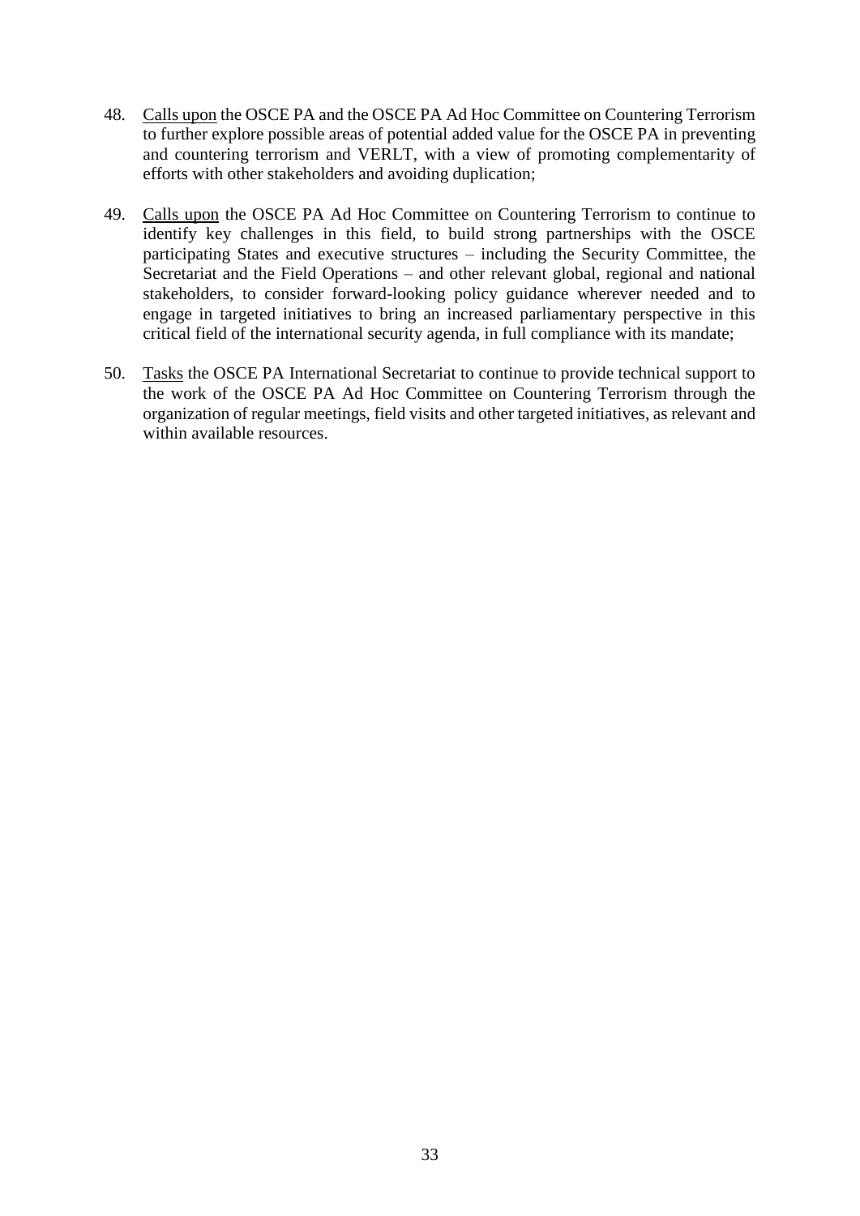48. <u>Calls upon</u> the OSCE PA and the OSCE PA Ad Hoc Committee on Countering Terrorism to further explore possible areas of potential added value for the OSCE PA in preventing and countering terrorism and VERLT, with a view of promoting complementarity of efforts with other stakeholders and avoiding duplication;

49. <u>Calls upon</u> the OSCE PA Ad Hoc Committee on Countering Terrorism to continue to identify key challenges in this field, to build strong partnerships with the OSCE participating States and executive structures – including the Security Committee, the Secretariat and the Field Operations – and other relevant global, regional and national stakeholders, to consider forward-looking policy guidance wherever needed and to engage in targeted initiatives to bring an increased parliamentary perspective in this critical field of the international security agenda, in full compliance with its mandate;

50. <u>Tasks</u> the OSCE PA International Secretariat to continue to provide technical support to the work of the OSCE PA Ad Hoc Committee on Countering Terrorism through the organization of regular meetings, field visits and other targeted initiatives, as relevant and within available resources.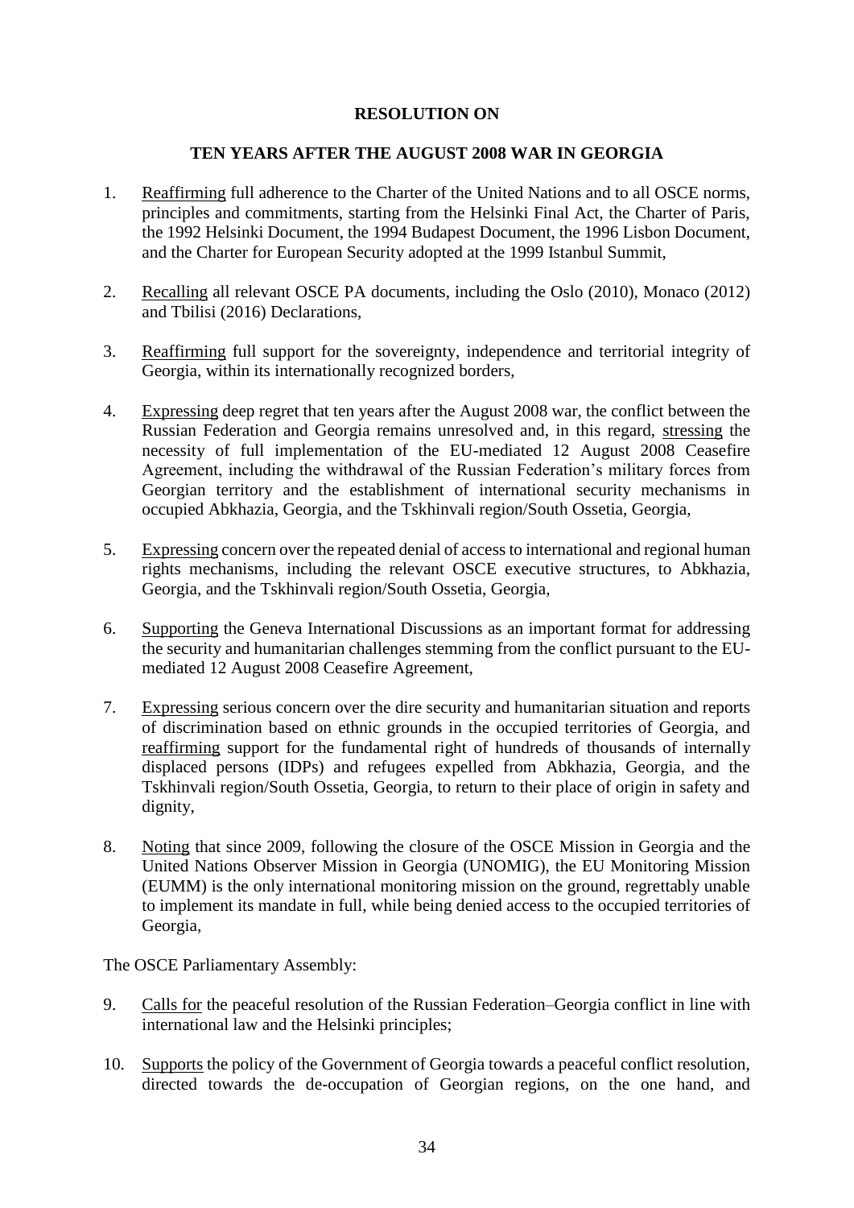**RESOLUTION ON**

**TEN YEARS AFTER THE AUGUST 2008 WAR IN GEORGIA**

1. Reaffirming full adherence to the Charter of the United Nations and to all OSCE norms, principles and commitments, starting from the Helsinki Final Act, the Charter of Paris, the 1992 Helsinki Document, the 1994 Budapest Document, the 1996 Lisbon Document, and the Charter for European Security adopted at the 1999 Istanbul Summit,

2. Recalling all relevant OSCE PA documents, including the Oslo (2010), Monaco (2012) and Tbilisi (2016) Declarations,

3. Reaffirming full support for the sovereignty, independence and territorial integrity of Georgia, within its internationally recognized borders,

4. Expressing deep regret that ten years after the August 2008 war, the conflict between the Russian Federation and Georgia remains unresolved and, in this regard, stressing the necessity of full implementation of the EU-mediated 12 August 2008 Ceasefire Agreement, including the withdrawal of the Russian Federation's military forces from Georgian territory and the establishment of international security mechanisms in occupied Abkhazia, Georgia, and the Tskhinvali region/South Ossetia, Georgia,

5. Expressing concern over the repeated denial of access to international and regional human rights mechanisms, including the relevant OSCE executive structures, to Abkhazia, Georgia, and the Tskhinvali region/South Ossetia, Georgia,

6. Supporting the Geneva International Discussions as an important format for addressing the security and humanitarian challenges stemming from the conflict pursuant to the EU-mediated 12 August 2008 Ceasefire Agreement,

7. Expressing serious concern over the dire security and humanitarian situation and reports of discrimination based on ethnic grounds in the occupied territories of Georgia, and reaffirming support for the fundamental right of hundreds of thousands of internally displaced persons (IDPs) and refugees expelled from Abkhazia, Georgia, and the Tskhinvali region/South Ossetia, Georgia, to return to their place of origin in safety and dignity,

8. Noting that since 2009, following the closure of the OSCE Mission in Georgia and the United Nations Observer Mission in Georgia (UNOMIG), the EU Monitoring Mission (EUMM) is the only international monitoring mission on the ground, regrettably unable to implement its mandate in full, while being denied access to the occupied territories of Georgia,

The OSCE Parliamentary Assembly:

9. Calls for the peaceful resolution of the Russian Federation–Georgia conflict in line with international law and the Helsinki principles;

10. Supports the policy of the Government of Georgia towards a peaceful conflict resolution, directed towards the de-occupation of Georgian regions, on the one hand, and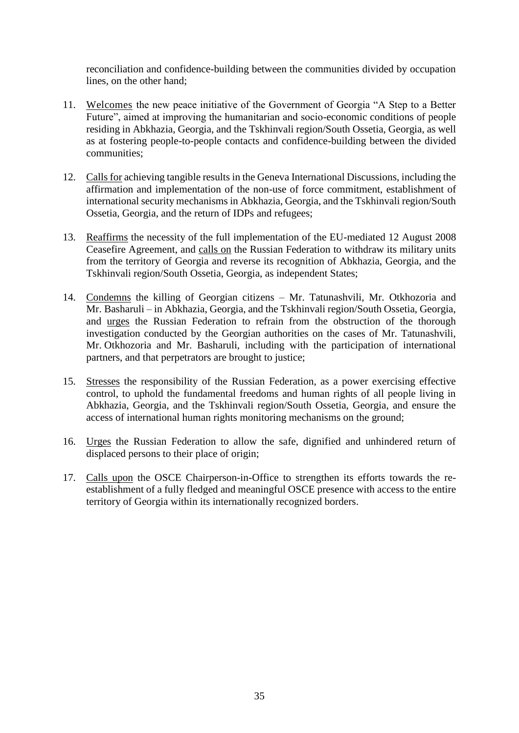reconciliation and confidence-building between the communities divided by occupation lines, on the other hand;

11. Welcomes the new peace initiative of the Government of Georgia "A Step to a Better Future", aimed at improving the humanitarian and socio-economic conditions of people residing in Abkhazia, Georgia, and the Tskhinvali region/South Ossetia, Georgia, as well as at fostering people-to-people contacts and confidence-building between the divided communities;

12. Calls for achieving tangible results in the Geneva International Discussions, including the affirmation and implementation of the non-use of force commitment, establishment of international security mechanisms in Abkhazia, Georgia, and the Tskhinvali region/South Ossetia, Georgia, and the return of IDPs and refugees;

13. Reaffirms the necessity of the full implementation of the EU-mediated 12 August 2008 Ceasefire Agreement, and calls on the Russian Federation to withdraw its military units from the territory of Georgia and reverse its recognition of Abkhazia, Georgia, and the Tskhinvali region/South Ossetia, Georgia, as independent States;

14. Condemns the killing of Georgian citizens – Mr. Tatunashvili, Mr. Otkhozoria and Mr. Basharuli – in Abkhazia, Georgia, and the Tskhinvali region/South Ossetia, Georgia, and urges the Russian Federation to refrain from the obstruction of the thorough investigation conducted by the Georgian authorities on the cases of Mr. Tatunashvili, Mr. Otkhozoria and Mr. Basharuli, including with the participation of international partners, and that perpetrators are brought to justice;

15. Stresses the responsibility of the Russian Federation, as a power exercising effective control, to uphold the fundamental freedoms and human rights of all people living in Abkhazia, Georgia, and the Tskhinvali region/South Ossetia, Georgia, and ensure the access of international human rights monitoring mechanisms on the ground;

16. Urges the Russian Federation to allow the safe, dignified and unhindered return of displaced persons to their place of origin;

17. Calls upon the OSCE Chairperson-in-Office to strengthen its efforts towards the re-establishment of a fully fledged and meaningful OSCE presence with access to the entire territory of Georgia within its internationally recognized borders.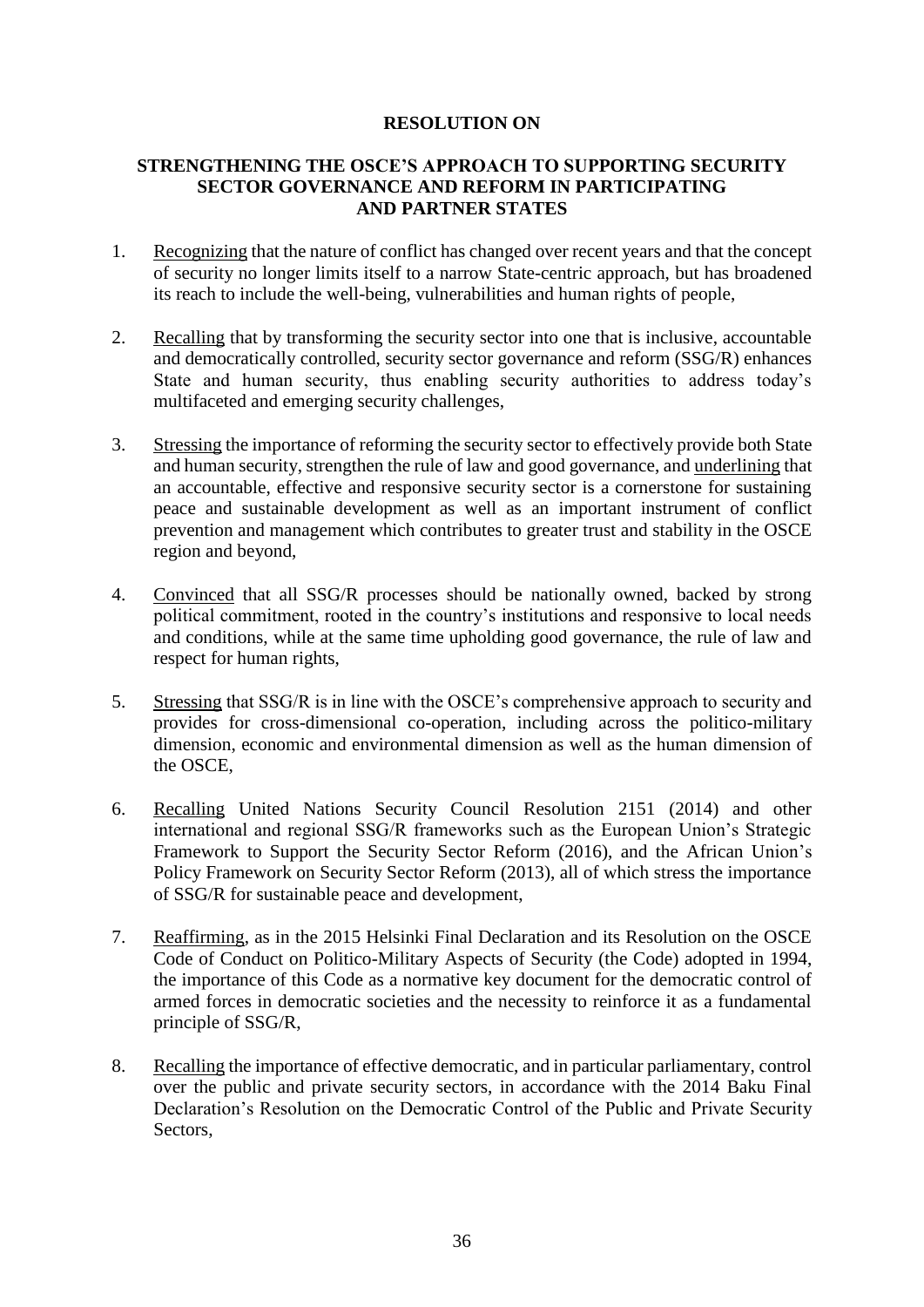**RESOLUTION ON**

**STRENGTHENING THE OSCE'S APPROACH TO SUPPORTING SECURITY SECTOR GOVERNANCE AND REFORM IN PARTICIPATING AND PARTNER STATES**

1. Recognizing that the nature of conflict has changed over recent years and that the concept of security no longer limits itself to a narrow State-centric approach, but has broadened its reach to include the well-being, vulnerabilities and human rights of people,

2. Recalling that by transforming the security sector into one that is inclusive, accountable and democratically controlled, security sector governance and reform (SSG/R) enhances State and human security, thus enabling security authorities to address today's multifaceted and emerging security challenges,

3. Stressing the importance of reforming the security sector to effectively provide both State and human security, strengthen the rule of law and good governance, and underlining that an accountable, effective and responsive security sector is a cornerstone for sustaining peace and sustainable development as well as an important instrument of conflict prevention and management which contributes to greater trust and stability in the OSCE region and beyond,

4. Convinced that all SSG/R processes should be nationally owned, backed by strong political commitment, rooted in the country's institutions and responsive to local needs and conditions, while at the same time upholding good governance, the rule of law and respect for human rights,

5. Stressing that SSG/R is in line with the OSCE's comprehensive approach to security and provides for cross-dimensional co-operation, including across the politico-military dimension, economic and environmental dimension as well as the human dimension of the OSCE,

6. Recalling United Nations Security Council Resolution 2151 (2014) and other international and regional SSG/R frameworks such as the European Union's Strategic Framework to Support the Security Sector Reform (2016), and the African Union's Policy Framework on Security Sector Reform (2013), all of which stress the importance of SSG/R for sustainable peace and development,

7. Reaffirming, as in the 2015 Helsinki Final Declaration and its Resolution on the OSCE Code of Conduct on Politico-Military Aspects of Security (the Code) adopted in 1994, the importance of this Code as a normative key document for the democratic control of armed forces in democratic societies and the necessity to reinforce it as a fundamental principle of SSG/R,

8. Recalling the importance of effective democratic, and in particular parliamentary, control over the public and private security sectors, in accordance with the 2014 Baku Final Declaration's Resolution on the Democratic Control of the Public and Private Security Sectors,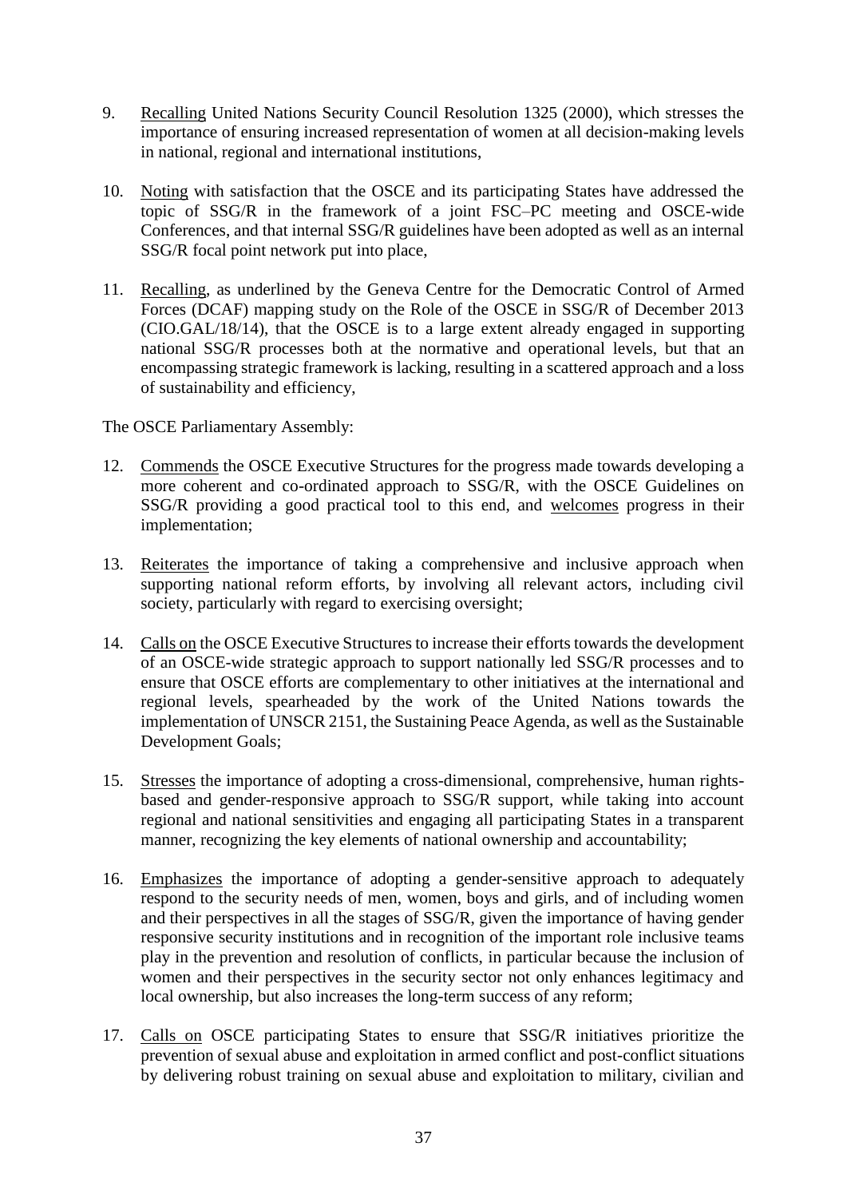9. Recalling United Nations Security Council Resolution 1325 (2000), which stresses the importance of ensuring increased representation of women at all decision-making levels in national, regional and international institutions,

10. Noting with satisfaction that the OSCE and its participating States have addressed the topic of SSG/R in the framework of a joint FSC–PC meeting and OSCE-wide Conferences, and that internal SSG/R guidelines have been adopted as well as an internal SSG/R focal point network put into place,

11. Recalling, as underlined by the Geneva Centre for the Democratic Control of Armed Forces (DCAF) mapping study on the Role of the OSCE in SSG/R of December 2013 (CIO.GAL/18/14), that the OSCE is to a large extent already engaged in supporting national SSG/R processes both at the normative and operational levels, but that an encompassing strategic framework is lacking, resulting in a scattered approach and a loss of sustainability and efficiency,

The OSCE Parliamentary Assembly:

12. Commends the OSCE Executive Structures for the progress made towards developing a more coherent and co-ordinated approach to SSG/R, with the OSCE Guidelines on SSG/R providing a good practical tool to this end, and welcomes progress in their implementation;

13. Reiterates the importance of taking a comprehensive and inclusive approach when supporting national reform efforts, by involving all relevant actors, including civil society, particularly with regard to exercising oversight;

14. Calls on the OSCE Executive Structures to increase their efforts towards the development of an OSCE-wide strategic approach to support nationally led SSG/R processes and to ensure that OSCE efforts are complementary to other initiatives at the international and regional levels, spearheaded by the work of the United Nations towards the implementation of UNSCR 2151, the Sustaining Peace Agenda, as well as the Sustainable Development Goals;

15. Stresses the importance of adopting a cross-dimensional, comprehensive, human rights-based and gender-responsive approach to SSG/R support, while taking into account regional and national sensitivities and engaging all participating States in a transparent manner, recognizing the key elements of national ownership and accountability;

16. Emphasizes the importance of adopting a gender-sensitive approach to adequately respond to the security needs of men, women, boys and girls, and of including women and their perspectives in all the stages of SSG/R, given the importance of having gender responsive security institutions and in recognition of the important role inclusive teams play in the prevention and resolution of conflicts, in particular because the inclusion of women and their perspectives in the security sector not only enhances legitimacy and local ownership, but also increases the long-term success of any reform;

17. Calls on OSCE participating States to ensure that SSG/R initiatives prioritize the prevention of sexual abuse and exploitation in armed conflict and post-conflict situations by delivering robust training on sexual abuse and exploitation to military, civilian and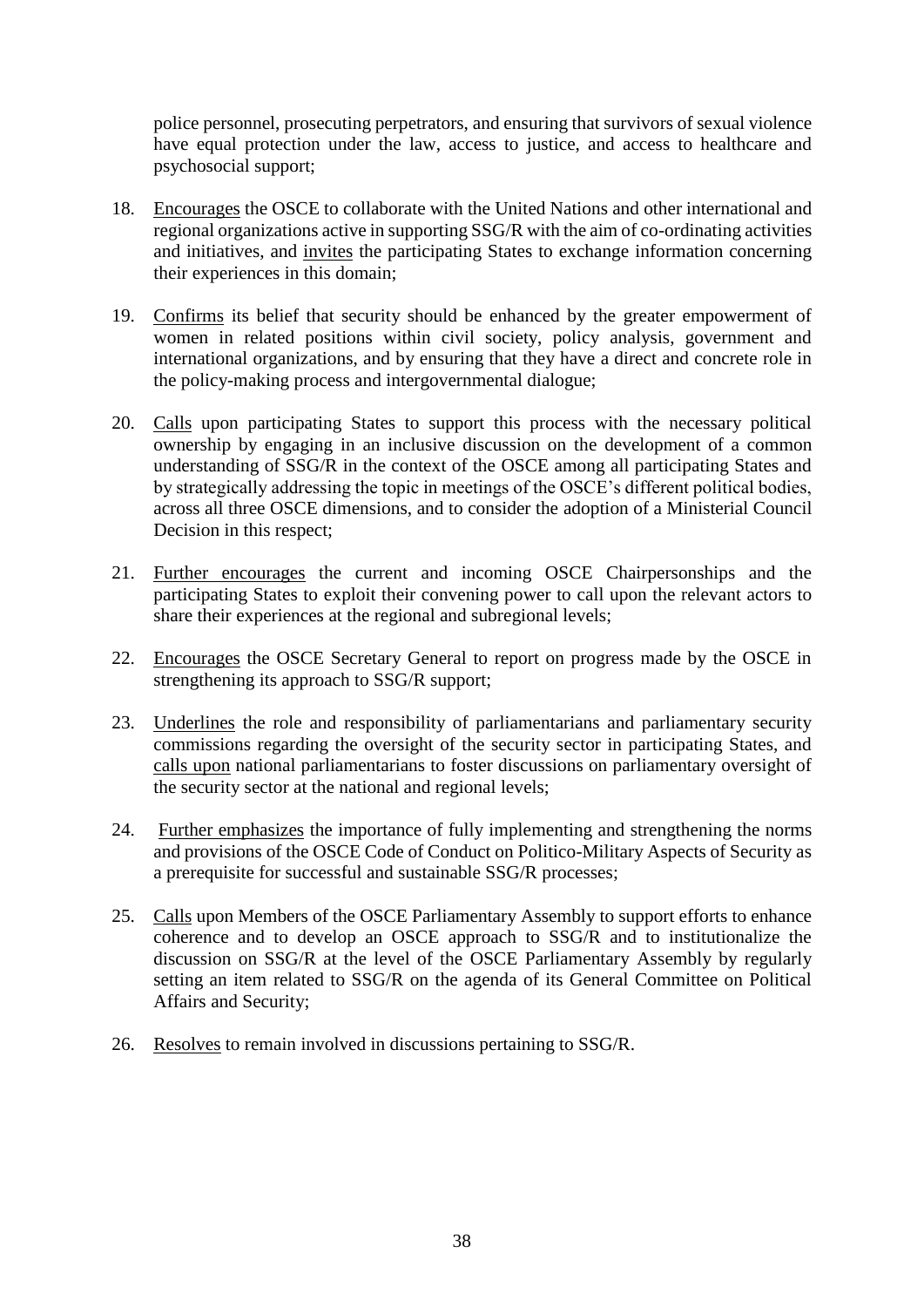police personnel, prosecuting perpetrators, and ensuring that survivors of sexual violence have equal protection under the law, access to justice, and access to healthcare and psychosocial support;

18. Encourages the OSCE to collaborate with the United Nations and other international and regional organizations active in supporting SSG/R with the aim of co-ordinating activities and initiatives, and invites the participating States to exchange information concerning their experiences in this domain;

19. Confirms its belief that security should be enhanced by the greater empowerment of women in related positions within civil society, policy analysis, government and international organizations, and by ensuring that they have a direct and concrete role in the policy-making process and intergovernmental dialogue;

20. Calls upon participating States to support this process with the necessary political ownership by engaging in an inclusive discussion on the development of a common understanding of SSG/R in the context of the OSCE among all participating States and by strategically addressing the topic in meetings of the OSCE's different political bodies, across all three OSCE dimensions, and to consider the adoption of a Ministerial Council Decision in this respect;

21. Further encourages the current and incoming OSCE Chairpersonships and the participating States to exploit their convening power to call upon the relevant actors to share their experiences at the regional and subregional levels;

22. Encourages the OSCE Secretary General to report on progress made by the OSCE in strengthening its approach to SSG/R support;

23. Underlines the role and responsibility of parliamentarians and parliamentary security commissions regarding the oversight of the security sector in participating States, and calls upon national parliamentarians to foster discussions on parliamentary oversight of the security sector at the national and regional levels;

24. Further emphasizes the importance of fully implementing and strengthening the norms and provisions of the OSCE Code of Conduct on Politico-Military Aspects of Security as a prerequisite for successful and sustainable SSG/R processes;

25. Calls upon Members of the OSCE Parliamentary Assembly to support efforts to enhance coherence and to develop an OSCE approach to SSG/R and to institutionalize the discussion on SSG/R at the level of the OSCE Parliamentary Assembly by regularly setting an item related to SSG/R on the agenda of its General Committee on Political Affairs and Security;

26. Resolves to remain involved in discussions pertaining to SSG/R.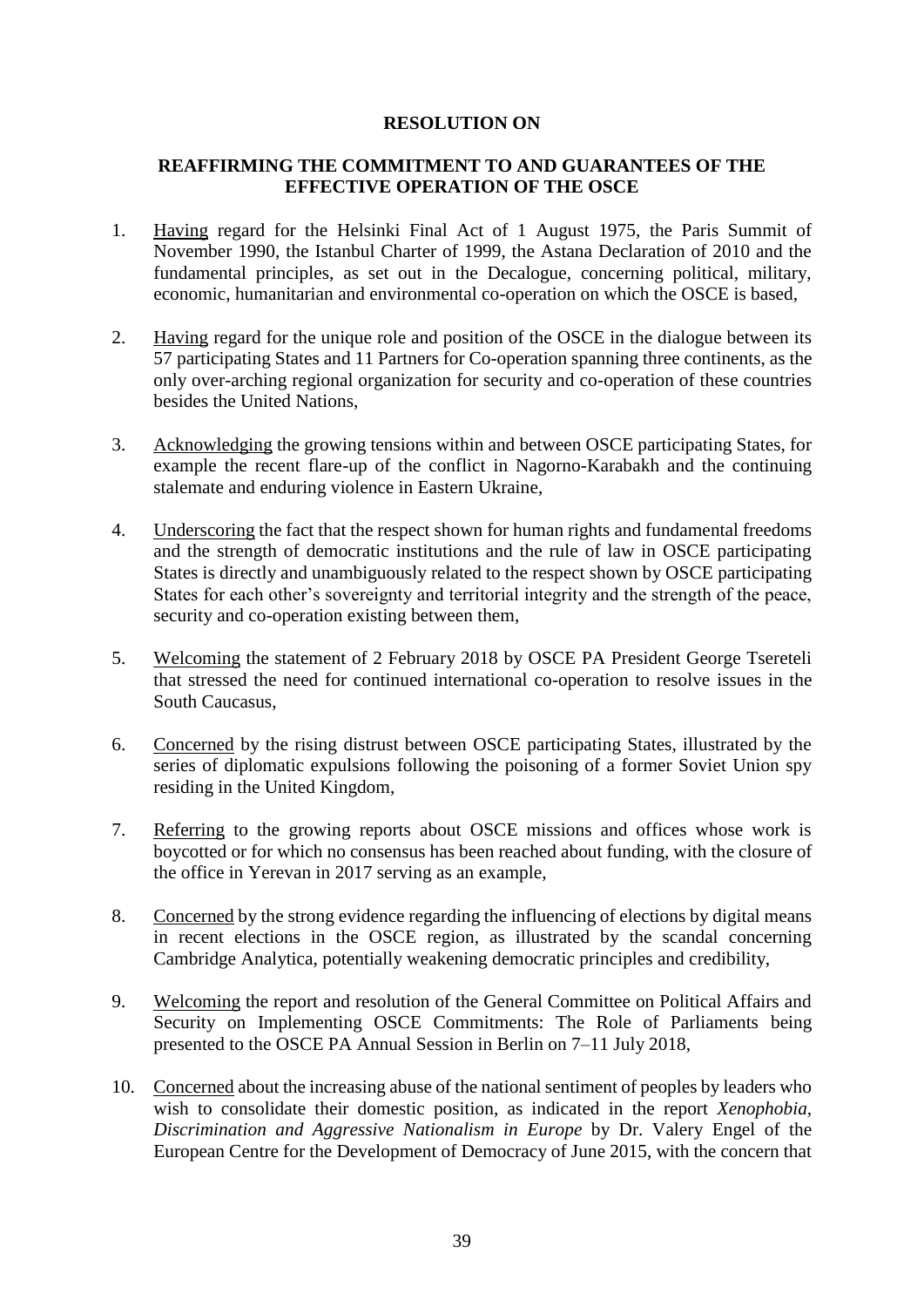**RESOLUTION ON**

**REAFFIRMING THE COMMITMENT TO AND GUARANTEES OF THE EFFECTIVE OPERATION OF THE OSCE**

1. Having regard for the Helsinki Final Act of 1 August 1975, the Paris Summit of November 1990, the Istanbul Charter of 1999, the Astana Declaration of 2010 and the fundamental principles, as set out in the Decalogue, concerning political, military, economic, humanitarian and environmental co-operation on which the OSCE is based,

2. Having regard for the unique role and position of the OSCE in the dialogue between its 57 participating States and 11 Partners for Co-operation spanning three continents, as the only over-arching regional organization for security and co-operation of these countries besides the United Nations,

3. Acknowledging the growing tensions within and between OSCE participating States, for example the recent flare-up of the conflict in Nagorno-Karabakh and the continuing stalemate and enduring violence in Eastern Ukraine,

4. Underscoring the fact that the respect shown for human rights and fundamental freedoms and the strength of democratic institutions and the rule of law in OSCE participating States is directly and unambiguously related to the respect shown by OSCE participating States for each other's sovereignty and territorial integrity and the strength of the peace, security and co-operation existing between them,

5. Welcoming the statement of 2 February 2018 by OSCE PA President George Tsereteli that stressed the need for continued international co-operation to resolve issues in the South Caucasus,

6. Concerned by the rising distrust between OSCE participating States, illustrated by the series of diplomatic expulsions following the poisoning of a former Soviet Union spy residing in the United Kingdom,

7. Referring to the growing reports about OSCE missions and offices whose work is boycotted or for which no consensus has been reached about funding, with the closure of the office in Yerevan in 2017 serving as an example,

8. Concerned by the strong evidence regarding the influencing of elections by digital means in recent elections in the OSCE region, as illustrated by the scandal concerning Cambridge Analytica, potentially weakening democratic principles and credibility,

9. Welcoming the report and resolution of the General Committee on Political Affairs and Security on Implementing OSCE Commitments: The Role of Parliaments being presented to the OSCE PA Annual Session in Berlin on 7–11 July 2018,

10. Concerned about the increasing abuse of the national sentiment of peoples by leaders who wish to consolidate their domestic position, as indicated in the report *Xenophobia, Discrimination and Aggressive Nationalism in Europe* by Dr. Valery Engel of the European Centre for the Development of Democracy of June 2015, with the concern that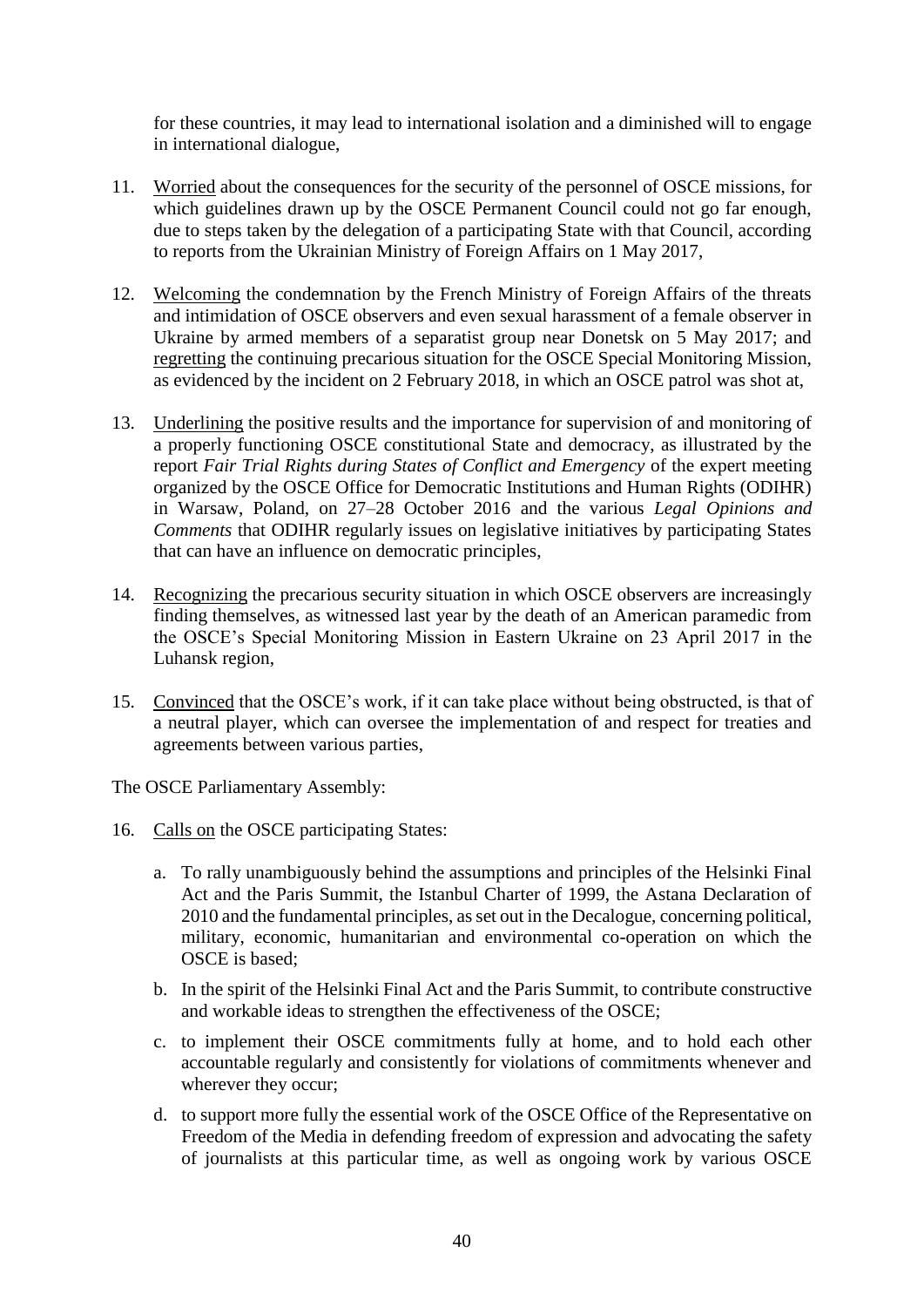for these countries, it may lead to international isolation and a diminished will to engage in international dialogue,

11. Worried about the consequences for the security of the personnel of OSCE missions, for which guidelines drawn up by the OSCE Permanent Council could not go far enough, due to steps taken by the delegation of a participating State with that Council, according to reports from the Ukrainian Ministry of Foreign Affairs on 1 May 2017,

12. Welcoming the condemnation by the French Ministry of Foreign Affairs of the threats and intimidation of OSCE observers and even sexual harassment of a female observer in Ukraine by armed members of a separatist group near Donetsk on 5 May 2017; and regretting the continuing precarious situation for the OSCE Special Monitoring Mission, as evidenced by the incident on 2 February 2018, in which an OSCE patrol was shot at,

13. Underlining the positive results and the importance for supervision of and monitoring of a properly functioning OSCE constitutional State and democracy, as illustrated by the report *Fair Trial Rights during States of Conflict and Emergency* of the expert meeting organized by the OSCE Office for Democratic Institutions and Human Rights (ODIHR) in Warsaw, Poland, on 27–28 October 2016 and the various *Legal Opinions and Comments* that ODIHR regularly issues on legislative initiatives by participating States that can have an influence on democratic principles,

14. Recognizing the precarious security situation in which OSCE observers are increasingly finding themselves, as witnessed last year by the death of an American paramedic from the OSCE's Special Monitoring Mission in Eastern Ukraine on 23 April 2017 in the Luhansk region,

15. Convinced that the OSCE's work, if it can take place without being obstructed, is that of a neutral player, which can oversee the implementation of and respect for treaties and agreements between various parties,

The OSCE Parliamentary Assembly:

16. Calls on the OSCE participating States:

    a. To rally unambiguously behind the assumptions and principles of the Helsinki Final Act and the Paris Summit, the Istanbul Charter of 1999, the Astana Declaration of 2010 and the fundamental principles, as set out in the Decalogue, concerning political, military, economic, humanitarian and environmental co-operation on which the OSCE is based;

    b. In the spirit of the Helsinki Final Act and the Paris Summit, to contribute constructive and workable ideas to strengthen the effectiveness of the OSCE;

    c. to implement their OSCE commitments fully at home, and to hold each other accountable regularly and consistently for violations of commitments whenever and wherever they occur;

    d. to support more fully the essential work of the OSCE Office of the Representative on Freedom of the Media in defending freedom of expression and advocating the safety of journalists at this particular time, as well as ongoing work by various OSCE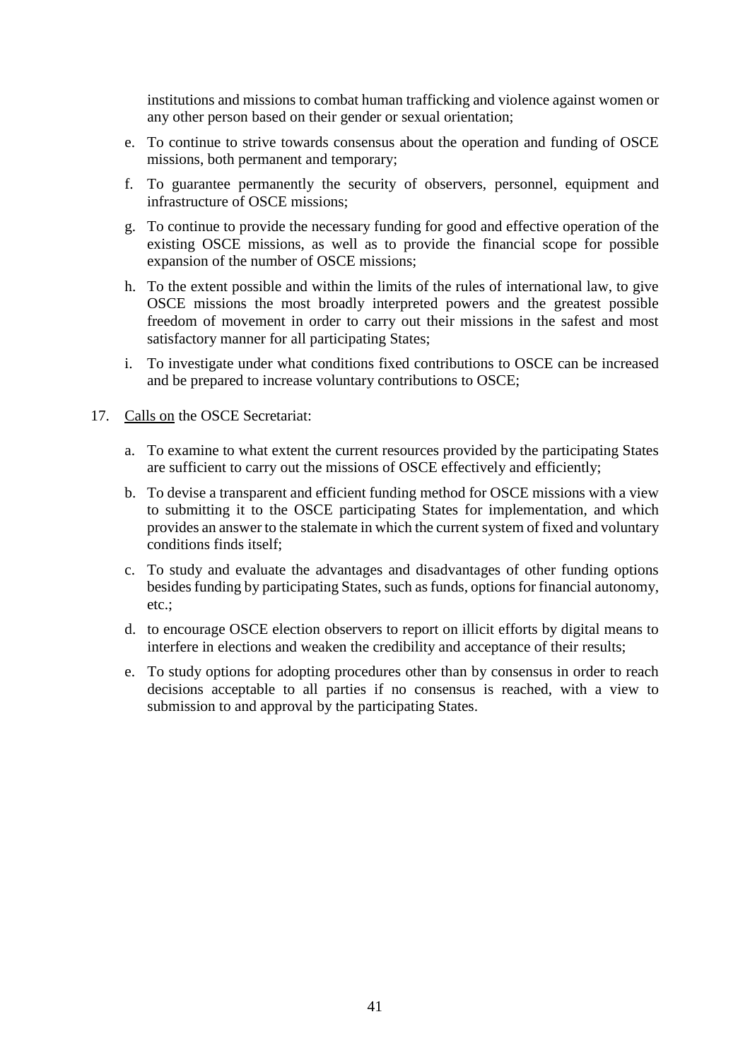institutions and missions to combat human trafficking and violence against women or any other person based on their gender or sexual orientation;

e. To continue to strive towards consensus about the operation and funding of OSCE missions, both permanent and temporary;

f. To guarantee permanently the security of observers, personnel, equipment and infrastructure of OSCE missions;

g. To continue to provide the necessary funding for good and effective operation of the existing OSCE missions, as well as to provide the financial scope for possible expansion of the number of OSCE missions;

h. To the extent possible and within the limits of the rules of international law, to give OSCE missions the most broadly interpreted powers and the greatest possible freedom of movement in order to carry out their missions in the safest and most satisfactory manner for all participating States;

i. To investigate under what conditions fixed contributions to OSCE can be increased and be prepared to increase voluntary contributions to OSCE;

17. Calls on the OSCE Secretariat:

a. To examine to what extent the current resources provided by the participating States are sufficient to carry out the missions of OSCE effectively and efficiently;

b. To devise a transparent and efficient funding method for OSCE missions with a view to submitting it to the OSCE participating States for implementation, and which provides an answer to the stalemate in which the current system of fixed and voluntary conditions finds itself;

c. To study and evaluate the advantages and disadvantages of other funding options besides funding by participating States, such as funds, options for financial autonomy, etc.;

d. to encourage OSCE election observers to report on illicit efforts by digital means to interfere in elections and weaken the credibility and acceptance of their results;

e. To study options for adopting procedures other than by consensus in order to reach decisions acceptable to all parties if no consensus is reached, with a view to submission to and approval by the participating States.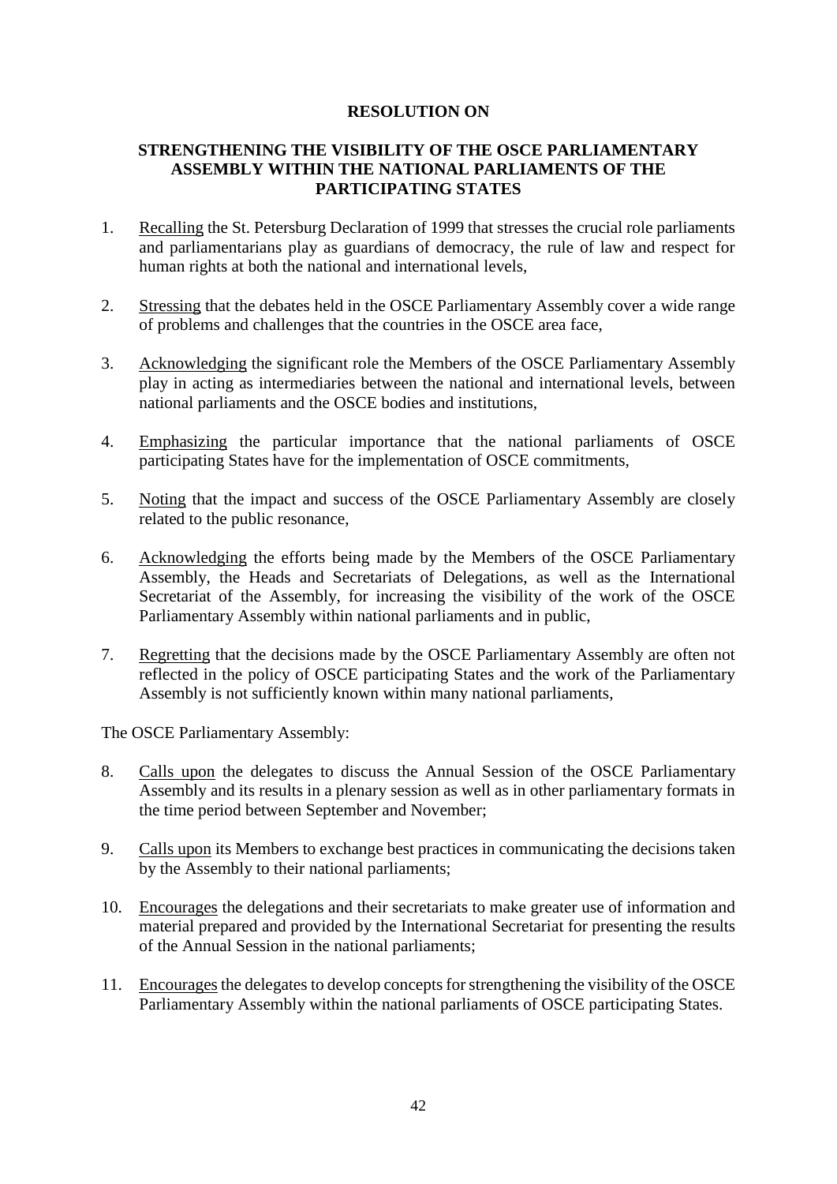**RESOLUTION ON**

**STRENGTHENING THE VISIBILITY OF THE OSCE PARLIAMENTARY ASSEMBLY WITHIN THE NATIONAL PARLIAMENTS OF THE PARTICIPATING STATES**

1. Recalling the St. Petersburg Declaration of 1999 that stresses the crucial role parliaments and parliamentarians play as guardians of democracy, the rule of law and respect for human rights at both the national and international levels,

2. Stressing that the debates held in the OSCE Parliamentary Assembly cover a wide range of problems and challenges that the countries in the OSCE area face,

3. Acknowledging the significant role the Members of the OSCE Parliamentary Assembly play in acting as intermediaries between the national and international levels, between national parliaments and the OSCE bodies and institutions,

4. Emphasizing the particular importance that the national parliaments of OSCE participating States have for the implementation of OSCE commitments,

5. Noting that the impact and success of the OSCE Parliamentary Assembly are closely related to the public resonance,

6. Acknowledging the efforts being made by the Members of the OSCE Parliamentary Assembly, the Heads and Secretariats of Delegations, as well as the International Secretariat of the Assembly, for increasing the visibility of the work of the OSCE Parliamentary Assembly within national parliaments and in public,

7. Regretting that the decisions made by the OSCE Parliamentary Assembly are often not reflected in the policy of OSCE participating States and the work of the Parliamentary Assembly is not sufficiently known within many national parliaments,

The OSCE Parliamentary Assembly:

8. Calls upon the delegates to discuss the Annual Session of the OSCE Parliamentary Assembly and its results in a plenary session as well as in other parliamentary formats in the time period between September and November;

9. Calls upon its Members to exchange best practices in communicating the decisions taken by the Assembly to their national parliaments;

10. Encourages the delegations and their secretariats to make greater use of information and material prepared and provided by the International Secretariat for presenting the results of the Annual Session in the national parliaments;

11. Encourages the delegates to develop concepts for strengthening the visibility of the OSCE Parliamentary Assembly within the national parliaments of OSCE participating States.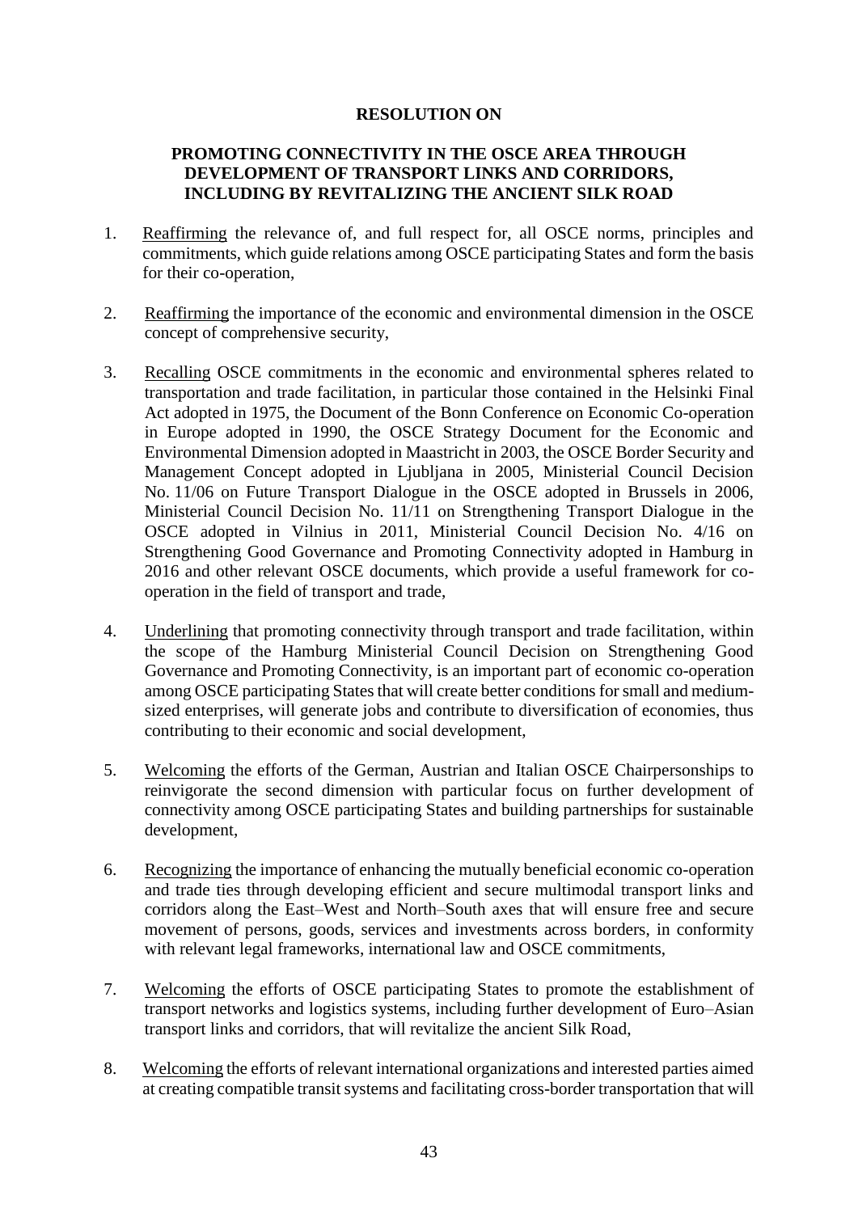**RESOLUTION ON**

**PROMOTING CONNECTIVITY IN THE OSCE AREA THROUGH DEVELOPMENT OF TRANSPORT LINKS AND CORRIDORS, INCLUDING BY REVITALIZING THE ANCIENT SILK ROAD**

1. Reaffirming the relevance of, and full respect for, all OSCE norms, principles and commitments, which guide relations among OSCE participating States and form the basis for their co-operation,

2. Reaffirming the importance of the economic and environmental dimension in the OSCE concept of comprehensive security,

3. Recalling OSCE commitments in the economic and environmental spheres related to transportation and trade facilitation, in particular those contained in the Helsinki Final Act adopted in 1975, the Document of the Bonn Conference on Economic Co-operation in Europe adopted in 1990, the OSCE Strategy Document for the Economic and Environmental Dimension adopted in Maastricht in 2003, the OSCE Border Security and Management Concept adopted in Ljubljana in 2005, Ministerial Council Decision No. 11/06 on Future Transport Dialogue in the OSCE adopted in Brussels in 2006, Ministerial Council Decision No. 11/11 on Strengthening Transport Dialogue in the OSCE adopted in Vilnius in 2011, Ministerial Council Decision No. 4/16 on Strengthening Good Governance and Promoting Connectivity adopted in Hamburg in 2016 and other relevant OSCE documents, which provide a useful framework for co-operation in the field of transport and trade,

4. Underlining that promoting connectivity through transport and trade facilitation, within the scope of the Hamburg Ministerial Council Decision on Strengthening Good Governance and Promoting Connectivity, is an important part of economic co-operation among OSCE participating States that will create better conditions for small and medium-sized enterprises, will generate jobs and contribute to diversification of economies, thus contributing to their economic and social development,

5. Welcoming the efforts of the German, Austrian and Italian OSCE Chairpersonships to reinvigorate the second dimension with particular focus on further development of connectivity among OSCE participating States and building partnerships for sustainable development,

6. Recognizing the importance of enhancing the mutually beneficial economic co-operation and trade ties through developing efficient and secure multimodal transport links and corridors along the East–West and North–South axes that will ensure free and secure movement of persons, goods, services and investments across borders, in conformity with relevant legal frameworks, international law and OSCE commitments,

7. Welcoming the efforts of OSCE participating States to promote the establishment of transport networks and logistics systems, including further development of Euro–Asian transport links and corridors, that will revitalize the ancient Silk Road,

8. Welcoming the efforts of relevant international organizations and interested parties aimed at creating compatible transit systems and facilitating cross-border transportation that will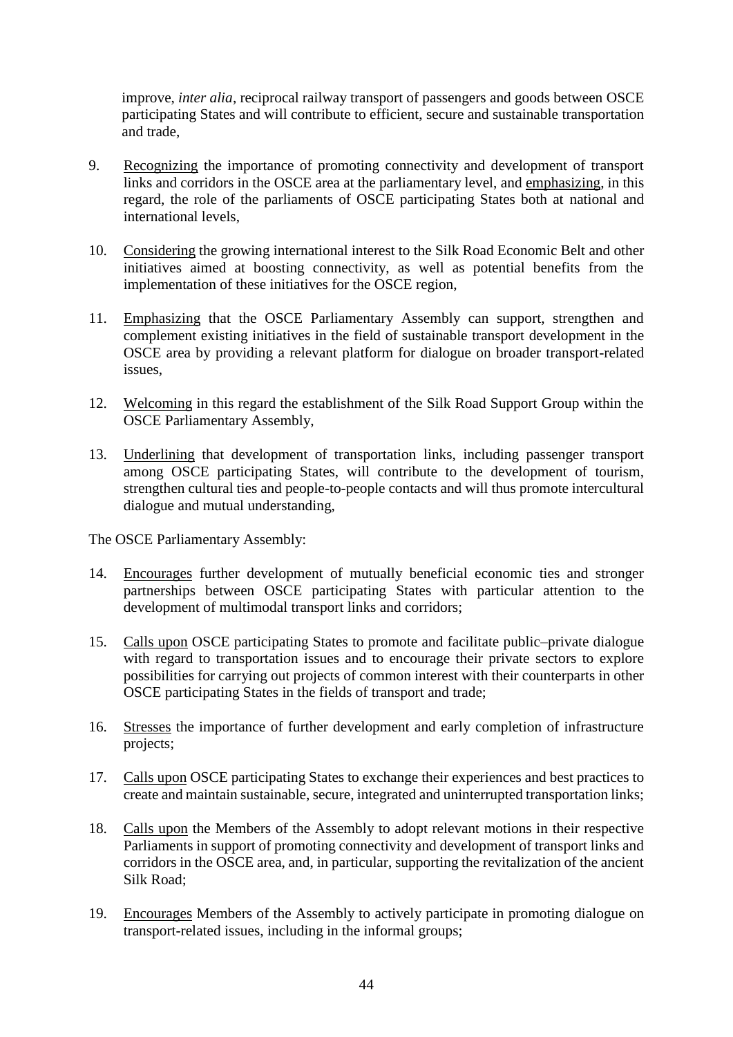improve, *inter alia*, reciprocal railway transport of passengers and goods between OSCE participating States and will contribute to efficient, secure and sustainable transportation and trade,

9. Recognizing the importance of promoting connectivity and development of transport links and corridors in the OSCE area at the parliamentary level, and emphasizing, in this regard, the role of the parliaments of OSCE participating States both at national and international levels,

10. Considering the growing international interest to the Silk Road Economic Belt and other initiatives aimed at boosting connectivity, as well as potential benefits from the implementation of these initiatives for the OSCE region,

11. Emphasizing that the OSCE Parliamentary Assembly can support, strengthen and complement existing initiatives in the field of sustainable transport development in the OSCE area by providing a relevant platform for dialogue on broader transport-related issues,

12. Welcoming in this regard the establishment of the Silk Road Support Group within the OSCE Parliamentary Assembly,

13. Underlining that development of transportation links, including passenger transport among OSCE participating States, will contribute to the development of tourism, strengthen cultural ties and people-to-people contacts and will thus promote intercultural dialogue and mutual understanding,

The OSCE Parliamentary Assembly:

14. Encourages further development of mutually beneficial economic ties and stronger partnerships between OSCE participating States with particular attention to the development of multimodal transport links and corridors;

15. Calls upon OSCE participating States to promote and facilitate public–private dialogue with regard to transportation issues and to encourage their private sectors to explore possibilities for carrying out projects of common interest with their counterparts in other OSCE participating States in the fields of transport and trade;

16. Stresses the importance of further development and early completion of infrastructure projects;

17. Calls upon OSCE participating States to exchange their experiences and best practices to create and maintain sustainable, secure, integrated and uninterrupted transportation links;

18. Calls upon the Members of the Assembly to adopt relevant motions in their respective Parliaments in support of promoting connectivity and development of transport links and corridors in the OSCE area, and, in particular, supporting the revitalization of the ancient Silk Road;

19. Encourages Members of the Assembly to actively participate in promoting dialogue on transport-related issues, including in the informal groups;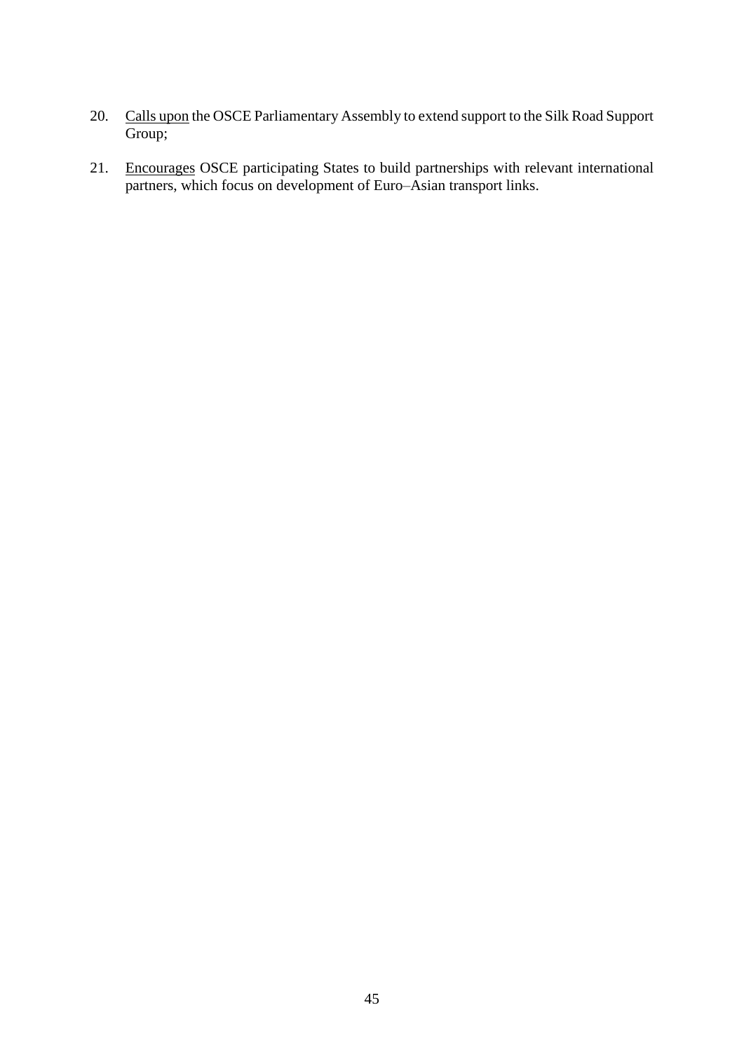20. Calls upon the OSCE Parliamentary Assembly to extend support to the Silk Road Support Group;

21. Encourages OSCE participating States to build partnerships with relevant international partners, which focus on development of Euro–Asian transport links.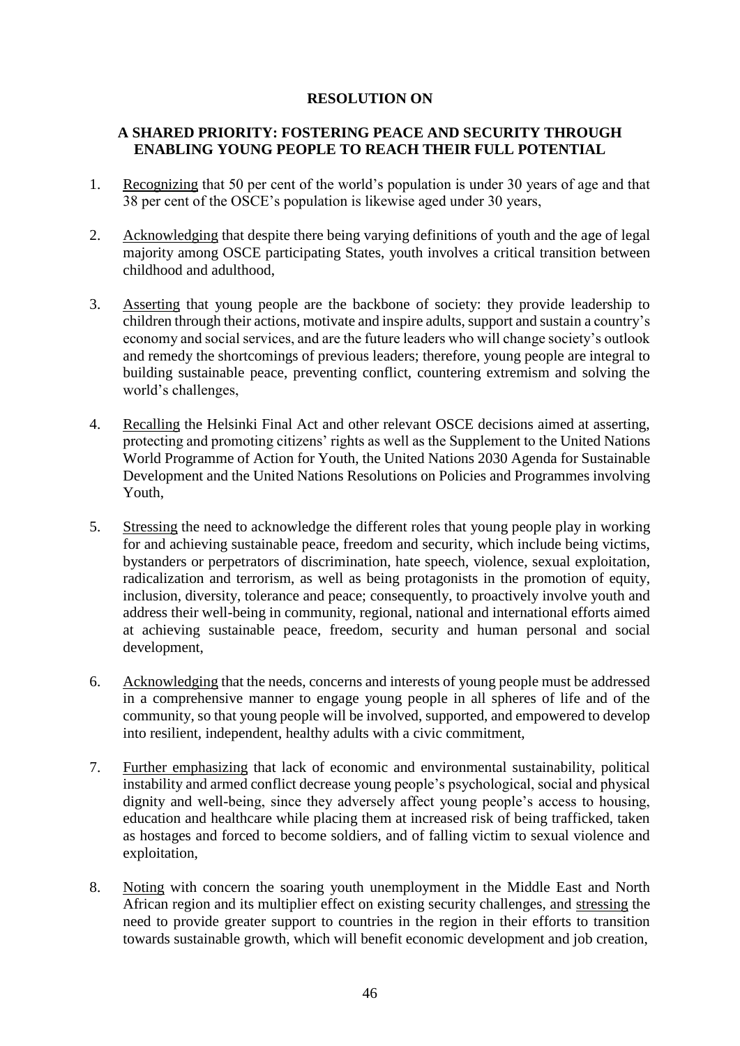**RESOLUTION ON**

**A SHARED PRIORITY: FOSTERING PEACE AND SECURITY THROUGH ENABLING YOUNG PEOPLE TO REACH THEIR FULL POTENTIAL**

1. Recognizing that 50 per cent of the world's population is under 30 years of age and that 38 per cent of the OSCE's population is likewise aged under 30 years,

2. Acknowledging that despite there being varying definitions of youth and the age of legal majority among OSCE participating States, youth involves a critical transition between childhood and adulthood,

3. Asserting that young people are the backbone of society: they provide leadership to children through their actions, motivate and inspire adults, support and sustain a country's economy and social services, and are the future leaders who will change society's outlook and remedy the shortcomings of previous leaders; therefore, young people are integral to building sustainable peace, preventing conflict, countering extremism and solving the world's challenges,

4. Recalling the Helsinki Final Act and other relevant OSCE decisions aimed at asserting, protecting and promoting citizens' rights as well as the Supplement to the United Nations World Programme of Action for Youth, the United Nations 2030 Agenda for Sustainable Development and the United Nations Resolutions on Policies and Programmes involving Youth,

5. Stressing the need to acknowledge the different roles that young people play in working for and achieving sustainable peace, freedom and security, which include being victims, bystanders or perpetrators of discrimination, hate speech, violence, sexual exploitation, radicalization and terrorism, as well as being protagonists in the promotion of equity, inclusion, diversity, tolerance and peace; consequently, to proactively involve youth and address their well-being in community, regional, national and international efforts aimed at achieving sustainable peace, freedom, security and human personal and social development,

6. Acknowledging that the needs, concerns and interests of young people must be addressed in a comprehensive manner to engage young people in all spheres of life and of the community, so that young people will be involved, supported, and empowered to develop into resilient, independent, healthy adults with a civic commitment,

7. Further emphasizing that lack of economic and environmental sustainability, political instability and armed conflict decrease young people's psychological, social and physical dignity and well-being, since they adversely affect young people's access to housing, education and healthcare while placing them at increased risk of being trafficked, taken as hostages and forced to become soldiers, and of falling victim to sexual violence and exploitation,

8. Noting with concern the soaring youth unemployment in the Middle East and North African region and its multiplier effect on existing security challenges, and stressing the need to provide greater support to countries in the region in their efforts to transition towards sustainable growth, which will benefit economic development and job creation,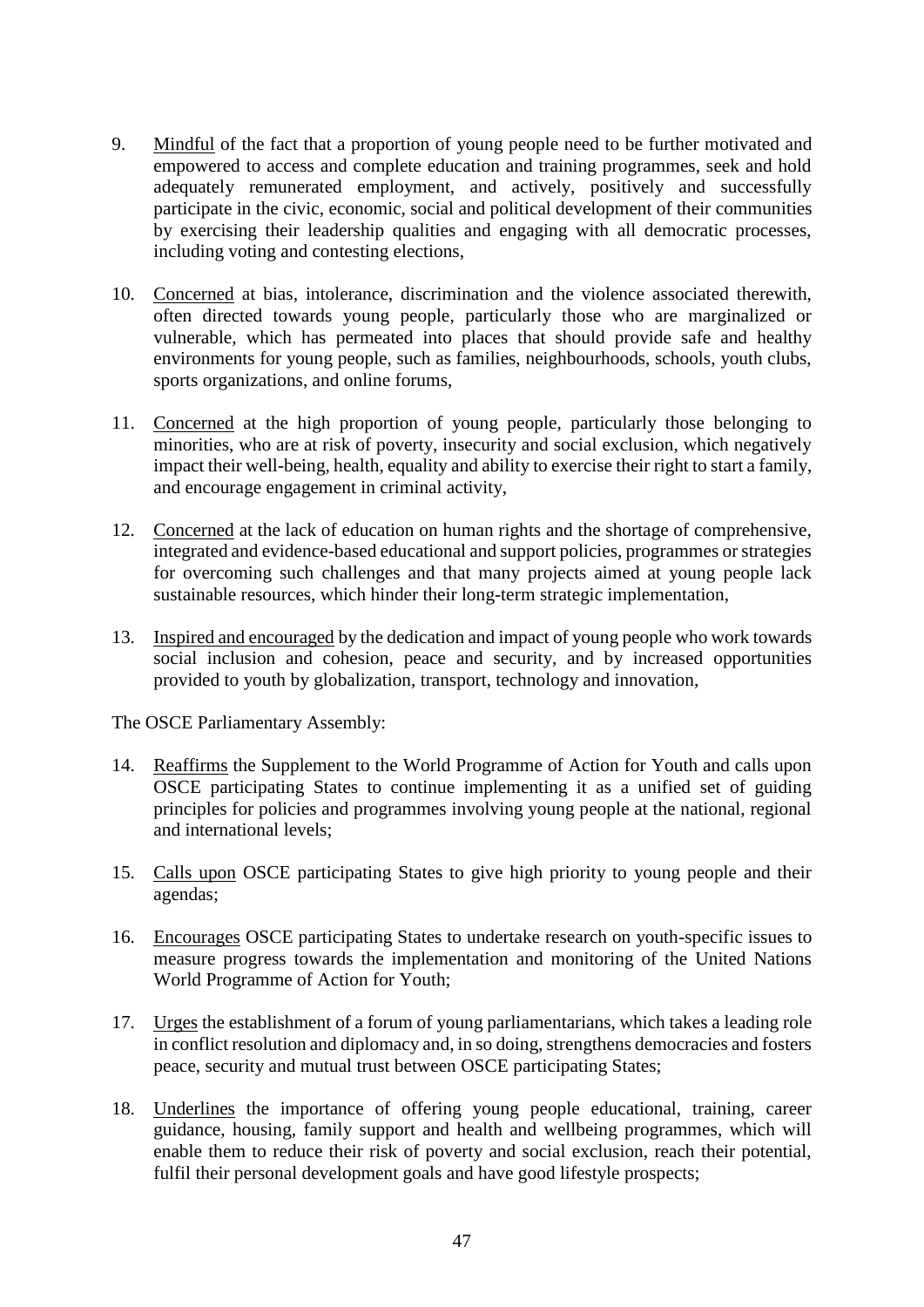9. Mindful of the fact that a proportion of young people need to be further motivated and empowered to access and complete education and training programmes, seek and hold adequately remunerated employment, and actively, positively and successfully participate in the civic, economic, social and political development of their communities by exercising their leadership qualities and engaging with all democratic processes, including voting and contesting elections,

10. Concerned at bias, intolerance, discrimination and the violence associated therewith, often directed towards young people, particularly those who are marginalized or vulnerable, which has permeated into places that should provide safe and healthy environments for young people, such as families, neighbourhoods, schools, youth clubs, sports organizations, and online forums,

11. Concerned at the high proportion of young people, particularly those belonging to minorities, who are at risk of poverty, insecurity and social exclusion, which negatively impact their well-being, health, equality and ability to exercise their right to start a family, and encourage engagement in criminal activity,

12. Concerned at the lack of education on human rights and the shortage of comprehensive, integrated and evidence-based educational and support policies, programmes or strategies for overcoming such challenges and that many projects aimed at young people lack sustainable resources, which hinder their long-term strategic implementation,

13. Inspired and encouraged by the dedication and impact of young people who work towards social inclusion and cohesion, peace and security, and by increased opportunities provided to youth by globalization, transport, technology and innovation,

The OSCE Parliamentary Assembly:

14. Reaffirms the Supplement to the World Programme of Action for Youth and calls upon OSCE participating States to continue implementing it as a unified set of guiding principles for policies and programmes involving young people at the national, regional and international levels;

15. Calls upon OSCE participating States to give high priority to young people and their agendas;

16. Encourages OSCE participating States to undertake research on youth-specific issues to measure progress towards the implementation and monitoring of the United Nations World Programme of Action for Youth;

17. Urges the establishment of a forum of young parliamentarians, which takes a leading role in conflict resolution and diplomacy and, in so doing, strengthens democracies and fosters peace, security and mutual trust between OSCE participating States;

18. Underlines the importance of offering young people educational, training, career guidance, housing, family support and health and wellbeing programmes, which will enable them to reduce their risk of poverty and social exclusion, reach their potential, fulfil their personal development goals and have good lifestyle prospects;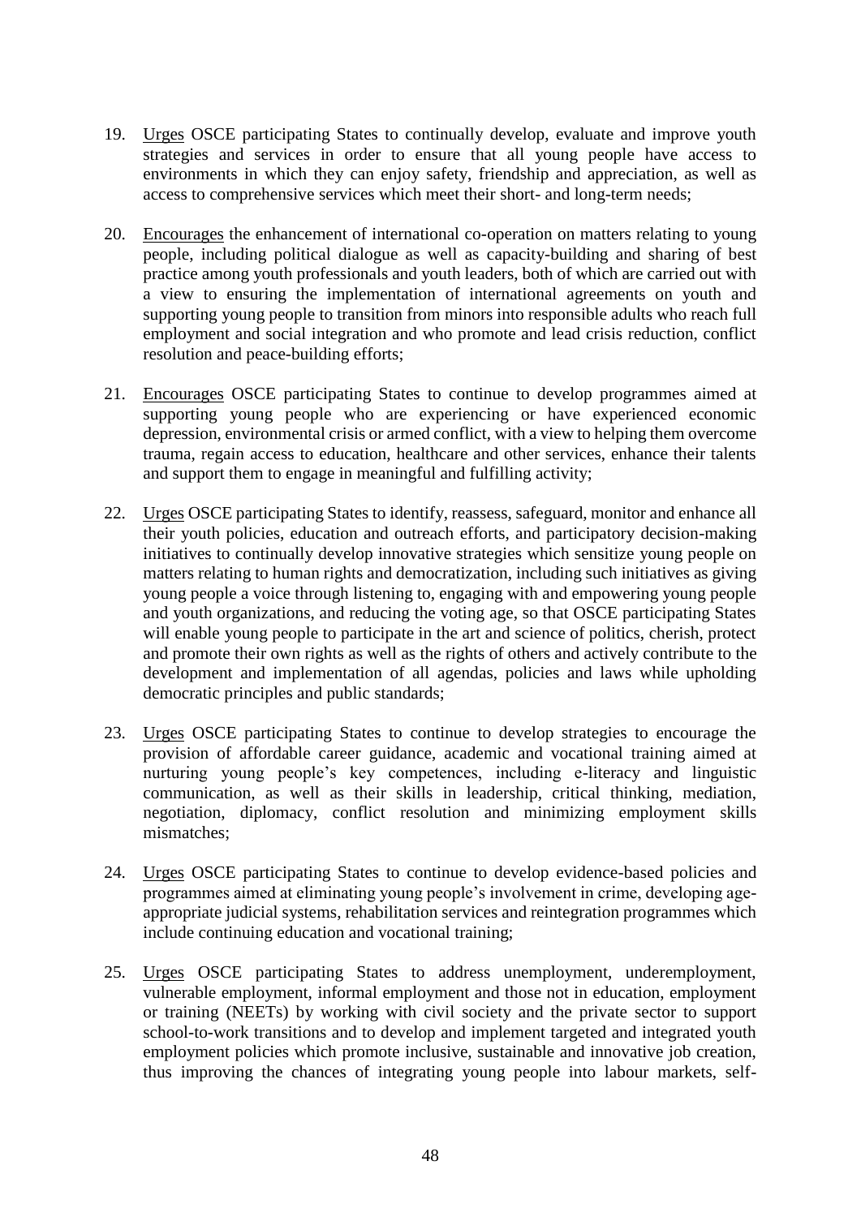19. Urges OSCE participating States to continually develop, evaluate and improve youth strategies and services in order to ensure that all young people have access to environments in which they can enjoy safety, friendship and appreciation, as well as access to comprehensive services which meet their short- and long-term needs;

20. Encourages the enhancement of international co-operation on matters relating to young people, including political dialogue as well as capacity-building and sharing of best practice among youth professionals and youth leaders, both of which are carried out with a view to ensuring the implementation of international agreements on youth and supporting young people to transition from minors into responsible adults who reach full employment and social integration and who promote and lead crisis reduction, conflict resolution and peace-building efforts;

21. Encourages OSCE participating States to continue to develop programmes aimed at supporting young people who are experiencing or have experienced economic depression, environmental crisis or armed conflict, with a view to helping them overcome trauma, regain access to education, healthcare and other services, enhance their talents and support them to engage in meaningful and fulfilling activity;

22. Urges OSCE participating States to identify, reassess, safeguard, monitor and enhance all their youth policies, education and outreach efforts, and participatory decision-making initiatives to continually develop innovative strategies which sensitize young people on matters relating to human rights and democratization, including such initiatives as giving young people a voice through listening to, engaging with and empowering young people and youth organizations, and reducing the voting age, so that OSCE participating States will enable young people to participate in the art and science of politics, cherish, protect and promote their own rights as well as the rights of others and actively contribute to the development and implementation of all agendas, policies and laws while upholding democratic principles and public standards;

23. Urges OSCE participating States to continue to develop strategies to encourage the provision of affordable career guidance, academic and vocational training aimed at nurturing young people's key competences, including e-literacy and linguistic communication, as well as their skills in leadership, critical thinking, mediation, negotiation, diplomacy, conflict resolution and minimizing employment skills mismatches;

24. Urges OSCE participating States to continue to develop evidence-based policies and programmes aimed at eliminating young people's involvement in crime, developing age-appropriate judicial systems, rehabilitation services and reintegration programmes which include continuing education and vocational training;

25. Urges OSCE participating States to address unemployment, underemployment, vulnerable employment, informal employment and those not in education, employment or training (NEETs) by working with civil society and the private sector to support school-to-work transitions and to develop and implement targeted and integrated youth employment policies which promote inclusive, sustainable and innovative job creation, thus improving the chances of integrating young people into labour markets, self-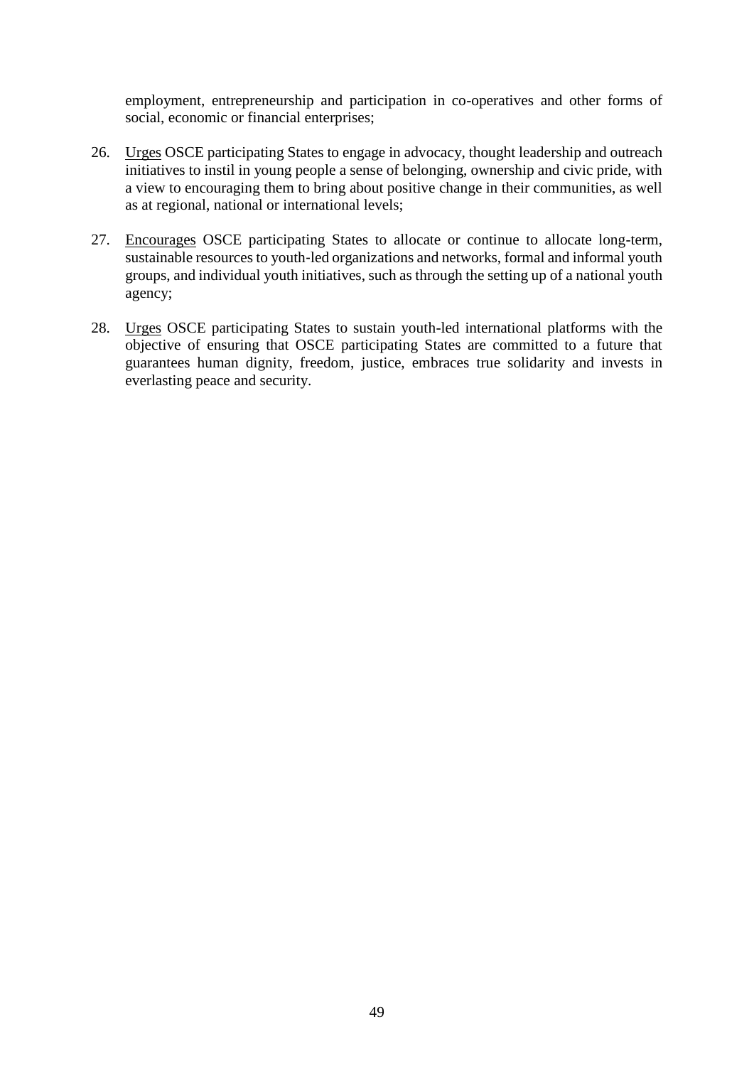employment, entrepreneurship and participation in co-operatives and other forms of social, economic or financial enterprises;

26. Urges OSCE participating States to engage in advocacy, thought leadership and outreach initiatives to instil in young people a sense of belonging, ownership and civic pride, with a view to encouraging them to bring about positive change in their communities, as well as at regional, national or international levels;

27. Encourages OSCE participating States to allocate or continue to allocate long-term, sustainable resources to youth-led organizations and networks, formal and informal youth groups, and individual youth initiatives, such as through the setting up of a national youth agency;

28. Urges OSCE participating States to sustain youth-led international platforms with the objective of ensuring that OSCE participating States are committed to a future that guarantees human dignity, freedom, justice, embraces true solidarity and invests in everlasting peace and security.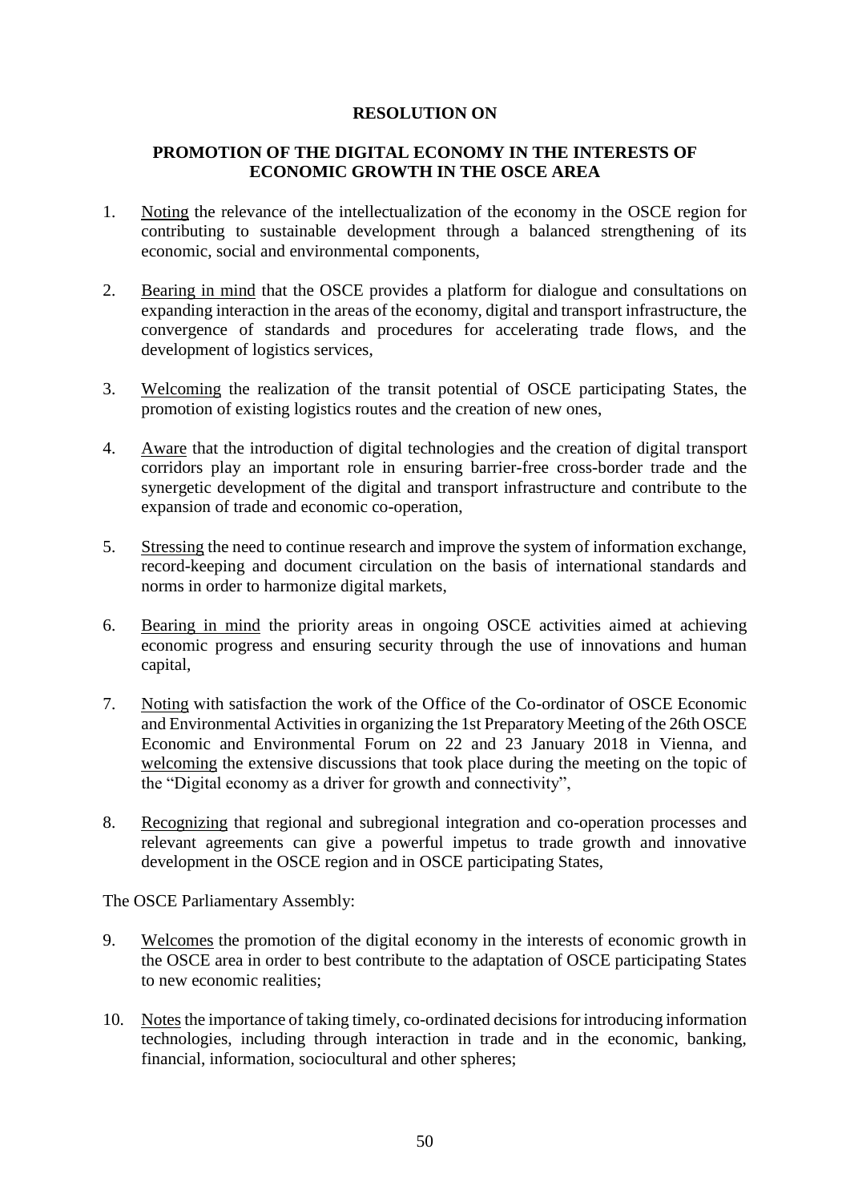**RESOLUTION ON**

**PROMOTION OF THE DIGITAL ECONOMY IN THE INTERESTS OF ECONOMIC GROWTH IN THE OSCE AREA**

1. Noting the relevance of the intellectualization of the economy in the OSCE region for contributing to sustainable development through a balanced strengthening of its economic, social and environmental components,

2. Bearing in mind that the OSCE provides a platform for dialogue and consultations on expanding interaction in the areas of the economy, digital and transport infrastructure, the convergence of standards and procedures for accelerating trade flows, and the development of logistics services,

3. Welcoming the realization of the transit potential of OSCE participating States, the promotion of existing logistics routes and the creation of new ones,

4. Aware that the introduction of digital technologies and the creation of digital transport corridors play an important role in ensuring barrier-free cross-border trade and the synergetic development of the digital and transport infrastructure and contribute to the expansion of trade and economic co-operation,

5. Stressing the need to continue research and improve the system of information exchange, record-keeping and document circulation on the basis of international standards and norms in order to harmonize digital markets,

6. Bearing in mind the priority areas in ongoing OSCE activities aimed at achieving economic progress and ensuring security through the use of innovations and human capital,

7. Noting with satisfaction the work of the Office of the Co-ordinator of OSCE Economic and Environmental Activities in organizing the 1st Preparatory Meeting of the 26th OSCE Economic and Environmental Forum on 22 and 23 January 2018 in Vienna, and welcoming the extensive discussions that took place during the meeting on the topic of the "Digital economy as a driver for growth and connectivity",

8. Recognizing that regional and subregional integration and co-operation processes and relevant agreements can give a powerful impetus to trade growth and innovative development in the OSCE region and in OSCE participating States,

The OSCE Parliamentary Assembly:

9. Welcomes the promotion of the digital economy in the interests of economic growth in the OSCE area in order to best contribute to the adaptation of OSCE participating States to new economic realities;

10. Notes the importance of taking timely, co-ordinated decisions for introducing information technologies, including through interaction in trade and in the economic, banking, financial, information, sociocultural and other spheres;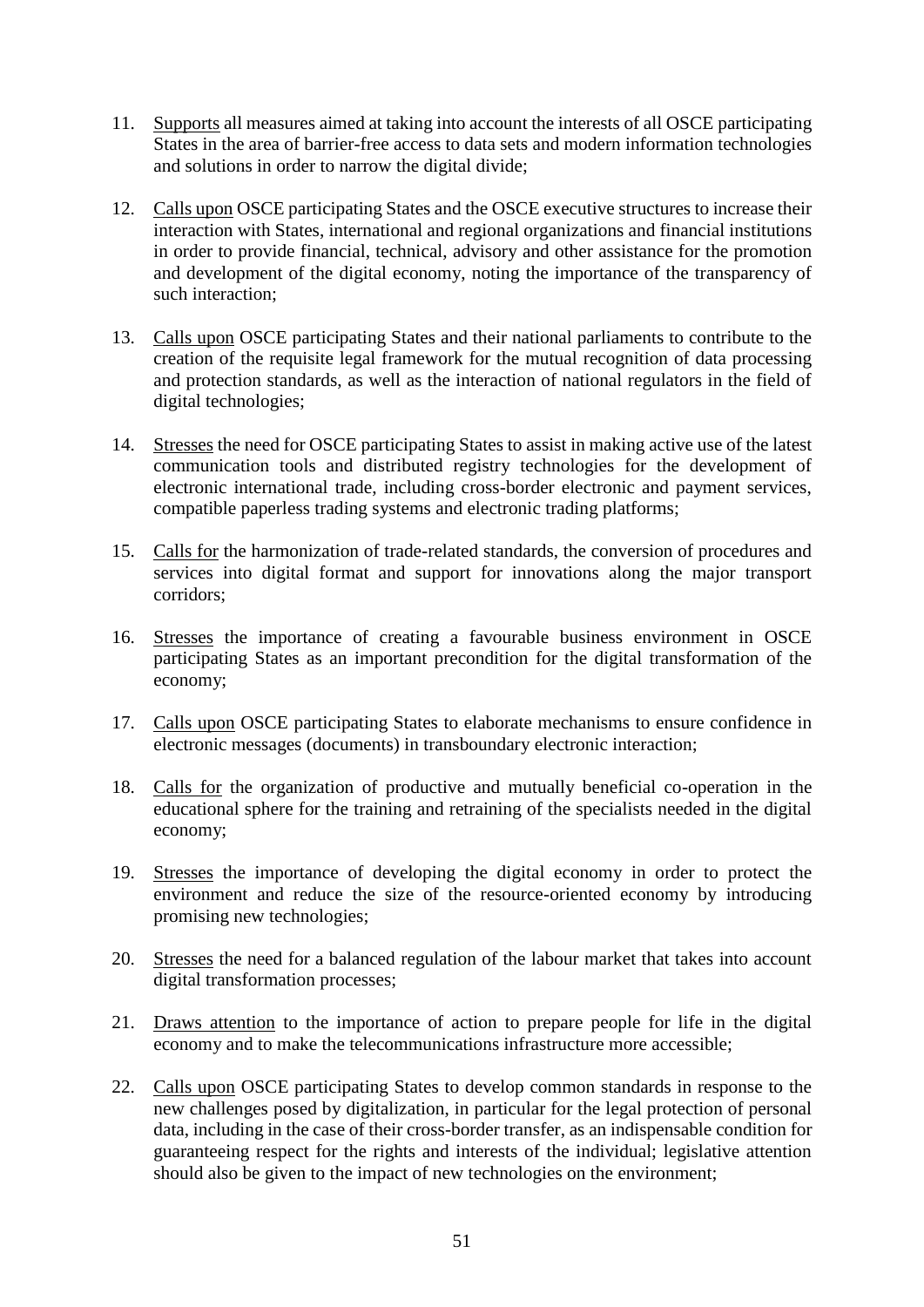11. Supports all measures aimed at taking into account the interests of all OSCE participating States in the area of barrier-free access to data sets and modern information technologies and solutions in order to narrow the digital divide;

12. Calls upon OSCE participating States and the OSCE executive structures to increase their interaction with States, international and regional organizations and financial institutions in order to provide financial, technical, advisory and other assistance for the promotion and development of the digital economy, noting the importance of the transparency of such interaction;

13. Calls upon OSCE participating States and their national parliaments to contribute to the creation of the requisite legal framework for the mutual recognition of data processing and protection standards, as well as the interaction of national regulators in the field of digital technologies;

14. Stresses the need for OSCE participating States to assist in making active use of the latest communication tools and distributed registry technologies for the development of electronic international trade, including cross-border electronic and payment services, compatible paperless trading systems and electronic trading platforms;

15. Calls for the harmonization of trade-related standards, the conversion of procedures and services into digital format and support for innovations along the major transport corridors;

16. Stresses the importance of creating a favourable business environment in OSCE participating States as an important precondition for the digital transformation of the economy;

17. Calls upon OSCE participating States to elaborate mechanisms to ensure confidence in electronic messages (documents) in transboundary electronic interaction;

18. Calls for the organization of productive and mutually beneficial co-operation in the educational sphere for the training and retraining of the specialists needed in the digital economy;

19. Stresses the importance of developing the digital economy in order to protect the environment and reduce the size of the resource-oriented economy by introducing promising new technologies;

20. Stresses the need for a balanced regulation of the labour market that takes into account digital transformation processes;

21. Draws attention to the importance of action to prepare people for life in the digital economy and to make the telecommunications infrastructure more accessible;

22. Calls upon OSCE participating States to develop common standards in response to the new challenges posed by digitalization, in particular for the legal protection of personal data, including in the case of their cross-border transfer, as an indispensable condition for guaranteeing respect for the rights and interests of the individual; legislative attention should also be given to the impact of new technologies on the environment;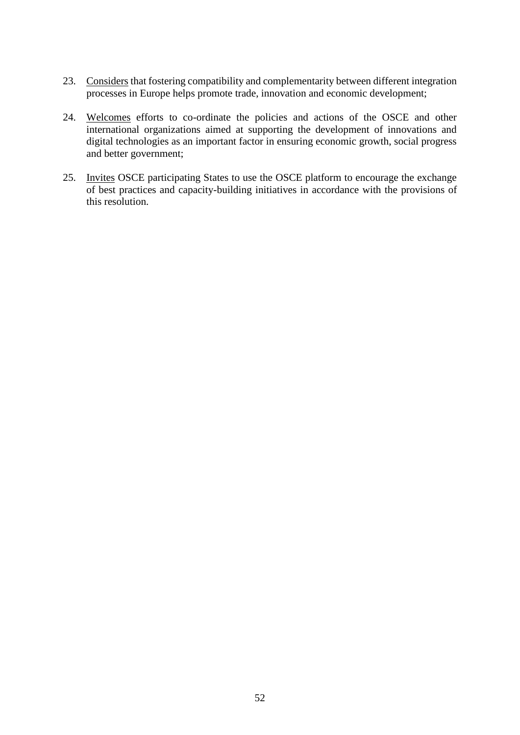23. Considers that fostering compatibility and complementarity between different integration processes in Europe helps promote trade, innovation and economic development;

24. Welcomes efforts to co-ordinate the policies and actions of the OSCE and other international organizations aimed at supporting the development of innovations and digital technologies as an important factor in ensuring economic growth, social progress and better government;

25. Invites OSCE participating States to use the OSCE platform to encourage the exchange of best practices and capacity-building initiatives in accordance with the provisions of this resolution.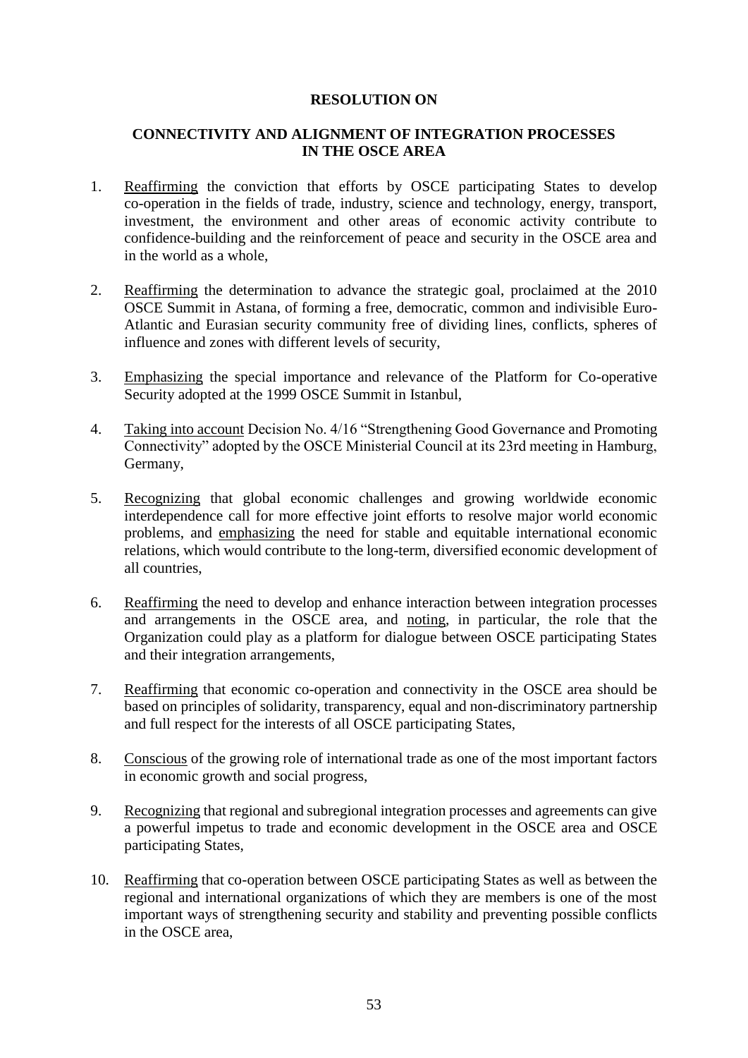**RESOLUTION ON**

**CONNECTIVITY AND ALIGNMENT OF INTEGRATION PROCESSES IN THE OSCE AREA**

1. Reaffirming the conviction that efforts by OSCE participating States to develop co-operation in the fields of trade, industry, science and technology, energy, transport, investment, the environment and other areas of economic activity contribute to confidence-building and the reinforcement of peace and security in the OSCE area and in the world as a whole,

2. Reaffirming the determination to advance the strategic goal, proclaimed at the 2010 OSCE Summit in Astana, of forming a free, democratic, common and indivisible Euro-Atlantic and Eurasian security community free of dividing lines, conflicts, spheres of influence and zones with different levels of security,

3. Emphasizing the special importance and relevance of the Platform for Co-operative Security adopted at the 1999 OSCE Summit in Istanbul,

4. Taking into account Decision No. 4/16 "Strengthening Good Governance and Promoting Connectivity" adopted by the OSCE Ministerial Council at its 23rd meeting in Hamburg, Germany,

5. Recognizing that global economic challenges and growing worldwide economic interdependence call for more effective joint efforts to resolve major world economic problems, and emphasizing the need for stable and equitable international economic relations, which would contribute to the long-term, diversified economic development of all countries,

6. Reaffirming the need to develop and enhance interaction between integration processes and arrangements in the OSCE area, and noting, in particular, the role that the Organization could play as a platform for dialogue between OSCE participating States and their integration arrangements,

7. Reaffirming that economic co-operation and connectivity in the OSCE area should be based on principles of solidarity, transparency, equal and non-discriminatory partnership and full respect for the interests of all OSCE participating States,

8. Conscious of the growing role of international trade as one of the most important factors in economic growth and social progress,

9. Recognizing that regional and subregional integration processes and agreements can give a powerful impetus to trade and economic development in the OSCE area and OSCE participating States,

10. Reaffirming that co-operation between OSCE participating States as well as between the regional and international organizations of which they are members is one of the most important ways of strengthening security and stability and preventing possible conflicts in the OSCE area,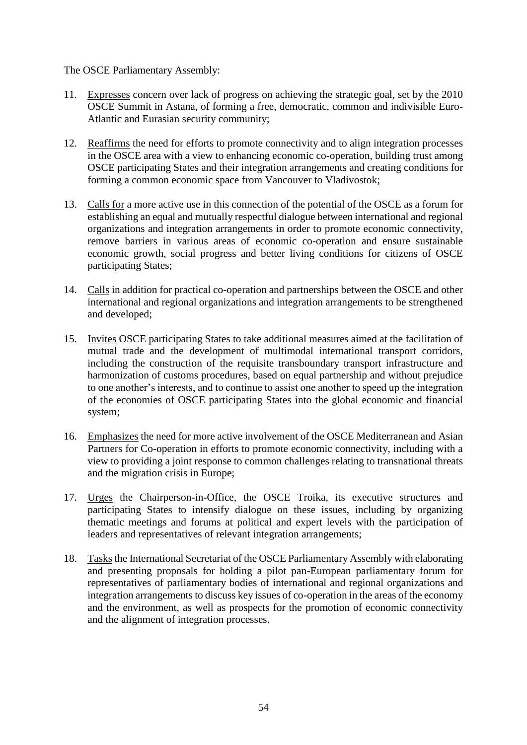The OSCE Parliamentary Assembly:

11. Expresses concern over lack of progress on achieving the strategic goal, set by the 2010 OSCE Summit in Astana, of forming a free, democratic, common and indivisible Euro-Atlantic and Eurasian security community;

12. Reaffirms the need for efforts to promote connectivity and to align integration processes in the OSCE area with a view to enhancing economic co-operation, building trust among OSCE participating States and their integration arrangements and creating conditions for forming a common economic space from Vancouver to Vladivostok;

13. Calls for a more active use in this connection of the potential of the OSCE as a forum for establishing an equal and mutually respectful dialogue between international and regional organizations and integration arrangements in order to promote economic connectivity, remove barriers in various areas of economic co-operation and ensure sustainable economic growth, social progress and better living conditions for citizens of OSCE participating States;

14. Calls in addition for practical co-operation and partnerships between the OSCE and other international and regional organizations and integration arrangements to be strengthened and developed;

15. Invites OSCE participating States to take additional measures aimed at the facilitation of mutual trade and the development of multimodal international transport corridors, including the construction of the requisite transboundary transport infrastructure and harmonization of customs procedures, based on equal partnership and without prejudice to one another's interests, and to continue to assist one another to speed up the integration of the economies of OSCE participating States into the global economic and financial system;

16. Emphasizes the need for more active involvement of the OSCE Mediterranean and Asian Partners for Co-operation in efforts to promote economic connectivity, including with a view to providing a joint response to common challenges relating to transnational threats and the migration crisis in Europe;

17. Urges the Chairperson-in-Office, the OSCE Troika, its executive structures and participating States to intensify dialogue on these issues, including by organizing thematic meetings and forums at political and expert levels with the participation of leaders and representatives of relevant integration arrangements;

18. Tasks the International Secretariat of the OSCE Parliamentary Assembly with elaborating and presenting proposals for holding a pilot pan-European parliamentary forum for representatives of parliamentary bodies of international and regional organizations and integration arrangements to discuss key issues of co-operation in the areas of the economy and the environment, as well as prospects for the promotion of economic connectivity and the alignment of integration processes.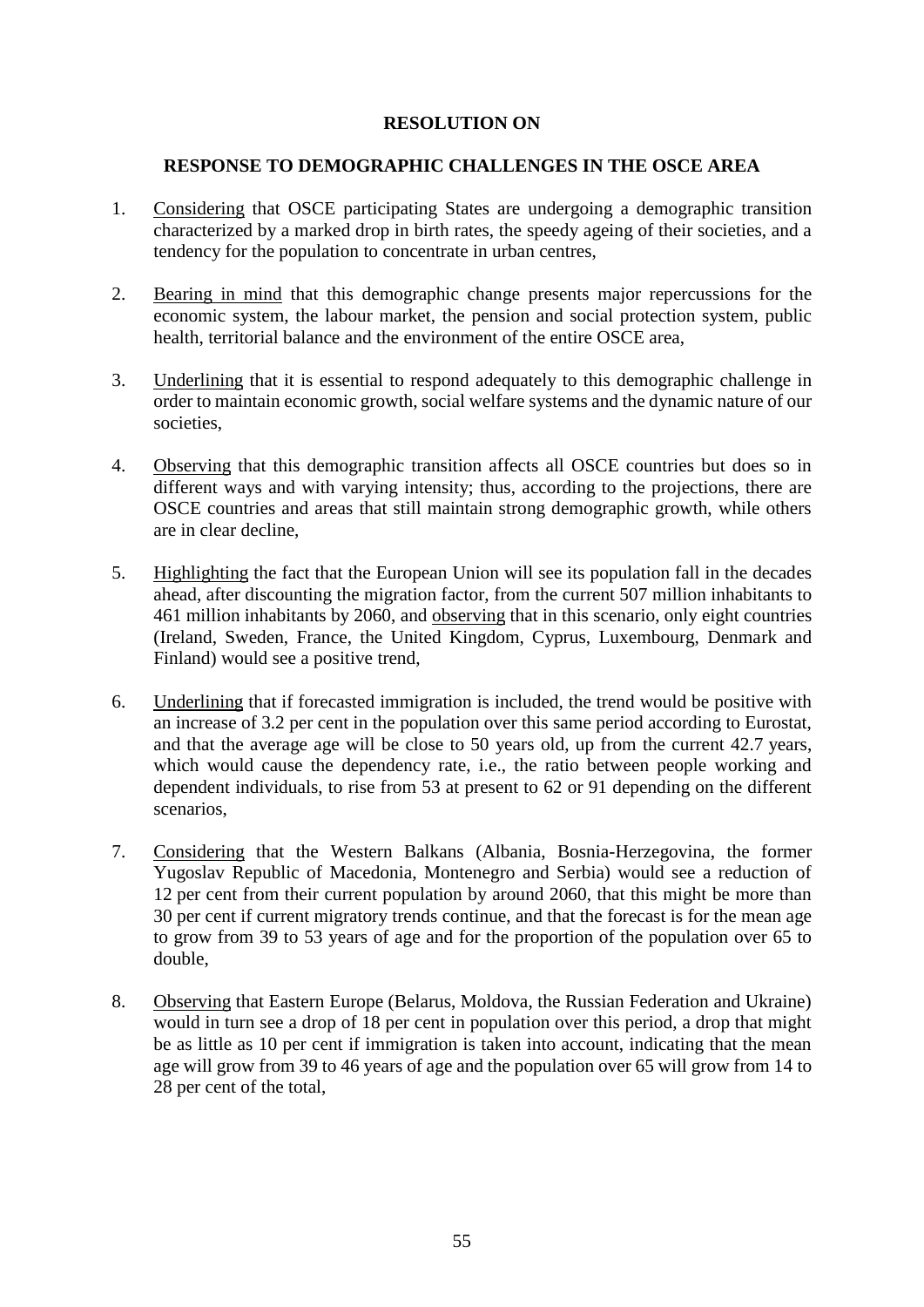**RESOLUTION ON**

**RESPONSE TO DEMOGRAPHIC CHALLENGES IN THE OSCE AREA**

1. Considering that OSCE participating States are undergoing a demographic transition characterized by a marked drop in birth rates, the speedy ageing of their societies, and a tendency for the population to concentrate in urban centres,

2. Bearing in mind that this demographic change presents major repercussions for the economic system, the labour market, the pension and social protection system, public health, territorial balance and the environment of the entire OSCE area,

3. Underlining that it is essential to respond adequately to this demographic challenge in order to maintain economic growth, social welfare systems and the dynamic nature of our societies,

4. Observing that this demographic transition affects all OSCE countries but does so in different ways and with varying intensity; thus, according to the projections, there are OSCE countries and areas that still maintain strong demographic growth, while others are in clear decline,

5. Highlighting the fact that the European Union will see its population fall in the decades ahead, after discounting the migration factor, from the current 507 million inhabitants to 461 million inhabitants by 2060, and observing that in this scenario, only eight countries (Ireland, Sweden, France, the United Kingdom, Cyprus, Luxembourg, Denmark and Finland) would see a positive trend,

6. Underlining that if forecasted immigration is included, the trend would be positive with an increase of 3.2 per cent in the population over this same period according to Eurostat, and that the average age will be close to 50 years old, up from the current 42.7 years, which would cause the dependency rate, i.e., the ratio between people working and dependent individuals, to rise from 53 at present to 62 or 91 depending on the different scenarios,

7. Considering that the Western Balkans (Albania, Bosnia-Herzegovina, the former Yugoslav Republic of Macedonia, Montenegro and Serbia) would see a reduction of 12 per cent from their current population by around 2060, that this might be more than 30 per cent if current migratory trends continue, and that the forecast is for the mean age to grow from 39 to 53 years of age and for the proportion of the population over 65 to double,

8. Observing that Eastern Europe (Belarus, Moldova, the Russian Federation and Ukraine) would in turn see a drop of 18 per cent in population over this period, a drop that might be as little as 10 per cent if immigration is taken into account, indicating that the mean age will grow from 39 to 46 years of age and the population over 65 will grow from 14 to 28 per cent of the total,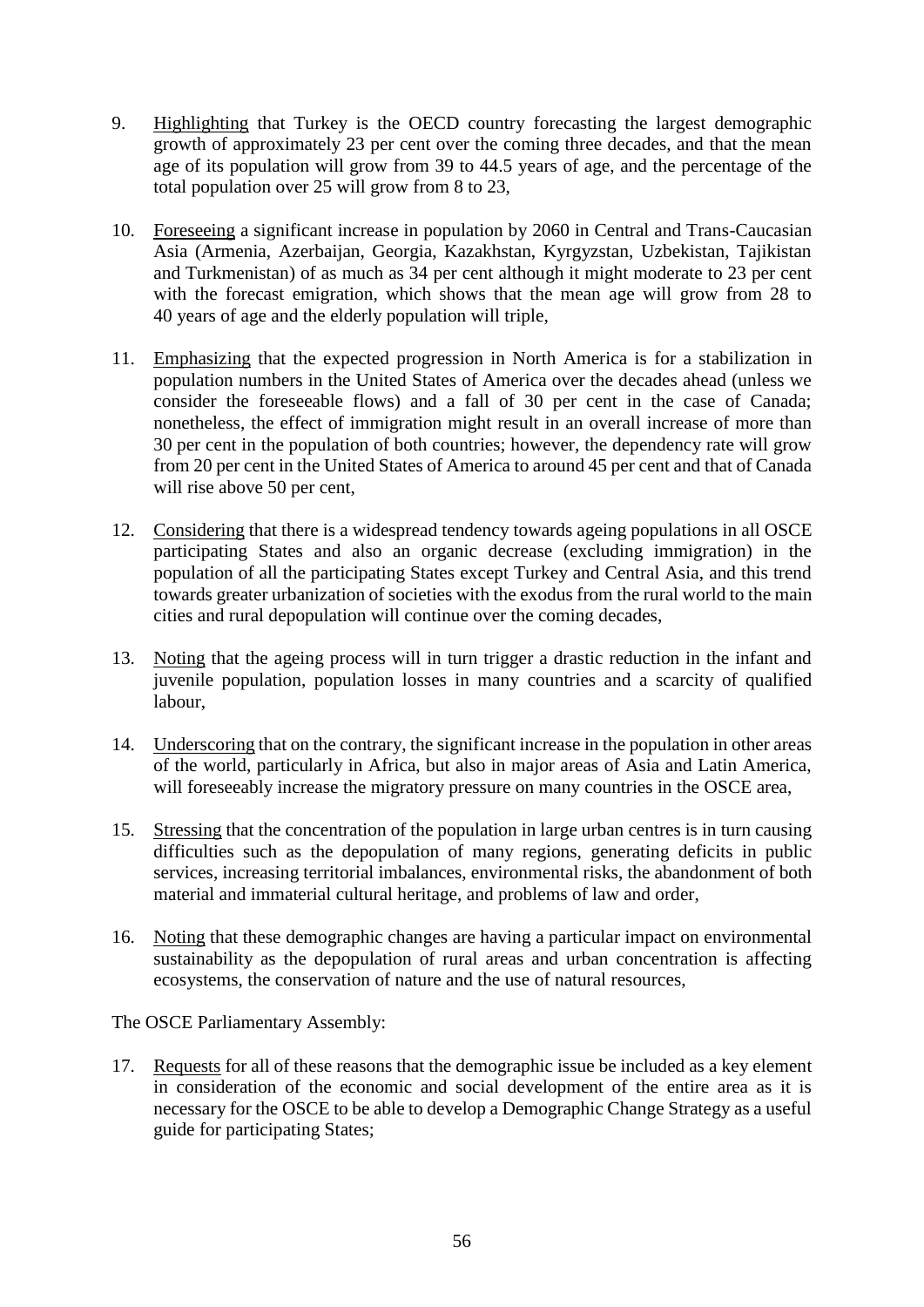9. Highlighting that Turkey is the OECD country forecasting the largest demographic growth of approximately 23 per cent over the coming three decades, and that the mean age of its population will grow from 39 to 44.5 years of age, and the percentage of the total population over 25 will grow from 8 to 23,

10. Foreseeing a significant increase in population by 2060 in Central and Trans-Caucasian Asia (Armenia, Azerbaijan, Georgia, Kazakhstan, Kyrgyzstan, Uzbekistan, Tajikistan and Turkmenistan) of as much as 34 per cent although it might moderate to 23 per cent with the forecast emigration, which shows that the mean age will grow from 28 to 40 years of age and the elderly population will triple,

11. Emphasizing that the expected progression in North America is for a stabilization in population numbers in the United States of America over the decades ahead (unless we consider the foreseeable flows) and a fall of 30 per cent in the case of Canada; nonetheless, the effect of immigration might result in an overall increase of more than 30 per cent in the population of both countries; however, the dependency rate will grow from 20 per cent in the United States of America to around 45 per cent and that of Canada will rise above 50 per cent,

12. Considering that there is a widespread tendency towards ageing populations in all OSCE participating States and also an organic decrease (excluding immigration) in the population of all the participating States except Turkey and Central Asia, and this trend towards greater urbanization of societies with the exodus from the rural world to the main cities and rural depopulation will continue over the coming decades,

13. Noting that the ageing process will in turn trigger a drastic reduction in the infant and juvenile population, population losses in many countries and a scarcity of qualified labour,

14. Underscoring that on the contrary, the significant increase in the population in other areas of the world, particularly in Africa, but also in major areas of Asia and Latin America, will foreseeably increase the migratory pressure on many countries in the OSCE area,

15. Stressing that the concentration of the population in large urban centres is in turn causing difficulties such as the depopulation of many regions, generating deficits in public services, increasing territorial imbalances, environmental risks, the abandonment of both material and immaterial cultural heritage, and problems of law and order,

16. Noting that these demographic changes are having a particular impact on environmental sustainability as the depopulation of rural areas and urban concentration is affecting ecosystems, the conservation of nature and the use of natural resources,

The OSCE Parliamentary Assembly:

17. Requests for all of these reasons that the demographic issue be included as a key element in consideration of the economic and social development of the entire area as it is necessary for the OSCE to be able to develop a Demographic Change Strategy as a useful guide for participating States;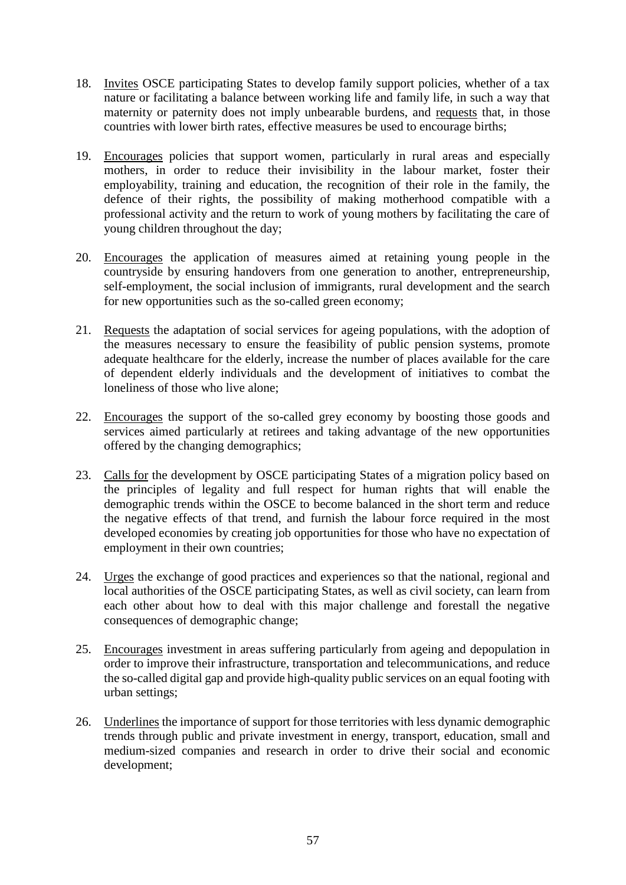18. Invites OSCE participating States to develop family support policies, whether of a tax nature or facilitating a balance between working life and family life, in such a way that maternity or paternity does not imply unbearable burdens, and requests that, in those countries with lower birth rates, effective measures be used to encourage births;

19. Encourages policies that support women, particularly in rural areas and especially mothers, in order to reduce their invisibility in the labour market, foster their employability, training and education, the recognition of their role in the family, the defence of their rights, the possibility of making motherhood compatible with a professional activity and the return to work of young mothers by facilitating the care of young children throughout the day;

20. Encourages the application of measures aimed at retaining young people in the countryside by ensuring handovers from one generation to another, entrepreneurship, self-employment, the social inclusion of immigrants, rural development and the search for new opportunities such as the so-called green economy;

21. Requests the adaptation of social services for ageing populations, with the adoption of the measures necessary to ensure the feasibility of public pension systems, promote adequate healthcare for the elderly, increase the number of places available for the care of dependent elderly individuals and the development of initiatives to combat the loneliness of those who live alone;

22. Encourages the support of the so-called grey economy by boosting those goods and services aimed particularly at retirees and taking advantage of the new opportunities offered by the changing demographics;

23. Calls for the development by OSCE participating States of a migration policy based on the principles of legality and full respect for human rights that will enable the demographic trends within the OSCE to become balanced in the short term and reduce the negative effects of that trend, and furnish the labour force required in the most developed economies by creating job opportunities for those who have no expectation of employment in their own countries;

24. Urges the exchange of good practices and experiences so that the national, regional and local authorities of the OSCE participating States, as well as civil society, can learn from each other about how to deal with this major challenge and forestall the negative consequences of demographic change;

25. Encourages investment in areas suffering particularly from ageing and depopulation in order to improve their infrastructure, transportation and telecommunications, and reduce the so-called digital gap and provide high-quality public services on an equal footing with urban settings;

26. Underlines the importance of support for those territories with less dynamic demographic trends through public and private investment in energy, transport, education, small and medium-sized companies and research in order to drive their social and economic development;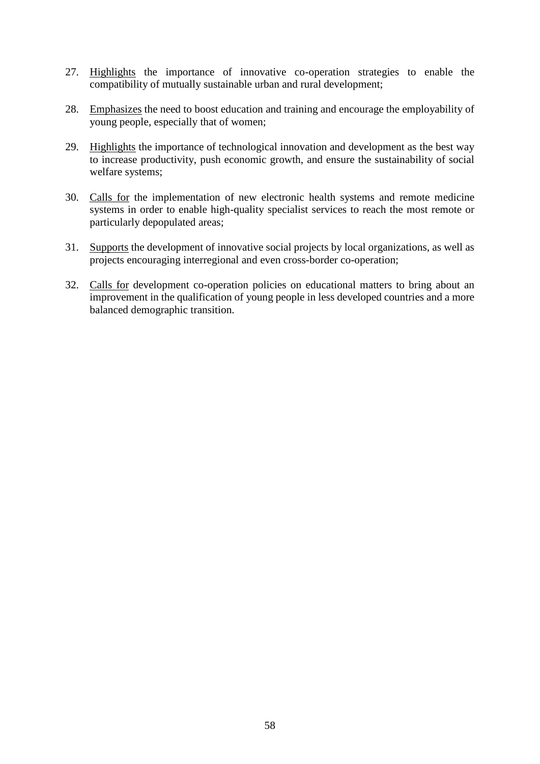27. Highlights the importance of innovative co-operation strategies to enable the compatibility of mutually sustainable urban and rural development;

28. Emphasizes the need to boost education and training and encourage the employability of young people, especially that of women;

29. Highlights the importance of technological innovation and development as the best way to increase productivity, push economic growth, and ensure the sustainability of social welfare systems;

30. Calls for the implementation of new electronic health systems and remote medicine systems in order to enable high-quality specialist services to reach the most remote or particularly depopulated areas;

31. Supports the development of innovative social projects by local organizations, as well as projects encouraging interregional and even cross-border co-operation;

32. Calls for development co-operation policies on educational matters to bring about an improvement in the qualification of young people in less developed countries and a more balanced demographic transition.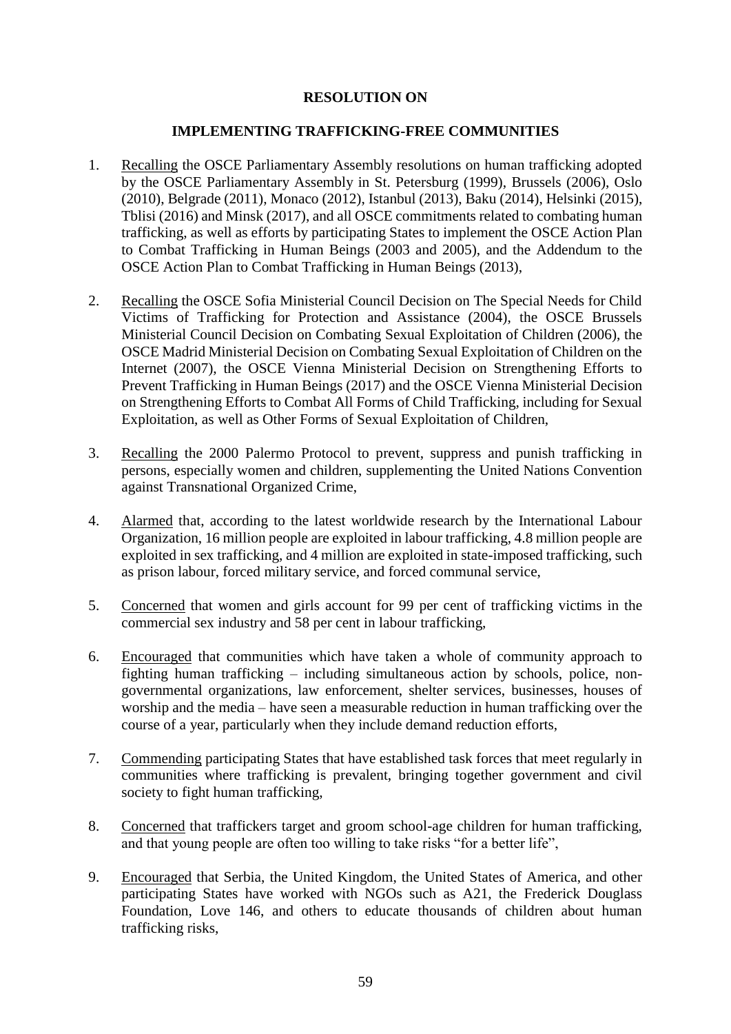**RESOLUTION ON**

**IMPLEMENTING TRAFFICKING-FREE COMMUNITIES**

1. Recalling the OSCE Parliamentary Assembly resolutions on human trafficking adopted by the OSCE Parliamentary Assembly in St. Petersburg (1999), Brussels (2006), Oslo (2010), Belgrade (2011), Monaco (2012), Istanbul (2013), Baku (2014), Helsinki (2015), Tbilisi (2016) and Minsk (2017), and all OSCE commitments related to combating human trafficking, as well as efforts by participating States to implement the OSCE Action Plan to Combat Trafficking in Human Beings (2003 and 2005), and the Addendum to the OSCE Action Plan to Combat Trafficking in Human Beings (2013),

2. Recalling the OSCE Sofia Ministerial Council Decision on The Special Needs for Child Victims of Trafficking for Protection and Assistance (2004), the OSCE Brussels Ministerial Council Decision on Combating Sexual Exploitation of Children (2006), the OSCE Madrid Ministerial Decision on Combating Sexual Exploitation of Children on the Internet (2007), the OSCE Vienna Ministerial Decision on Strengthening Efforts to Prevent Trafficking in Human Beings (2017) and the OSCE Vienna Ministerial Decision on Strengthening Efforts to Combat All Forms of Child Trafficking, including for Sexual Exploitation, as well as Other Forms of Sexual Exploitation of Children,

3. Recalling the 2000 Palermo Protocol to prevent, suppress and punish trafficking in persons, especially women and children, supplementing the United Nations Convention against Transnational Organized Crime,

4. Alarmed that, according to the latest worldwide research by the International Labour Organization, 16 million people are exploited in labour trafficking, 4.8 million people are exploited in sex trafficking, and 4 million are exploited in state-imposed trafficking, such as prison labour, forced military service, and forced communal service,

5. Concerned that women and girls account for 99 per cent of trafficking victims in the commercial sex industry and 58 per cent in labour trafficking,

6. Encouraged that communities which have taken a whole of community approach to fighting human trafficking – including simultaneous action by schools, police, non-governmental organizations, law enforcement, shelter services, businesses, houses of worship and the media – have seen a measurable reduction in human trafficking over the course of a year, particularly when they include demand reduction efforts,

7. Commending participating States that have established task forces that meet regularly in communities where trafficking is prevalent, bringing together government and civil society to fight human trafficking,

8. Concerned that traffickers target and groom school-age children for human trafficking, and that young people are often too willing to take risks "for a better life",

9. Encouraged that Serbia, the United Kingdom, the United States of America, and other participating States have worked with NGOs such as A21, the Frederick Douglass Foundation, Love 146, and others to educate thousands of children about human trafficking risks,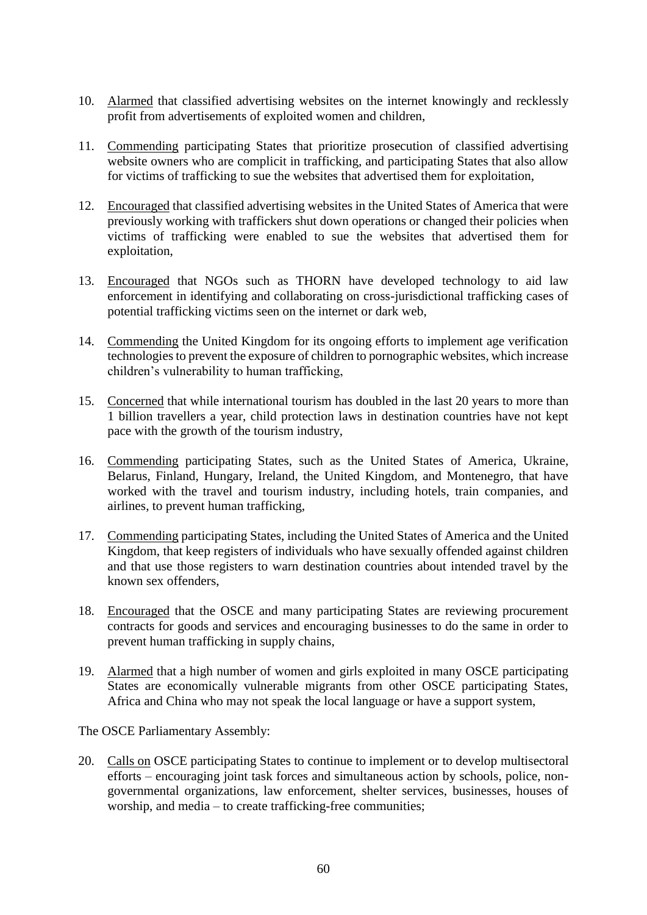10. Alarmed that classified advertising websites on the internet knowingly and recklessly profit from advertisements of exploited women and children,

11. Commending participating States that prioritize prosecution of classified advertising website owners who are complicit in trafficking, and participating States that also allow for victims of trafficking to sue the websites that advertised them for exploitation,

12. Encouraged that classified advertising websites in the United States of America that were previously working with traffickers shut down operations or changed their policies when victims of trafficking were enabled to sue the websites that advertised them for exploitation,

13. Encouraged that NGOs such as THORN have developed technology to aid law enforcement in identifying and collaborating on cross-jurisdictional trafficking cases of potential trafficking victims seen on the internet or dark web,

14. Commending the United Kingdom for its ongoing efforts to implement age verification technologies to prevent the exposure of children to pornographic websites, which increase children's vulnerability to human trafficking,

15. Concerned that while international tourism has doubled in the last 20 years to more than 1 billion travellers a year, child protection laws in destination countries have not kept pace with the growth of the tourism industry,

16. Commending participating States, such as the United States of America, Ukraine, Belarus, Finland, Hungary, Ireland, the United Kingdom, and Montenegro, that have worked with the travel and tourism industry, including hotels, train companies, and airlines, to prevent human trafficking,

17. Commending participating States, including the United States of America and the United Kingdom, that keep registers of individuals who have sexually offended against children and that use those registers to warn destination countries about intended travel by the known sex offenders,

18. Encouraged that the OSCE and many participating States are reviewing procurement contracts for goods and services and encouraging businesses to do the same in order to prevent human trafficking in supply chains,

19. Alarmed that a high number of women and girls exploited in many OSCE participating States are economically vulnerable migrants from other OSCE participating States, Africa and China who may not speak the local language or have a support system,

The OSCE Parliamentary Assembly:

20. Calls on OSCE participating States to continue to implement or to develop multisectoral efforts – encouraging joint task forces and simultaneous action by schools, police, non-governmental organizations, law enforcement, shelter services, businesses, houses of worship, and media – to create trafficking-free communities;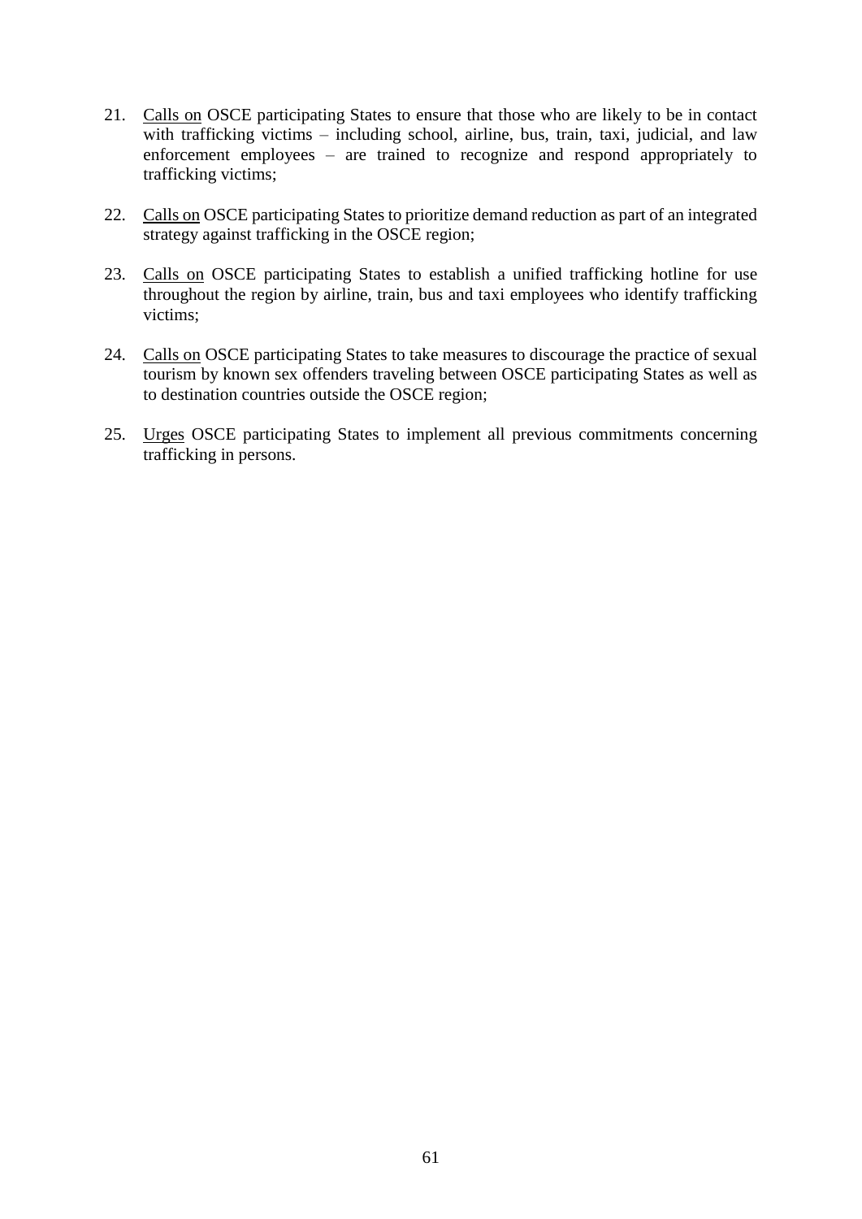21. Calls on OSCE participating States to ensure that those who are likely to be in contact with trafficking victims – including school, airline, bus, train, taxi, judicial, and law enforcement employees – are trained to recognize and respond appropriately to trafficking victims;

22. Calls on OSCE participating States to prioritize demand reduction as part of an integrated strategy against trafficking in the OSCE region;

23. Calls on OSCE participating States to establish a unified trafficking hotline for use throughout the region by airline, train, bus and taxi employees who identify trafficking victims;

24. Calls on OSCE participating States to take measures to discourage the practice of sexual tourism by known sex offenders traveling between OSCE participating States as well as to destination countries outside the OSCE region;

25. Urges OSCE participating States to implement all previous commitments concerning trafficking in persons.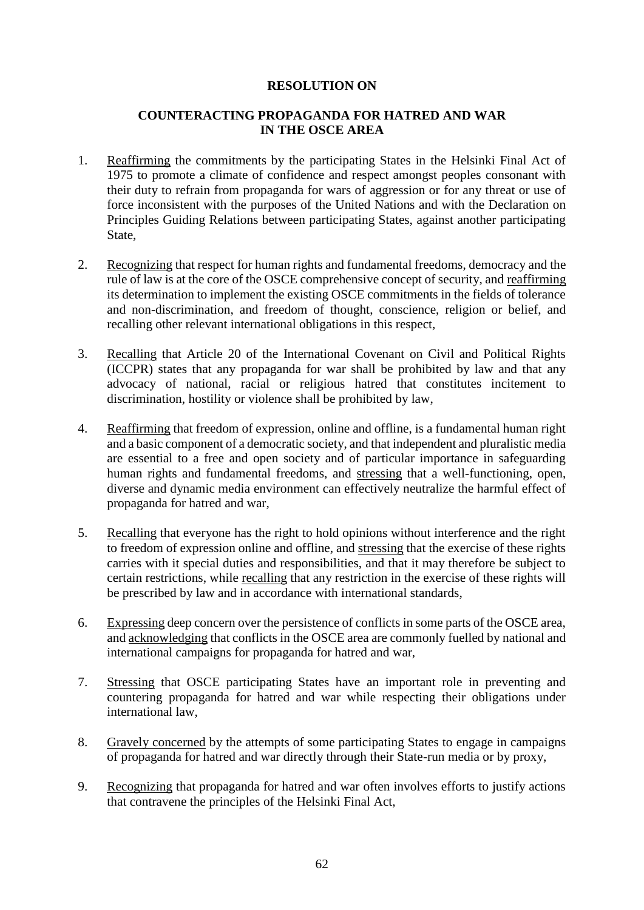**RESOLUTION ON**

**COUNTERACTING PROPAGANDA FOR HATRED AND WAR IN THE OSCE AREA**

1. Reaffirming the commitments by the participating States in the Helsinki Final Act of 1975 to promote a climate of confidence and respect amongst peoples consonant with their duty to refrain from propaganda for wars of aggression or for any threat or use of force inconsistent with the purposes of the United Nations and with the Declaration on Principles Guiding Relations between participating States, against another participating State,

2. Recognizing that respect for human rights and fundamental freedoms, democracy and the rule of law is at the core of the OSCE comprehensive concept of security, and reaffirming its determination to implement the existing OSCE commitments in the fields of tolerance and non-discrimination, and freedom of thought, conscience, religion or belief, and recalling other relevant international obligations in this respect,

3. Recalling that Article 20 of the International Covenant on Civil and Political Rights (ICCPR) states that any propaganda for war shall be prohibited by law and that any advocacy of national, racial or religious hatred that constitutes incitement to discrimination, hostility or violence shall be prohibited by law,

4. Reaffirming that freedom of expression, online and offline, is a fundamental human right and a basic component of a democratic society, and that independent and pluralistic media are essential to a free and open society and of particular importance in safeguarding human rights and fundamental freedoms, and stressing that a well-functioning, open, diverse and dynamic media environment can effectively neutralize the harmful effect of propaganda for hatred and war,

5. Recalling that everyone has the right to hold opinions without interference and the right to freedom of expression online and offline, and stressing that the exercise of these rights carries with it special duties and responsibilities, and that it may therefore be subject to certain restrictions, while recalling that any restriction in the exercise of these rights will be prescribed by law and in accordance with international standards,

6. Expressing deep concern over the persistence of conflicts in some parts of the OSCE area, and acknowledging that conflicts in the OSCE area are commonly fuelled by national and international campaigns for propaganda for hatred and war,

7. Stressing that OSCE participating States have an important role in preventing and countering propaganda for hatred and war while respecting their obligations under international law,

8. Gravely concerned by the attempts of some participating States to engage in campaigns of propaganda for hatred and war directly through their State-run media or by proxy,

9. Recognizing that propaganda for hatred and war often involves efforts to justify actions that contravene the principles of the Helsinki Final Act,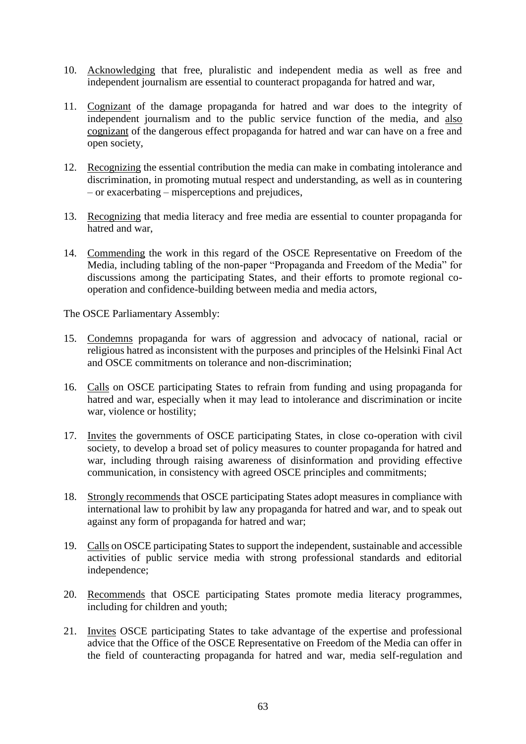10. Acknowledging that free, pluralistic and independent media as well as free and independent journalism are essential to counteract propaganda for hatred and war,

11. Cognizant of the damage propaganda for hatred and war does to the integrity of independent journalism and to the public service function of the media, and also cognizant of the dangerous effect propaganda for hatred and war can have on a free and open society,

12. Recognizing the essential contribution the media can make in combating intolerance and discrimination, in promoting mutual respect and understanding, as well as in countering – or exacerbating – misperceptions and prejudices,

13. Recognizing that media literacy and free media are essential to counter propaganda for hatred and war,

14. Commending the work in this regard of the OSCE Representative on Freedom of the Media, including tabling of the non-paper "Propaganda and Freedom of the Media" for discussions among the participating States, and their efforts to promote regional co-operation and confidence-building between media and media actors,

The OSCE Parliamentary Assembly:

15. Condemns propaganda for wars of aggression and advocacy of national, racial or religious hatred as inconsistent with the purposes and principles of the Helsinki Final Act and OSCE commitments on tolerance and non-discrimination;

16. Calls on OSCE participating States to refrain from funding and using propaganda for hatred and war, especially when it may lead to intolerance and discrimination or incite war, violence or hostility;

17. Invites the governments of OSCE participating States, in close co-operation with civil society, to develop a broad set of policy measures to counter propaganda for hatred and war, including through raising awareness of disinformation and providing effective communication, in consistency with agreed OSCE principles and commitments;

18. Strongly recommends that OSCE participating States adopt measures in compliance with international law to prohibit by law any propaganda for hatred and war, and to speak out against any form of propaganda for hatred and war;

19. Calls on OSCE participating States to support the independent, sustainable and accessible activities of public service media with strong professional standards and editorial independence;

20. Recommends that OSCE participating States promote media literacy programmes, including for children and youth;

21. Invites OSCE participating States to take advantage of the expertise and professional advice that the Office of the OSCE Representative on Freedom of the Media can offer in the field of counteracting propaganda for hatred and war, media self-regulation and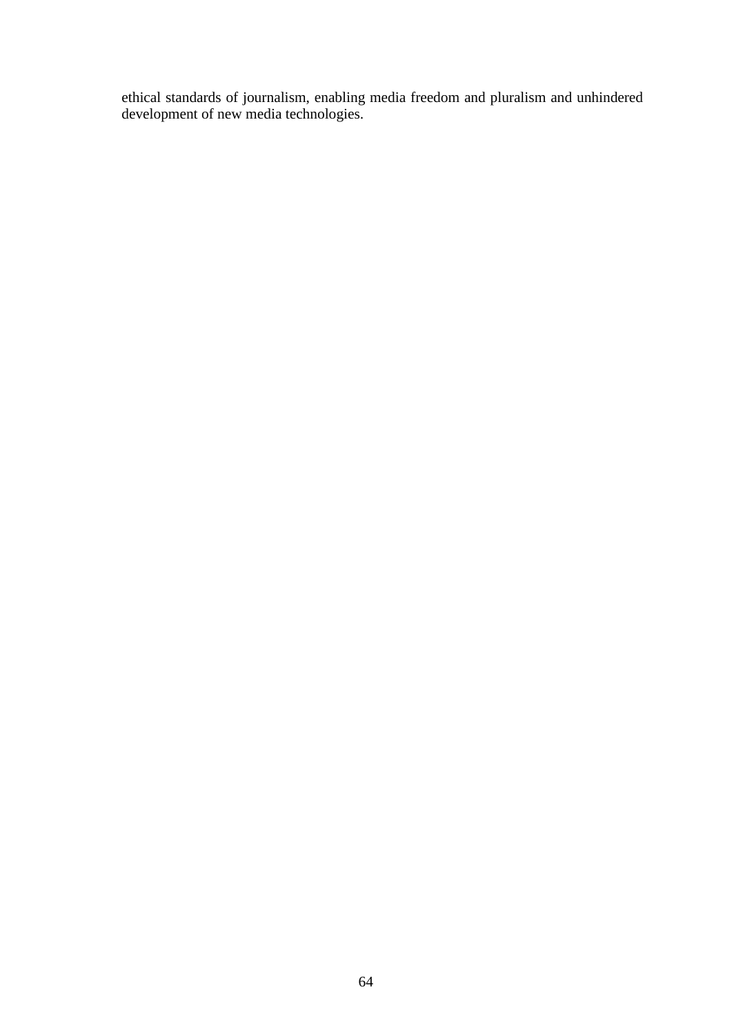ethical standards of journalism, enabling media freedom and pluralism and unhindered development of new media technologies.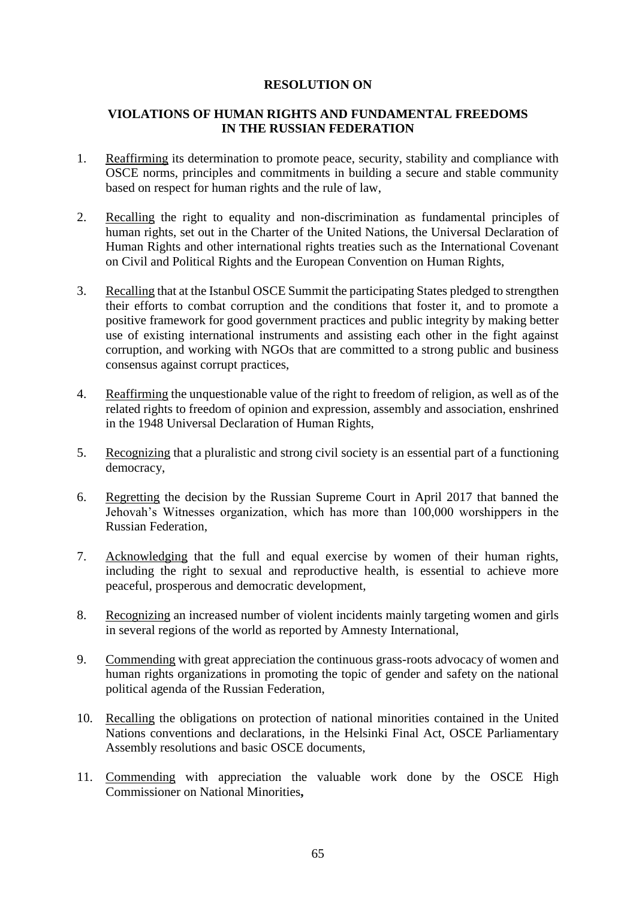**RESOLUTION ON**

**VIOLATIONS OF HUMAN RIGHTS AND FUNDAMENTAL FREEDOMS IN THE RUSSIAN FEDERATION**

1. Reaffirming its determination to promote peace, security, stability and compliance with OSCE norms, principles and commitments in building a secure and stable community based on respect for human rights and the rule of law,

2. Recalling the right to equality and non-discrimination as fundamental principles of human rights, set out in the Charter of the United Nations, the Universal Declaration of Human Rights and other international rights treaties such as the International Covenant on Civil and Political Rights and the European Convention on Human Rights,

3. Recalling that at the Istanbul OSCE Summit the participating States pledged to strengthen their efforts to combat corruption and the conditions that foster it, and to promote a positive framework for good government practices and public integrity by making better use of existing international instruments and assisting each other in the fight against corruption, and working with NGOs that are committed to a strong public and business consensus against corrupt practices,

4. Reaffirming the unquestionable value of the right to freedom of religion, as well as of the related rights to freedom of opinion and expression, assembly and association, enshrined in the 1948 Universal Declaration of Human Rights,

5. Recognizing that a pluralistic and strong civil society is an essential part of a functioning democracy,

6. Regretting the decision by the Russian Supreme Court in April 2017 that banned the Jehovah's Witnesses organization, which has more than 100,000 worshippers in the Russian Federation,

7. Acknowledging that the full and equal exercise by women of their human rights, including the right to sexual and reproductive health, is essential to achieve more peaceful, prosperous and democratic development,

8. Recognizing an increased number of violent incidents mainly targeting women and girls in several regions of the world as reported by Amnesty International,

9. Commending with great appreciation the continuous grass-roots advocacy of women and human rights organizations in promoting the topic of gender and safety on the national political agenda of the Russian Federation,

10. Recalling the obligations on protection of national minorities contained in the United Nations conventions and declarations, in the Helsinki Final Act, OSCE Parliamentary Assembly resolutions and basic OSCE documents,

11. Commending with appreciation the valuable work done by the OSCE High Commissioner on National Minorities**,**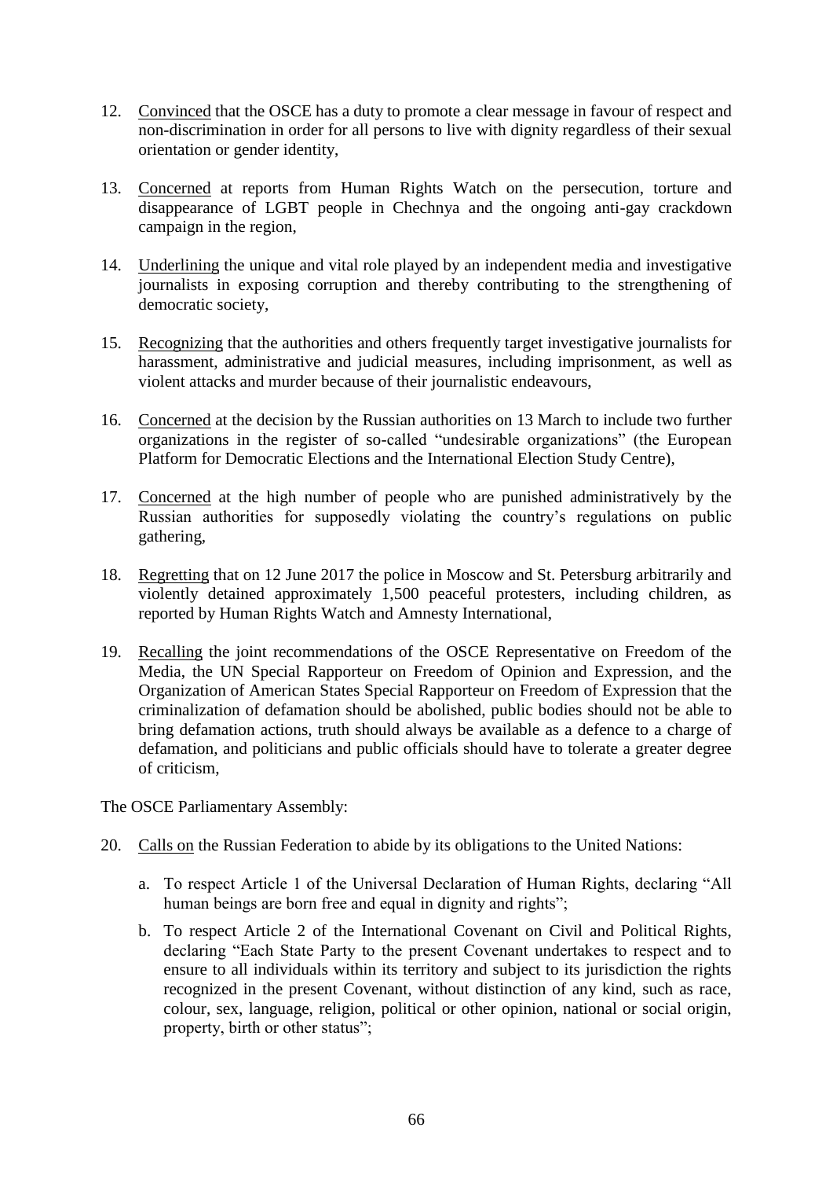12. Convinced that the OSCE has a duty to promote a clear message in favour of respect and non-discrimination in order for all persons to live with dignity regardless of their sexual orientation or gender identity,

13. Concerned at reports from Human Rights Watch on the persecution, torture and disappearance of LGBT people in Chechnya and the ongoing anti-gay crackdown campaign in the region,

14. Underlining the unique and vital role played by an independent media and investigative journalists in exposing corruption and thereby contributing to the strengthening of democratic society,

15. Recognizing that the authorities and others frequently target investigative journalists for harassment, administrative and judicial measures, including imprisonment, as well as violent attacks and murder because of their journalistic endeavours,

16. Concerned at the decision by the Russian authorities on 13 March to include two further organizations in the register of so-called "undesirable organizations" (the European Platform for Democratic Elections and the International Election Study Centre),

17. Concerned at the high number of people who are punished administratively by the Russian authorities for supposedly violating the country's regulations on public gathering,

18. Regretting that on 12 June 2017 the police in Moscow and St. Petersburg arbitrarily and violently detained approximately 1,500 peaceful protesters, including children, as reported by Human Rights Watch and Amnesty International,

19. Recalling the joint recommendations of the OSCE Representative on Freedom of the Media, the UN Special Rapporteur on Freedom of Opinion and Expression, and the Organization of American States Special Rapporteur on Freedom of Expression that the criminalization of defamation should be abolished, public bodies should not be able to bring defamation actions, truth should always be available as a defence to a charge of defamation, and politicians and public officials should have to tolerate a greater degree of criticism,

The OSCE Parliamentary Assembly:

20. Calls on the Russian Federation to abide by its obligations to the United Nations:

    a. To respect Article 1 of the Universal Declaration of Human Rights, declaring "All human beings are born free and equal in dignity and rights";

    b. To respect Article 2 of the International Covenant on Civil and Political Rights, declaring "Each State Party to the present Covenant undertakes to respect and to ensure to all individuals within its territory and subject to its jurisdiction the rights recognized in the present Covenant, without distinction of any kind, such as race, colour, sex, language, religion, political or other opinion, national or social origin, property, birth or other status";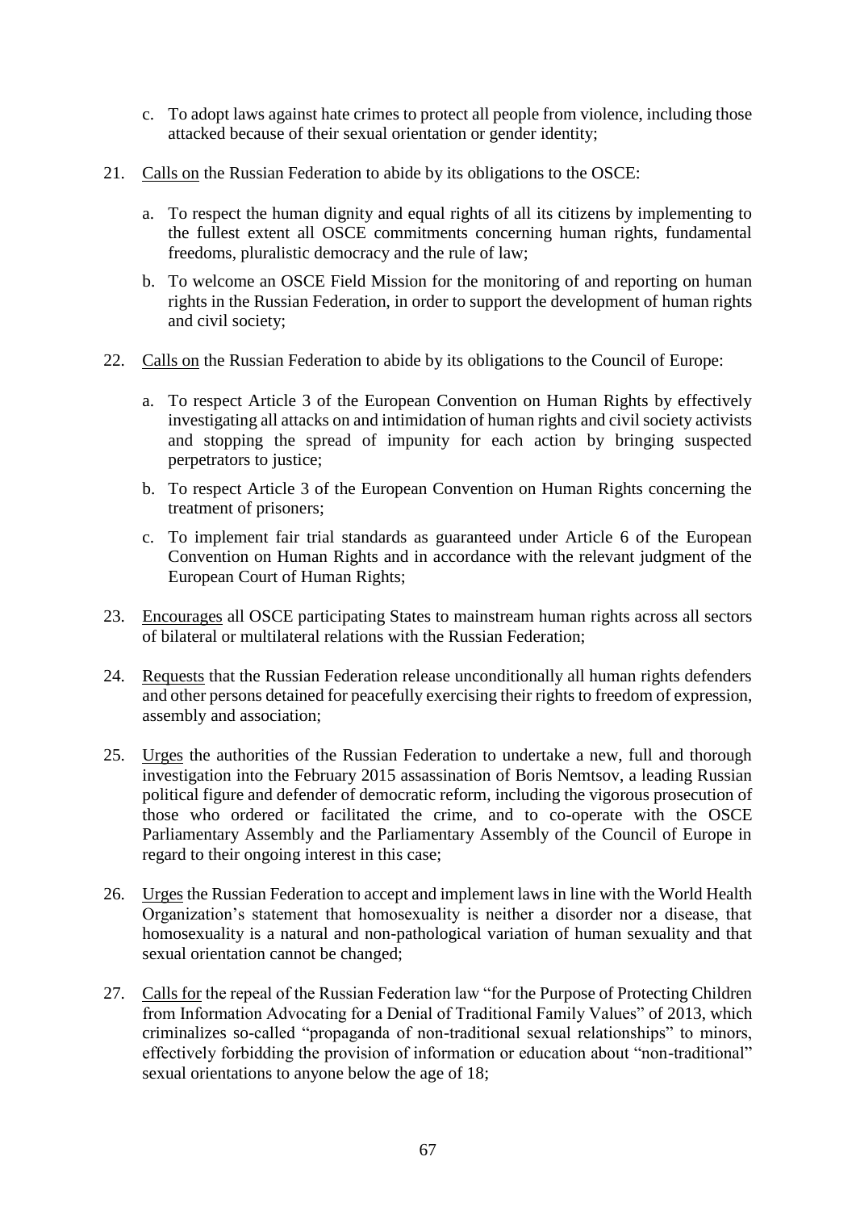c. To adopt laws against hate crimes to protect all people from violence, including those attacked because of their sexual orientation or gender identity;

21. <u>Calls on</u> the Russian Federation to abide by its obligations to the OSCE:

    a. To respect the human dignity and equal rights of all its citizens by implementing to the fullest extent all OSCE commitments concerning human rights, fundamental freedoms, pluralistic democracy and the rule of law;

    b. To welcome an OSCE Field Mission for the monitoring of and reporting on human rights in the Russian Federation, in order to support the development of human rights and civil society;

22. <u>Calls on</u> the Russian Federation to abide by its obligations to the Council of Europe:

    a. To respect Article 3 of the European Convention on Human Rights by effectively investigating all attacks on and intimidation of human rights and civil society activists and stopping the spread of impunity for each action by bringing suspected perpetrators to justice;

    b. To respect Article 3 of the European Convention on Human Rights concerning the treatment of prisoners;

    c. To implement fair trial standards as guaranteed under Article 6 of the European Convention on Human Rights and in accordance with the relevant judgment of the European Court of Human Rights;

23. <u>Encourages</u> all OSCE participating States to mainstream human rights across all sectors of bilateral or multilateral relations with the Russian Federation;

24. <u>Requests</u> that the Russian Federation release unconditionally all human rights defenders and other persons detained for peacefully exercising their rights to freedom of expression, assembly and association;

25. <u>Urges</u> the authorities of the Russian Federation to undertake a new, full and thorough investigation into the February 2015 assassination of Boris Nemtsov, a leading Russian political figure and defender of democratic reform, including the vigorous prosecution of those who ordered or facilitated the crime, and to co-operate with the OSCE Parliamentary Assembly and the Parliamentary Assembly of the Council of Europe in regard to their ongoing interest in this case;

26. <u>Urges</u> the Russian Federation to accept and implement laws in line with the World Health Organization's statement that homosexuality is neither a disorder nor a disease, that homosexuality is a natural and non-pathological variation of human sexuality and that sexual orientation cannot be changed;

27. <u>Calls for</u> the repeal of the Russian Federation law "for the Purpose of Protecting Children from Information Advocating for a Denial of Traditional Family Values" of 2013, which criminalizes so-called "propaganda of non-traditional sexual relationships" to minors, effectively forbidding the provision of information or education about "non-traditional" sexual orientations to anyone below the age of 18;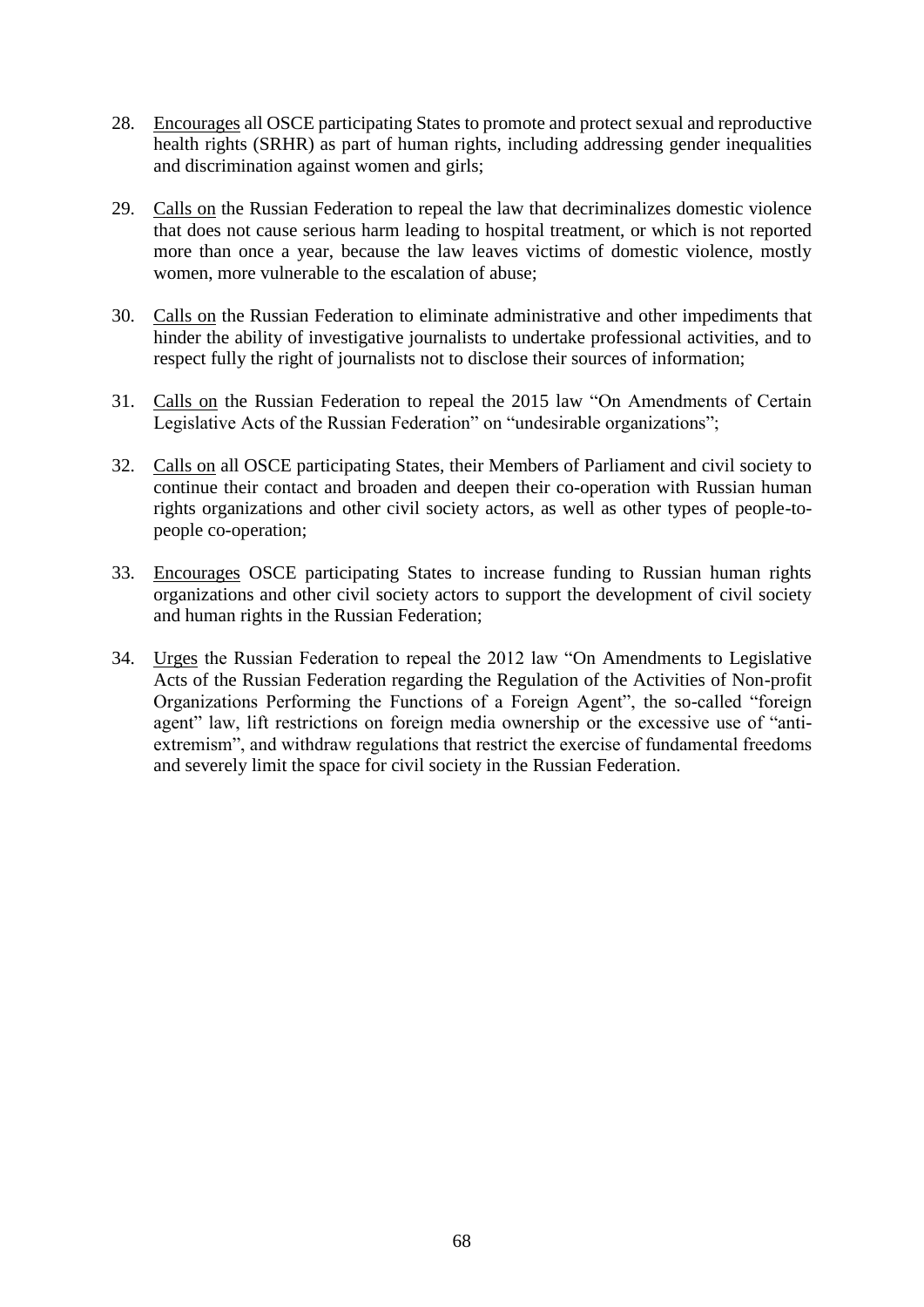28. <u>Encourages</u> all OSCE participating States to promote and protect sexual and reproductive health rights (SRHR) as part of human rights, including addressing gender inequalities and discrimination against women and girls;

29. <u>Calls on</u> the Russian Federation to repeal the law that decriminalizes domestic violence that does not cause serious harm leading to hospital treatment, or which is not reported more than once a year, because the law leaves victims of domestic violence, mostly women, more vulnerable to the escalation of abuse;

30. <u>Calls on</u> the Russian Federation to eliminate administrative and other impediments that hinder the ability of investigative journalists to undertake professional activities, and to respect fully the right of journalists not to disclose their sources of information;

31. <u>Calls on</u> the Russian Federation to repeal the 2015 law "On Amendments of Certain Legislative Acts of the Russian Federation" on "undesirable organizations";

32. <u>Calls on</u> all OSCE participating States, their Members of Parliament and civil society to continue their contact and broaden and deepen their co-operation with Russian human rights organizations and other civil society actors, as well as other types of people-to-people co-operation;

33. <u>Encourages</u> OSCE participating States to increase funding to Russian human rights organizations and other civil society actors to support the development of civil society and human rights in the Russian Federation;

34. <u>Urges</u> the Russian Federation to repeal the 2012 law "On Amendments to Legislative Acts of the Russian Federation regarding the Regulation of the Activities of Non-profit Organizations Performing the Functions of a Foreign Agent", the so-called "foreign agent" law, lift restrictions on foreign media ownership or the excessive use of "anti-extremism", and withdraw regulations that restrict the exercise of fundamental freedoms and severely limit the space for civil society in the Russian Federation.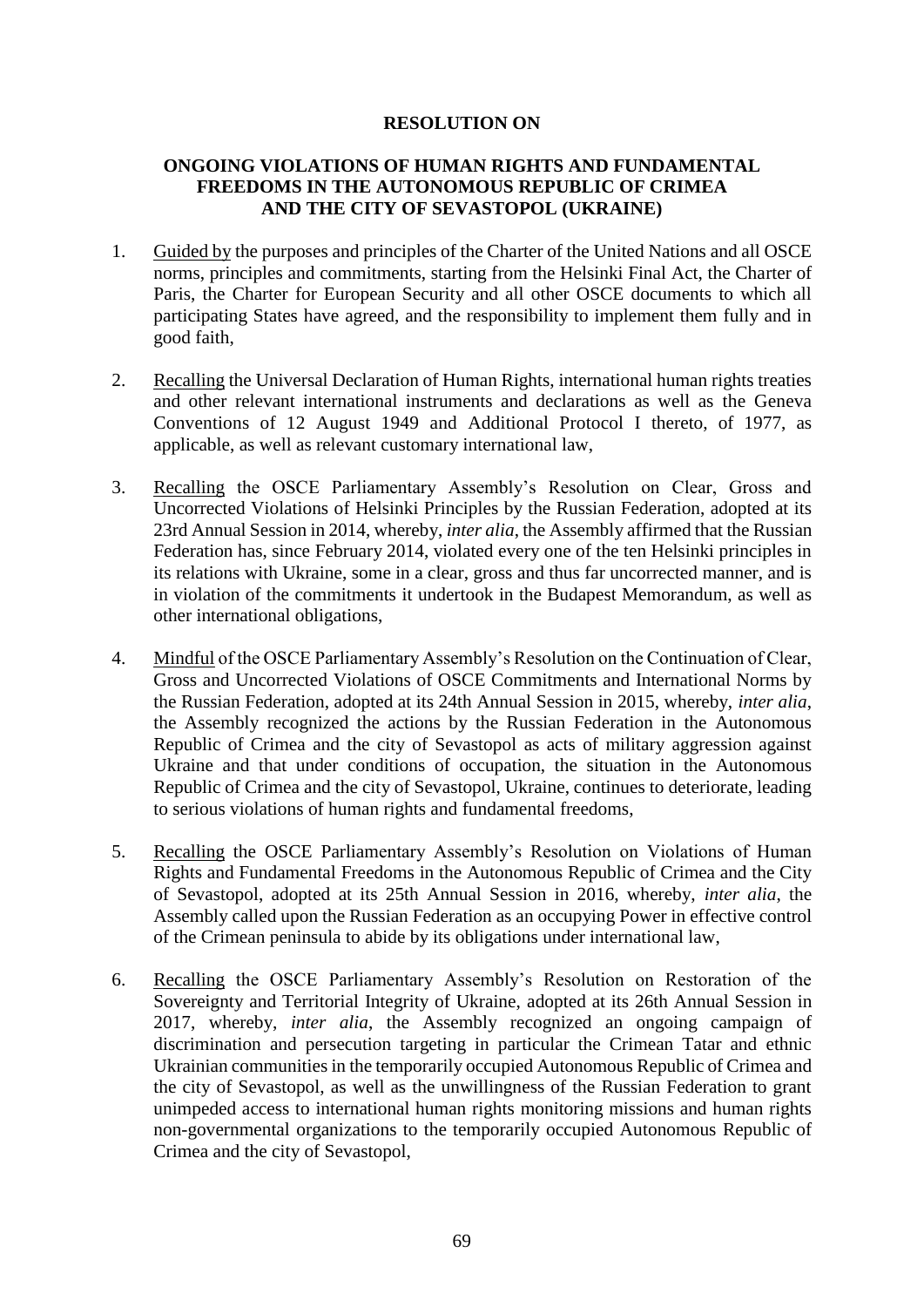**RESOLUTION ON**

**ONGOING VIOLATIONS OF HUMAN RIGHTS AND FUNDAMENTAL FREEDOMS IN THE AUTONOMOUS REPUBLIC OF CRIMEA AND THE CITY OF SEVASTOPOL (UKRAINE)**

1. Guided by the purposes and principles of the Charter of the United Nations and all OSCE norms, principles and commitments, starting from the Helsinki Final Act, the Charter of Paris, the Charter for European Security and all other OSCE documents to which all participating States have agreed, and the responsibility to implement them fully and in good faith,

2. Recalling the Universal Declaration of Human Rights, international human rights treaties and other relevant international instruments and declarations as well as the Geneva Conventions of 12 August 1949 and Additional Protocol I thereto, of 1977, as applicable, as well as relevant customary international law,

3. Recalling the OSCE Parliamentary Assembly's Resolution on Clear, Gross and Uncorrected Violations of Helsinki Principles by the Russian Federation, adopted at its 23rd Annual Session in 2014, whereby, *inter alia*, the Assembly affirmed that the Russian Federation has, since February 2014, violated every one of the ten Helsinki principles in its relations with Ukraine, some in a clear, gross and thus far uncorrected manner, and is in violation of the commitments it undertook in the Budapest Memorandum, as well as other international obligations,

4. Mindful of the OSCE Parliamentary Assembly's Resolution on the Continuation of Clear, Gross and Uncorrected Violations of OSCE Commitments and International Norms by the Russian Federation, adopted at its 24th Annual Session in 2015, whereby, *inter alia*, the Assembly recognized the actions by the Russian Federation in the Autonomous Republic of Crimea and the city of Sevastopol as acts of military aggression against Ukraine and that under conditions of occupation, the situation in the Autonomous Republic of Crimea and the city of Sevastopol, Ukraine, continues to deteriorate, leading to serious violations of human rights and fundamental freedoms,

5. Recalling the OSCE Parliamentary Assembly's Resolution on Violations of Human Rights and Fundamental Freedoms in the Autonomous Republic of Crimea and the City of Sevastopol, adopted at its 25th Annual Session in 2016, whereby, *inter alia*, the Assembly called upon the Russian Federation as an occupying Power in effective control of the Crimean peninsula to abide by its obligations under international law,

6. Recalling the OSCE Parliamentary Assembly's Resolution on Restoration of the Sovereignty and Territorial Integrity of Ukraine, adopted at its 26th Annual Session in 2017, whereby, *inter alia*, the Assembly recognized an ongoing campaign of discrimination and persecution targeting in particular the Crimean Tatar and ethnic Ukrainian communities in the temporarily occupied Autonomous Republic of Crimea and the city of Sevastopol, as well as the unwillingness of the Russian Federation to grant unimpeded access to international human rights monitoring missions and human rights non-governmental organizations to the temporarily occupied Autonomous Republic of Crimea and the city of Sevastopol,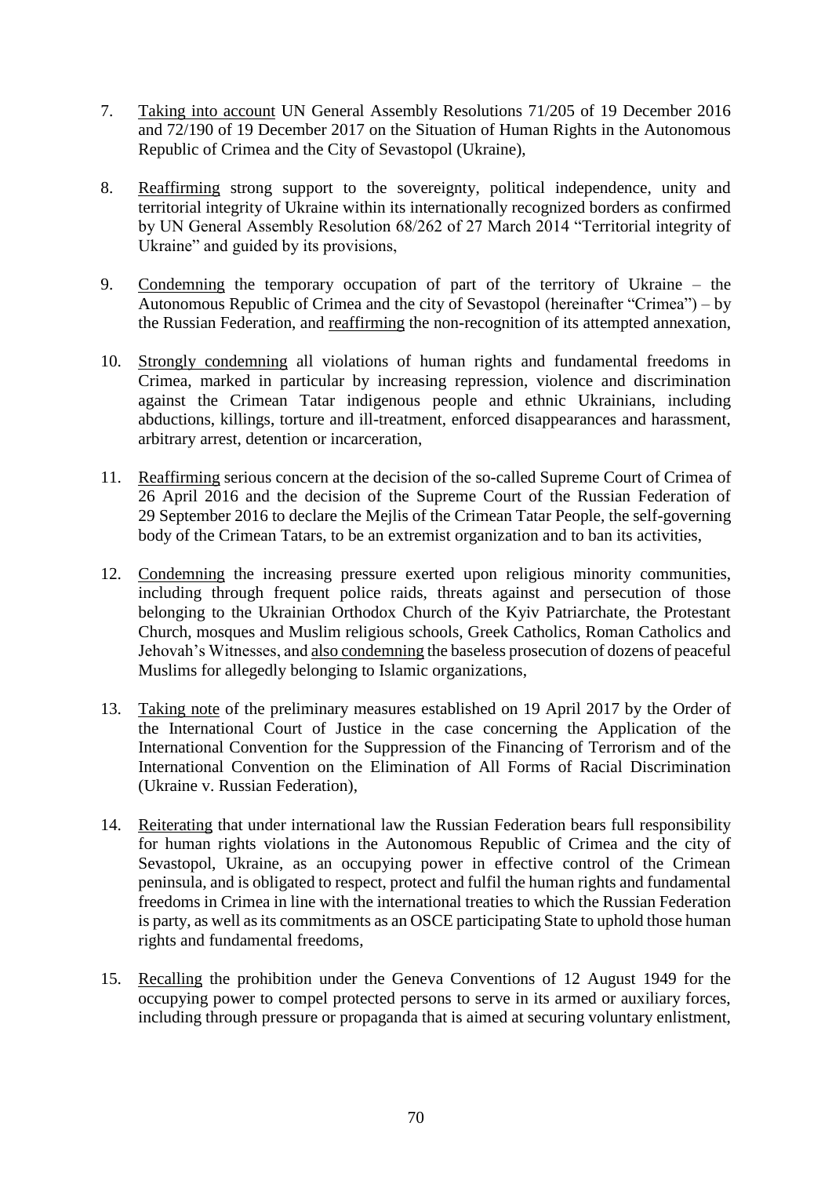7. Taking into account UN General Assembly Resolutions 71/205 of 19 December 2016 and 72/190 of 19 December 2017 on the Situation of Human Rights in the Autonomous Republic of Crimea and the City of Sevastopol (Ukraine),

8. Reaffirming strong support to the sovereignty, political independence, unity and territorial integrity of Ukraine within its internationally recognized borders as confirmed by UN General Assembly Resolution 68/262 of 27 March 2014 "Territorial integrity of Ukraine" and guided by its provisions,

9. Condemning the temporary occupation of part of the territory of Ukraine – the Autonomous Republic of Crimea and the city of Sevastopol (hereinafter "Crimea") – by the Russian Federation, and reaffirming the non-recognition of its attempted annexation,

10. Strongly condemning all violations of human rights and fundamental freedoms in Crimea, marked in particular by increasing repression, violence and discrimination against the Crimean Tatar indigenous people and ethnic Ukrainians, including abductions, killings, torture and ill-treatment, enforced disappearances and harassment, arbitrary arrest, detention or incarceration,

11. Reaffirming serious concern at the decision of the so-called Supreme Court of Crimea of 26 April 2016 and the decision of the Supreme Court of the Russian Federation of 29 September 2016 to declare the Mejlis of the Crimean Tatar People, the self-governing body of the Crimean Tatars, to be an extremist organization and to ban its activities,

12. Condemning the increasing pressure exerted upon religious minority communities, including through frequent police raids, threats against and persecution of those belonging to the Ukrainian Orthodox Church of the Kyiv Patriarchate, the Protestant Church, mosques and Muslim religious schools, Greek Catholics, Roman Catholics and Jehovah's Witnesses, and also condemning the baseless prosecution of dozens of peaceful Muslims for allegedly belonging to Islamic organizations,

13. Taking note of the preliminary measures established on 19 April 2017 by the Order of the International Court of Justice in the case concerning the Application of the International Convention for the Suppression of the Financing of Terrorism and of the International Convention on the Elimination of All Forms of Racial Discrimination (Ukraine v. Russian Federation),

14. Reiterating that under international law the Russian Federation bears full responsibility for human rights violations in the Autonomous Republic of Crimea and the city of Sevastopol, Ukraine, as an occupying power in effective control of the Crimean peninsula, and is obligated to respect, protect and fulfil the human rights and fundamental freedoms in Crimea in line with the international treaties to which the Russian Federation is party, as well as its commitments as an OSCE participating State to uphold those human rights and fundamental freedoms,

15. Recalling the prohibition under the Geneva Conventions of 12 August 1949 for the occupying power to compel protected persons to serve in its armed or auxiliary forces, including through pressure or propaganda that is aimed at securing voluntary enlistment,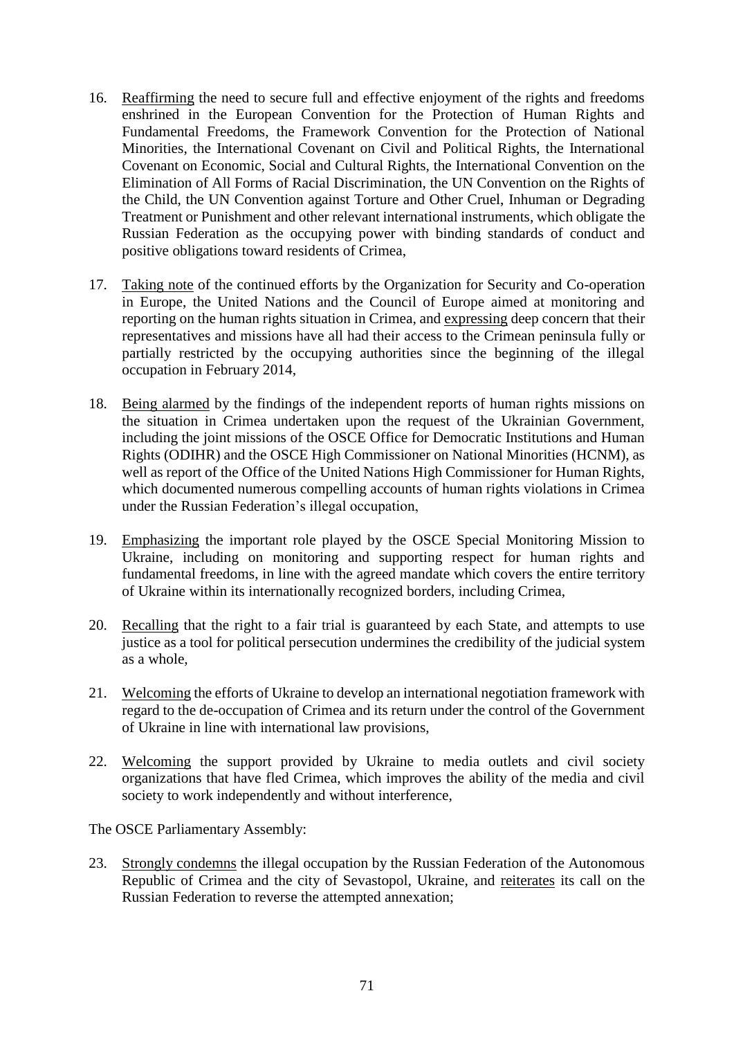16. Reaffirming the need to secure full and effective enjoyment of the rights and freedoms enshrined in the European Convention for the Protection of Human Rights and Fundamental Freedoms, the Framework Convention for the Protection of National Minorities, the International Covenant on Civil and Political Rights, the International Covenant on Economic, Social and Cultural Rights, the International Convention on the Elimination of All Forms of Racial Discrimination, the UN Convention on the Rights of the Child, the UN Convention against Torture and Other Cruel, Inhuman or Degrading Treatment or Punishment and other relevant international instruments, which obligate the Russian Federation as the occupying power with binding standards of conduct and positive obligations toward residents of Crimea,

17. Taking note of the continued efforts by the Organization for Security and Co-operation in Europe, the United Nations and the Council of Europe aimed at monitoring and reporting on the human rights situation in Crimea, and expressing deep concern that their representatives and missions have all had their access to the Crimean peninsula fully or partially restricted by the occupying authorities since the beginning of the illegal occupation in February 2014,

18. Being alarmed by the findings of the independent reports of human rights missions on the situation in Crimea undertaken upon the request of the Ukrainian Government, including the joint missions of the OSCE Office for Democratic Institutions and Human Rights (ODIHR) and the OSCE High Commissioner on National Minorities (HCNM), as well as report of the Office of the United Nations High Commissioner for Human Rights, which documented numerous compelling accounts of human rights violations in Crimea under the Russian Federation's illegal occupation,

19. Emphasizing the important role played by the OSCE Special Monitoring Mission to Ukraine, including on monitoring and supporting respect for human rights and fundamental freedoms, in line with the agreed mandate which covers the entire territory of Ukraine within its internationally recognized borders, including Crimea,

20. Recalling that the right to a fair trial is guaranteed by each State, and attempts to use justice as a tool for political persecution undermines the credibility of the judicial system as a whole,

21. Welcoming the efforts of Ukraine to develop an international negotiation framework with regard to the de-occupation of Crimea and its return under the control of the Government of Ukraine in line with international law provisions,

22. Welcoming the support provided by Ukraine to media outlets and civil society organizations that have fled Crimea, which improves the ability of the media and civil society to work independently and without interference,

The OSCE Parliamentary Assembly:

23. Strongly condemns the illegal occupation by the Russian Federation of the Autonomous Republic of Crimea and the city of Sevastopol, Ukraine, and reiterates its call on the Russian Federation to reverse the attempted annexation;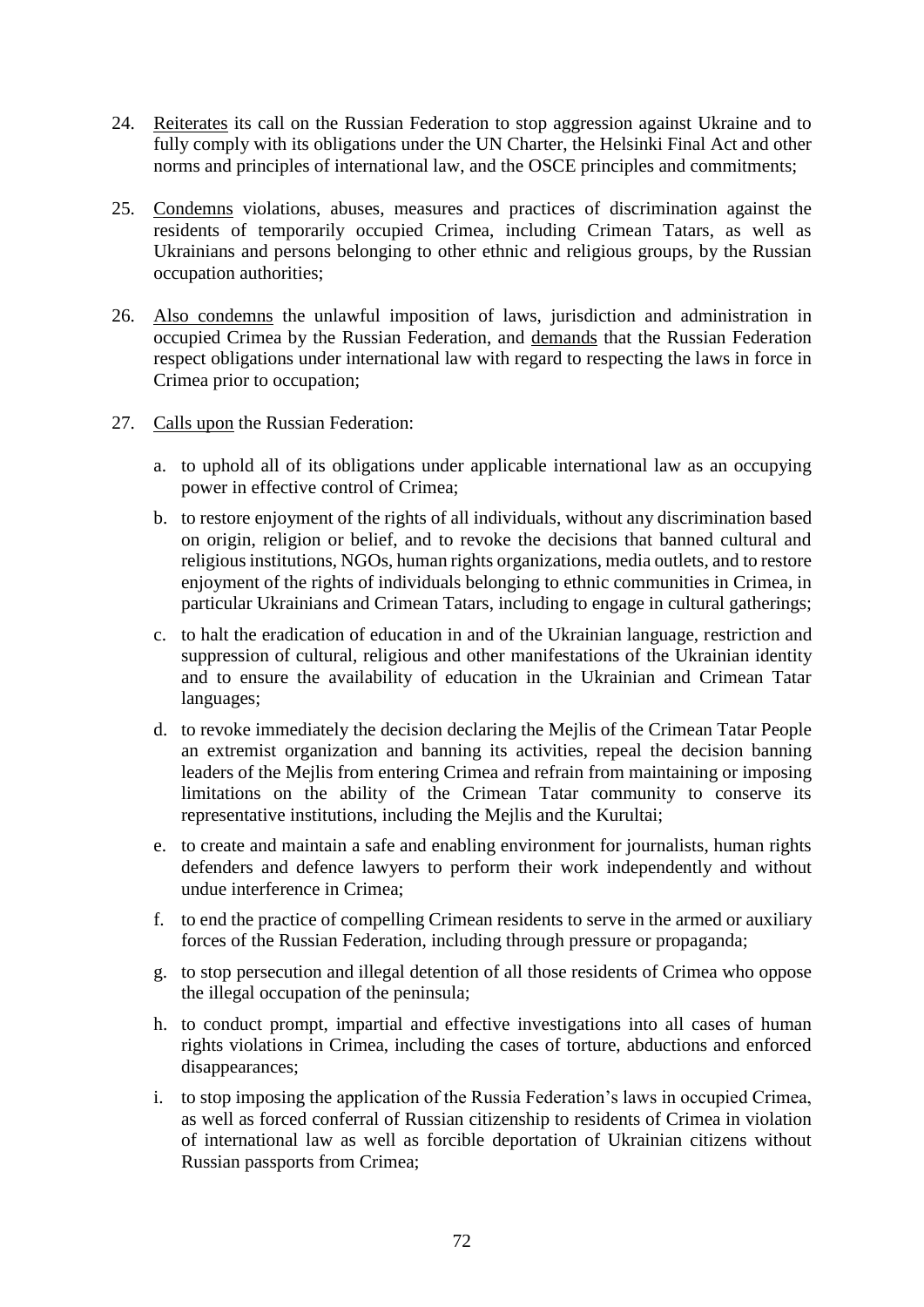24. Reiterates its call on the Russian Federation to stop aggression against Ukraine and to fully comply with its obligations under the UN Charter, the Helsinki Final Act and other norms and principles of international law, and the OSCE principles and commitments;

25. Condemns violations, abuses, measures and practices of discrimination against the residents of temporarily occupied Crimea, including Crimean Tatars, as well as Ukrainians and persons belonging to other ethnic and religious groups, by the Russian occupation authorities;

26. Also condemns the unlawful imposition of laws, jurisdiction and administration in occupied Crimea by the Russian Federation, and demands that the Russian Federation respect obligations under international law with regard to respecting the laws in force in Crimea prior to occupation;

27. Calls upon the Russian Federation:

    a. to uphold all of its obligations under applicable international law as an occupying power in effective control of Crimea;

    b. to restore enjoyment of the rights of all individuals, without any discrimination based on origin, religion or belief, and to revoke the decisions that banned cultural and religious institutions, NGOs, human rights organizations, media outlets, and to restore enjoyment of the rights of individuals belonging to ethnic communities in Crimea, in particular Ukrainians and Crimean Tatars, including to engage in cultural gatherings;

    c. to halt the eradication of education in and of the Ukrainian language, restriction and suppression of cultural, religious and other manifestations of the Ukrainian identity and to ensure the availability of education in the Ukrainian and Crimean Tatar languages;

    d. to revoke immediately the decision declaring the Mejlis of the Crimean Tatar People an extremist organization and banning its activities, repeal the decision banning leaders of the Mejlis from entering Crimea and refrain from maintaining or imposing limitations on the ability of the Crimean Tatar community to conserve its representative institutions, including the Mejlis and the Kurultai;

    e. to create and maintain a safe and enabling environment for journalists, human rights defenders and defence lawyers to perform their work independently and without undue interference in Crimea;

    f. to end the practice of compelling Crimean residents to serve in the armed or auxiliary forces of the Russian Federation, including through pressure or propaganda;

    g. to stop persecution and illegal detention of all those residents of Crimea who oppose the illegal occupation of the peninsula;

    h. to conduct prompt, impartial and effective investigations into all cases of human rights violations in Crimea, including the cases of torture, abductions and enforced disappearances;

    i. to stop imposing the application of the Russia Federation's laws in occupied Crimea, as well as forced conferral of Russian citizenship to residents of Crimea in violation of international law as well as forcible deportation of Ukrainian citizens without Russian passports from Crimea;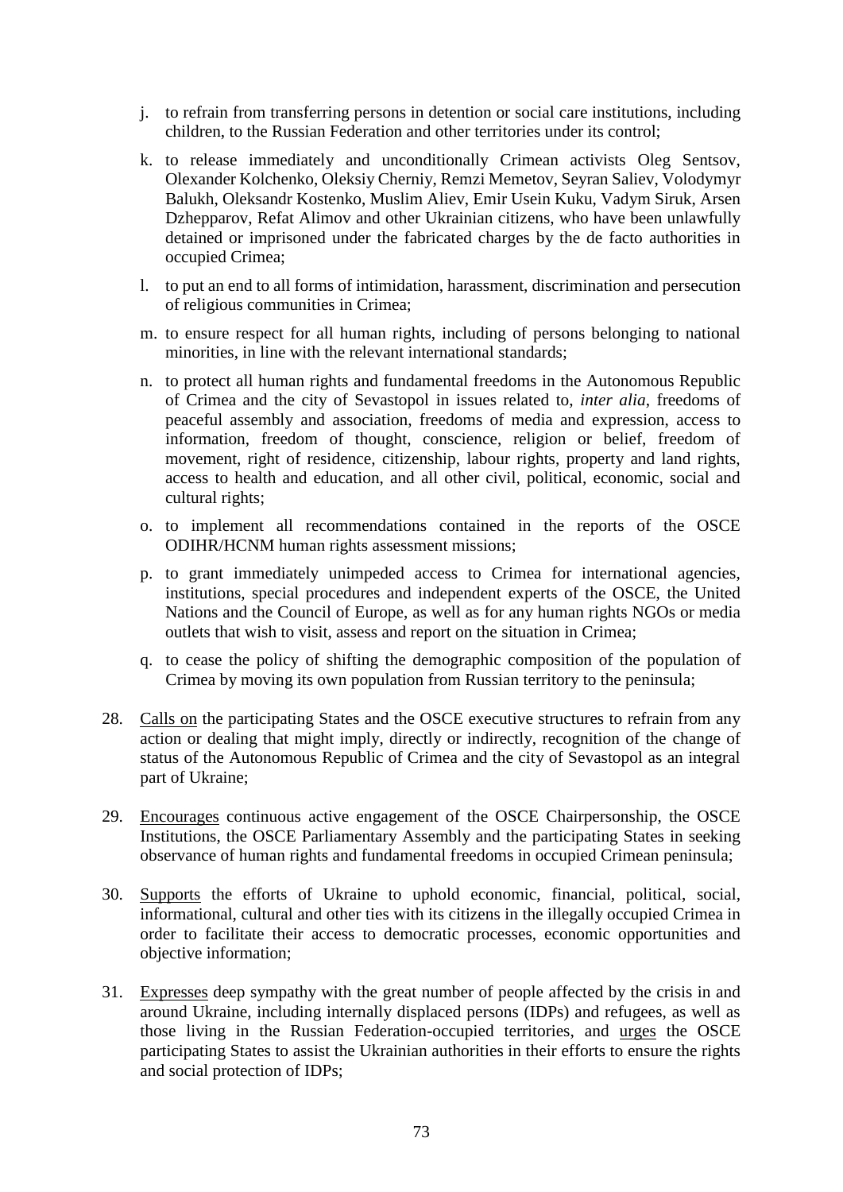j. to refrain from transferring persons in detention or social care institutions, including children, to the Russian Federation and other territories under its control;

k. to release immediately and unconditionally Crimean activists Oleg Sentsov, Olexander Kolchenko, Oleksiy Cherniy, Remzi Memetov, Seyran Saliev, Volodymyr Balukh, Oleksandr Kostenko, Muslim Aliev, Emir Usein Kuku, Vadym Siruk, Arsen Dzhepparov, Refat Alimov and other Ukrainian citizens, who have been unlawfully detained or imprisoned under the fabricated charges by the de facto authorities in occupied Crimea;

l. to put an end to all forms of intimidation, harassment, discrimination and persecution of religious communities in Crimea;

m. to ensure respect for all human rights, including of persons belonging to national minorities, in line with the relevant international standards;

n. to protect all human rights and fundamental freedoms in the Autonomous Republic of Crimea and the city of Sevastopol in issues related to, *inter alia*, freedoms of peaceful assembly and association, freedoms of media and expression, access to information, freedom of thought, conscience, religion or belief, freedom of movement, right of residence, citizenship, labour rights, property and land rights, access to health and education, and all other civil, political, economic, social and cultural rights;

o. to implement all recommendations contained in the reports of the OSCE ODIHR/HCNM human rights assessment missions;

p. to grant immediately unimpeded access to Crimea for international agencies, institutions, special procedures and independent experts of the OSCE, the United Nations and the Council of Europe, as well as for any human rights NGOs or media outlets that wish to visit, assess and report on the situation in Crimea;

q. to cease the policy of shifting the demographic composition of the population of Crimea by moving its own population from Russian territory to the peninsula;

28. Calls on the participating States and the OSCE executive structures to refrain from any action or dealing that might imply, directly or indirectly, recognition of the change of status of the Autonomous Republic of Crimea and the city of Sevastopol as an integral part of Ukraine;

29. Encourages continuous active engagement of the OSCE Chairpersonship, the OSCE Institutions, the OSCE Parliamentary Assembly and the participating States in seeking observance of human rights and fundamental freedoms in occupied Crimean peninsula;

30. Supports the efforts of Ukraine to uphold economic, financial, political, social, informational, cultural and other ties with its citizens in the illegally occupied Crimea in order to facilitate their access to democratic processes, economic opportunities and objective information;

31. Expresses deep sympathy with the great number of people affected by the crisis in and around Ukraine, including internally displaced persons (IDPs) and refugees, as well as those living in the Russian Federation-occupied territories, and urges the OSCE participating States to assist the Ukrainian authorities in their efforts to ensure the rights and social protection of IDPs;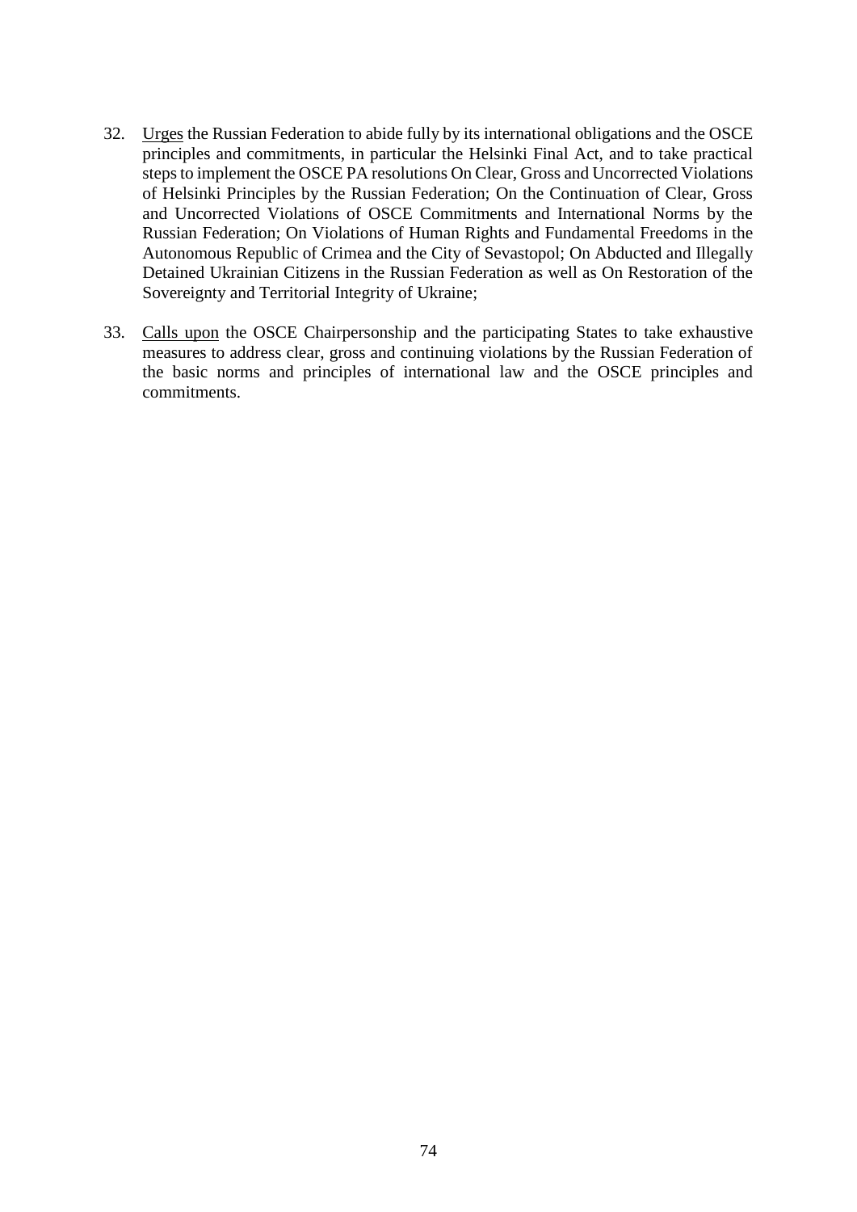32. Urges the Russian Federation to abide fully by its international obligations and the OSCE principles and commitments, in particular the Helsinki Final Act, and to take practical steps to implement the OSCE PA resolutions On Clear, Gross and Uncorrected Violations of Helsinki Principles by the Russian Federation; On the Continuation of Clear, Gross and Uncorrected Violations of OSCE Commitments and International Norms by the Russian Federation; On Violations of Human Rights and Fundamental Freedoms in the Autonomous Republic of Crimea and the City of Sevastopol; On Abducted and Illegally Detained Ukrainian Citizens in the Russian Federation as well as On Restoration of the Sovereignty and Territorial Integrity of Ukraine;

33. Calls upon the OSCE Chairpersonship and the participating States to take exhaustive measures to address clear, gross and continuing violations by the Russian Federation of the basic norms and principles of international law and the OSCE principles and commitments.